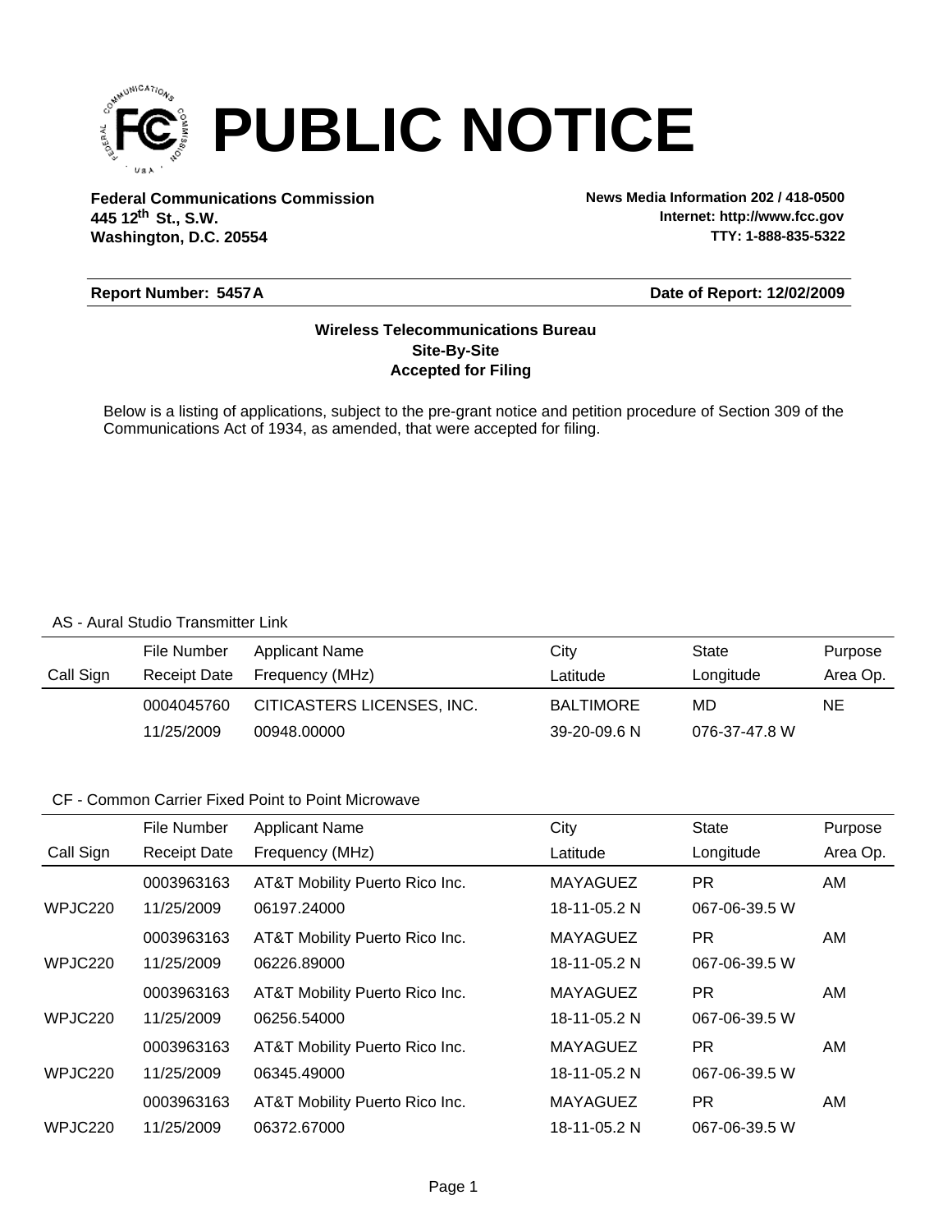# PUBLIC NOTICE

**Federal Communications Commission**
**445 12th St., S.W.**
**Washington, D.C. 20554**

**News Media Information 202 / 418-0500**
**Internet: http://www.fcc.gov**
**TTY: 1-888-835-5322**

**Report Number: 5457A** **Date of Report: 12/02/2009**

**Wireless Telecommunications Bureau**
**Site-By-Site**
**Accepted for Filing**

Below is a listing of applications, subject to the pre-grant notice and petition procedure of Section 309 of the Communications Act of 1934, as amended, that were accepted for filing.

AS - Aural Studio Transmitter Link

| Call Sign | File Number / Receipt Date | Applicant Name / Frequency (MHz) | City / Latitude | State / Longitude | Purpose / Area Op. |
|---|---|---|---|---|---|
| | 0004045760 | CITICASTERS LICENSES, INC. | BALTIMORE | MD | NE |
| | 11/25/2009 | 00948.00000 | 39-20-09.6 N | 076-37-47.8 W | |

CF - Common Carrier Fixed Point to Point Microwave

| Call Sign | File Number / Receipt Date | Applicant Name / Frequency (MHz) | City / Latitude | State / Longitude | Purpose / Area Op. |
|---|---|---|---|---|---|
| | 0003963163 | AT&T Mobility Puerto Rico Inc. | MAYAGUEZ | PR | AM |
| WPJC220 | 11/25/2009 | 06197.24000 | 18-11-05.2 N | 067-06-39.5 W | |
| | 0003963163 | AT&T Mobility Puerto Rico Inc. | MAYAGUEZ | PR | AM |
| WPJC220 | 11/25/2009 | 06226.89000 | 18-11-05.2 N | 067-06-39.5 W | |
| | 0003963163 | AT&T Mobility Puerto Rico Inc. | MAYAGUEZ | PR | AM |
| WPJC220 | 11/25/2009 | 06256.54000 | 18-11-05.2 N | 067-06-39.5 W | |
| | 0003963163 | AT&T Mobility Puerto Rico Inc. | MAYAGUEZ | PR | AM |
| WPJC220 | 11/25/2009 | 06345.49000 | 18-11-05.2 N | 067-06-39.5 W | |
| | 0003963163 | AT&T Mobility Puerto Rico Inc. | MAYAGUEZ | PR | AM |
| WPJC220 | 11/25/2009 | 06372.67000 | 18-11-05.2 N | 067-06-39.5 W | |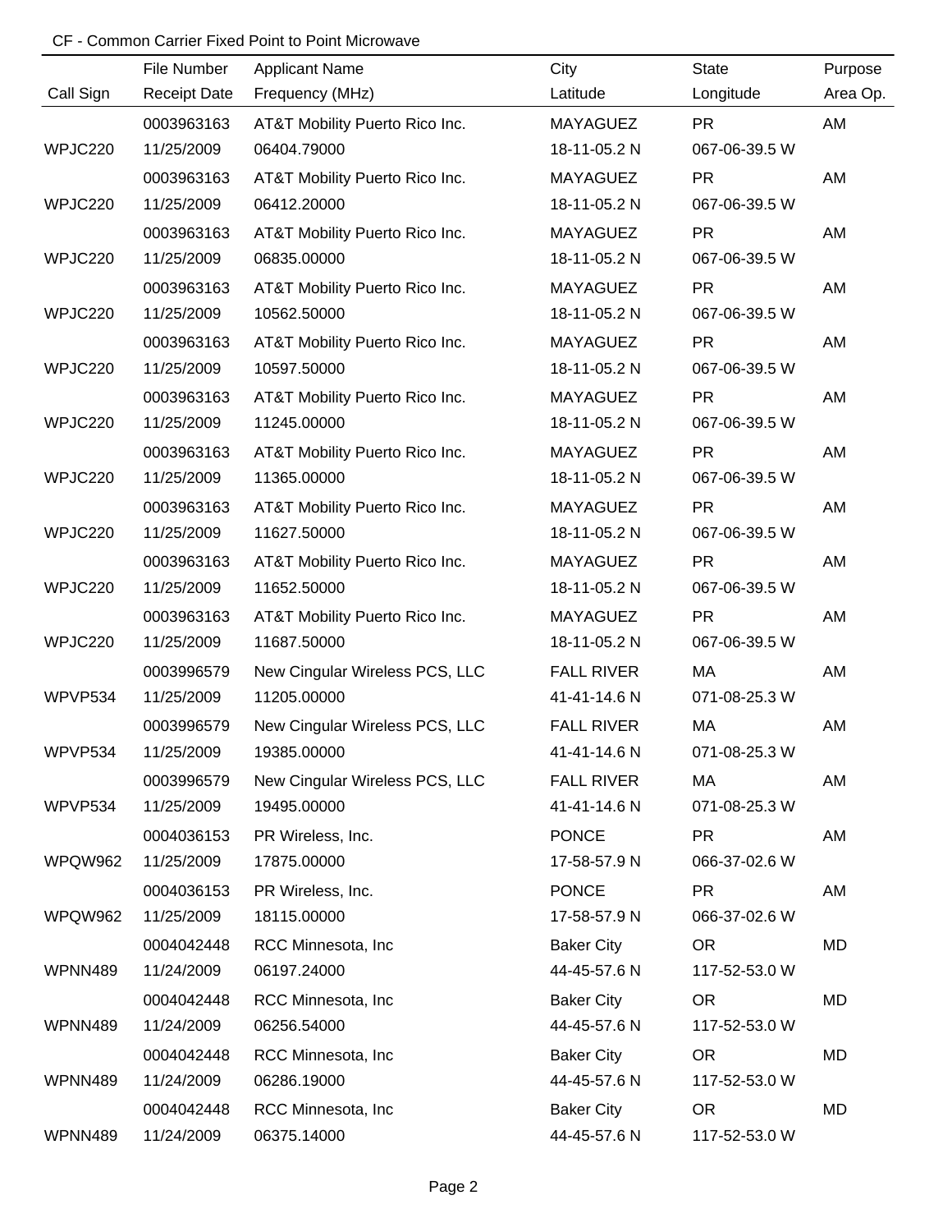CF - Common Carrier Fixed Point to Point Microwave

| Call Sign | File Number / Receipt Date | Applicant Name / Frequency (MHz) | City / Latitude | State / Longitude | Purpose / Area Op. |
|---|---|---|---|---|---|
| | 0003963163 | AT&T Mobility Puerto Rico Inc. | MAYAGUEZ | PR | AM |
| WPJC220 | 11/25/2009 | 06404.79000 | 18-11-05.2 N | 067-06-39.5 W | |
| | 0003963163 | AT&T Mobility Puerto Rico Inc. | MAYAGUEZ | PR | AM |
| WPJC220 | 11/25/2009 | 06412.20000 | 18-11-05.2 N | 067-06-39.5 W | |
| | 0003963163 | AT&T Mobility Puerto Rico Inc. | MAYAGUEZ | PR | AM |
| WPJC220 | 11/25/2009 | 06835.00000 | 18-11-05.2 N | 067-06-39.5 W | |
| | 0003963163 | AT&T Mobility Puerto Rico Inc. | MAYAGUEZ | PR | AM |
| WPJC220 | 11/25/2009 | 10562.50000 | 18-11-05.2 N | 067-06-39.5 W | |
| | 0003963163 | AT&T Mobility Puerto Rico Inc. | MAYAGUEZ | PR | AM |
| WPJC220 | 11/25/2009 | 10597.50000 | 18-11-05.2 N | 067-06-39.5 W | |
| | 0003963163 | AT&T Mobility Puerto Rico Inc. | MAYAGUEZ | PR | AM |
| WPJC220 | 11/25/2009 | 11245.00000 | 18-11-05.2 N | 067-06-39.5 W | |
| | 0003963163 | AT&T Mobility Puerto Rico Inc. | MAYAGUEZ | PR | AM |
| WPJC220 | 11/25/2009 | 11365.00000 | 18-11-05.2 N | 067-06-39.5 W | |
| | 0003963163 | AT&T Mobility Puerto Rico Inc. | MAYAGUEZ | PR | AM |
| WPJC220 | 11/25/2009 | 11627.50000 | 18-11-05.2 N | 067-06-39.5 W | |
| | 0003963163 | AT&T Mobility Puerto Rico Inc. | MAYAGUEZ | PR | AM |
| WPJC220 | 11/25/2009 | 11652.50000 | 18-11-05.2 N | 067-06-39.5 W | |
| | 0003963163 | AT&T Mobility Puerto Rico Inc. | MAYAGUEZ | PR | AM |
| WPJC220 | 11/25/2009 | 11687.50000 | 18-11-05.2 N | 067-06-39.5 W | |
| | 0003996579 | New Cingular Wireless PCS, LLC | FALL RIVER | MA | AM |
| WPVP534 | 11/25/2009 | 11205.00000 | 41-41-14.6 N | 071-08-25.3 W | |
| | 0003996579 | New Cingular Wireless PCS, LLC | FALL RIVER | MA | AM |
| WPVP534 | 11/25/2009 | 19385.00000 | 41-41-14.6 N | 071-08-25.3 W | |
| | 0003996579 | New Cingular Wireless PCS, LLC | FALL RIVER | MA | AM |
| WPVP534 | 11/25/2009 | 19495.00000 | 41-41-14.6 N | 071-08-25.3 W | |
| | 0004036153 | PR Wireless, Inc. | PONCE | PR | AM |
| WPQW962 | 11/25/2009 | 17875.00000 | 17-58-57.9 N | 066-37-02.6 W | |
| | 0004036153 | PR Wireless, Inc. | PONCE | PR | AM |
| WPQW962 | 11/25/2009 | 18115.00000 | 17-58-57.9 N | 066-37-02.6 W | |
| | 0004042448 | RCC Minnesota, Inc | Baker City | OR | MD |
| WPNN489 | 11/24/2009 | 06197.24000 | 44-45-57.6 N | 117-52-53.0 W | |
| | 0004042448 | RCC Minnesota, Inc | Baker City | OR | MD |
| WPNN489 | 11/24/2009 | 06256.54000 | 44-45-57.6 N | 117-52-53.0 W | |
| | 0004042448 | RCC Minnesota, Inc | Baker City | OR | MD |
| WPNN489 | 11/24/2009 | 06286.19000 | 44-45-57.6 N | 117-52-53.0 W | |
| | 0004042448 | RCC Minnesota, Inc | Baker City | OR | MD |
| WPNN489 | 11/24/2009 | 06375.14000 | 44-45-57.6 N | 117-52-53.0 W | |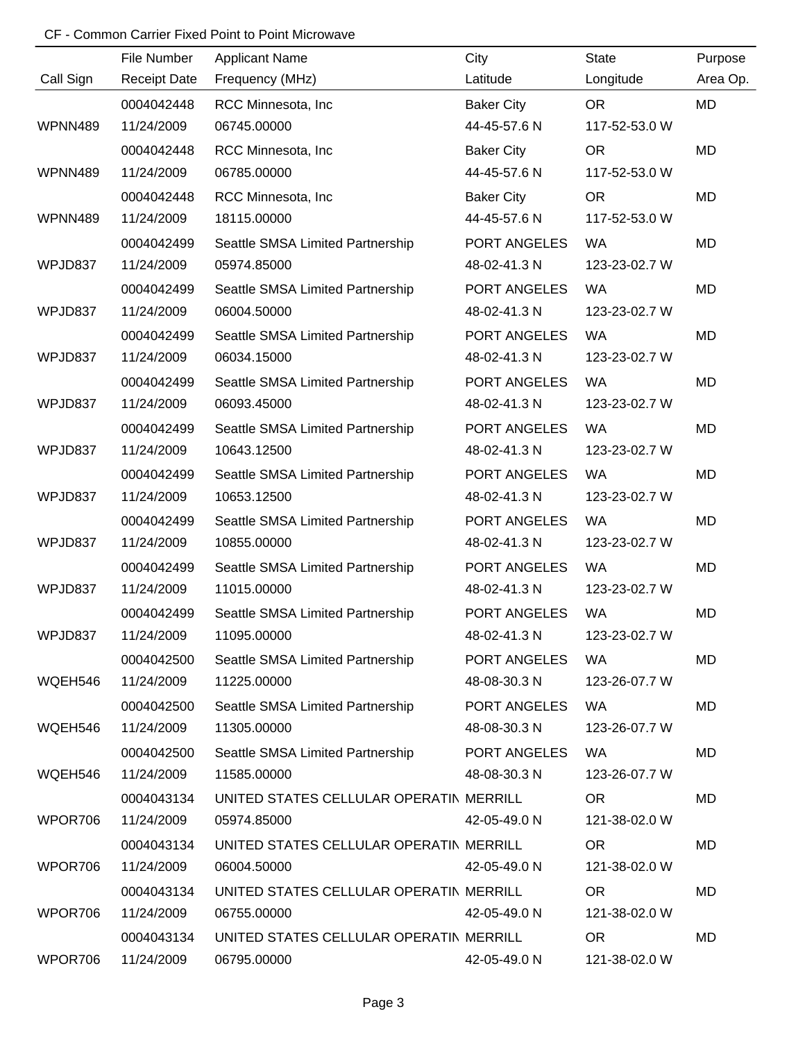CF - Common Carrier Fixed Point to Point Microwave

| Call Sign | File Number<br>Receipt Date | Applicant Name<br>Frequency (MHz) | City<br>Latitude | State<br>Longitude | Purpose<br>Area Op. |
|---|---|---|---|---|---|
| WPNN489 | 0004042448<br>11/24/2009 | RCC Minnesota, Inc<br>06745.00000 | Baker City<br>44-45-57.6 N | OR<br>117-52-53.0 W | MD |
| WPNN489 | 0004042448<br>11/24/2009 | RCC Minnesota, Inc<br>06785.00000 | Baker City<br>44-45-57.6 N | OR<br>117-52-53.0 W | MD |
| WPNN489 | 0004042448<br>11/24/2009 | RCC Minnesota, Inc<br>18115.00000 | Baker City<br>44-45-57.6 N | OR<br>117-52-53.0 W | MD |
| WPJD837 | 0004042499<br>11/24/2009 | Seattle SMSA Limited Partnership<br>05974.85000 | PORT ANGELES<br>48-02-41.3 N | WA<br>123-23-02.7 W | MD |
| WPJD837 | 0004042499<br>11/24/2009 | Seattle SMSA Limited Partnership<br>06004.50000 | PORT ANGELES<br>48-02-41.3 N | WA<br>123-23-02.7 W | MD |
| WPJD837 | 0004042499<br>11/24/2009 | Seattle SMSA Limited Partnership<br>06034.15000 | PORT ANGELES<br>48-02-41.3 N | WA<br>123-23-02.7 W | MD |
| WPJD837 | 0004042499<br>11/24/2009 | Seattle SMSA Limited Partnership<br>06093.45000 | PORT ANGELES<br>48-02-41.3 N | WA<br>123-23-02.7 W | MD |
| WPJD837 | 0004042499<br>11/24/2009 | Seattle SMSA Limited Partnership<br>10643.12500 | PORT ANGELES<br>48-02-41.3 N | WA<br>123-23-02.7 W | MD |
| WPJD837 | 0004042499<br>11/24/2009 | Seattle SMSA Limited Partnership<br>10653.12500 | PORT ANGELES<br>48-02-41.3 N | WA<br>123-23-02.7 W | MD |
| WPJD837 | 0004042499<br>11/24/2009 | Seattle SMSA Limited Partnership<br>10855.00000 | PORT ANGELES<br>48-02-41.3 N | WA<br>123-23-02.7 W | MD |
| WPJD837 | 0004042499<br>11/24/2009 | Seattle SMSA Limited Partnership<br>11015.00000 | PORT ANGELES<br>48-02-41.3 N | WA<br>123-23-02.7 W | MD |
| WPJD837 | 0004042499<br>11/24/2009 | Seattle SMSA Limited Partnership<br>11095.00000 | PORT ANGELES<br>48-02-41.3 N | WA<br>123-23-02.7 W | MD |
| WQEH546 | 0004042500<br>11/24/2009 | Seattle SMSA Limited Partnership<br>11225.00000 | PORT ANGELES<br>48-08-30.3 N | WA<br>123-26-07.7 W | MD |
| WQEH546 | 0004042500<br>11/24/2009 | Seattle SMSA Limited Partnership<br>11305.00000 | PORT ANGELES<br>48-08-30.3 N | WA<br>123-26-07.7 W | MD |
| WQEH546 | 0004042500<br>11/24/2009 | Seattle SMSA Limited Partnership<br>11585.00000 | PORT ANGELES<br>48-08-30.3 N | WA<br>123-26-07.7 W | MD |
| WPOR706 | 0004043134<br>11/24/2009 | UNITED STATES CELLULAR OPERATIN<br>05974.85000 | MERRILL<br>42-05-49.0 N | OR<br>121-38-02.0 W | MD |
| WPOR706 | 0004043134<br>11/24/2009 | UNITED STATES CELLULAR OPERATIN<br>06004.50000 | MERRILL<br>42-05-49.0 N | OR<br>121-38-02.0 W | MD |
| WPOR706 | 0004043134<br>11/24/2009 | UNITED STATES CELLULAR OPERATIN<br>06755.00000 | MERRILL<br>42-05-49.0 N | OR<br>121-38-02.0 W | MD |
| WPOR706 | 0004043134<br>11/24/2009 | UNITED STATES CELLULAR OPERATIN<br>06795.00000 | MERRILL<br>42-05-49.0 N | OR<br>121-38-02.0 W | MD |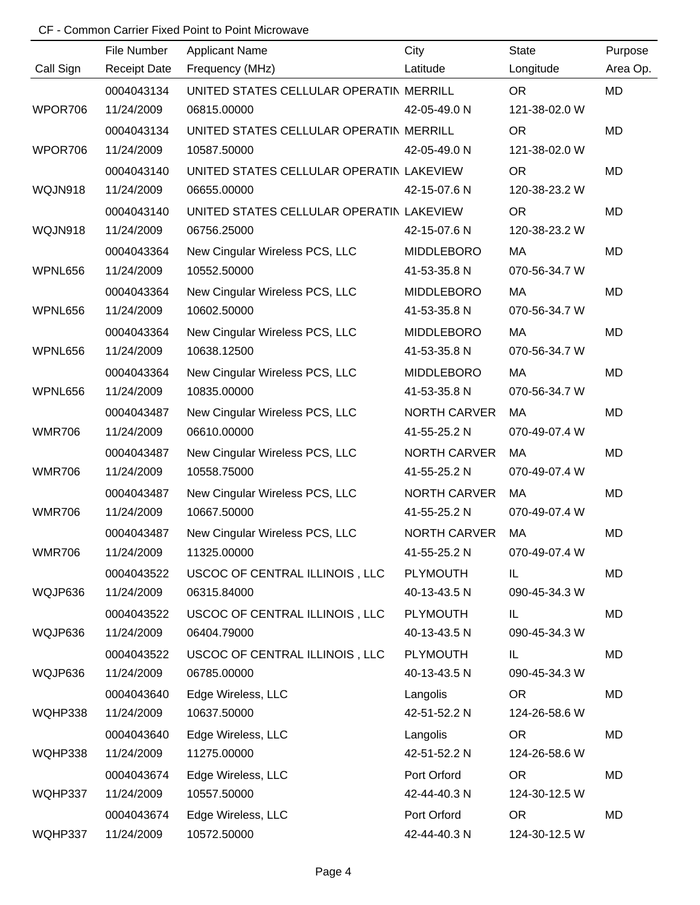CF - Common Carrier Fixed Point to Point Microwave

| Call Sign | File Number<br>Receipt Date | Applicant Name<br>Frequency (MHz) | City<br>Latitude | State<br>Longitude | Purpose<br>Area Op. |
|---|---|---|---|---|---|
| WPOR706 | 0004043134<br>11/24/2009 | UNITED STATES CELLULAR OPERATIN<br>06815.00000 | MERRILL<br>42-05-49.0 N | OR<br>121-38-02.0 W | MD |
| WPOR706 | 0004043134<br>11/24/2009 | UNITED STATES CELLULAR OPERATIN<br>10587.50000 | MERRILL<br>42-05-49.0 N | OR<br>121-38-02.0 W | MD |
| WQJN918 | 0004043140<br>11/24/2009 | UNITED STATES CELLULAR OPERATIN<br>06655.00000 | LAKEVIEW<br>42-15-07.6 N | OR<br>120-38-23.2 W | MD |
| WQJN918 | 0004043140<br>11/24/2009 | UNITED STATES CELLULAR OPERATIN<br>06756.25000 | LAKEVIEW<br>42-15-07.6 N | OR<br>120-38-23.2 W | MD |
| WPNL656 | 0004043364<br>11/24/2009 | New Cingular Wireless PCS, LLC<br>10552.50000 | MIDDLEBORO<br>41-53-35.8 N | MA<br>070-56-34.7 W | MD |
| WPNL656 | 0004043364<br>11/24/2009 | New Cingular Wireless PCS, LLC<br>10602.50000 | MIDDLEBORO<br>41-53-35.8 N | MA<br>070-56-34.7 W | MD |
| WPNL656 | 0004043364<br>11/24/2009 | New Cingular Wireless PCS, LLC<br>10638.12500 | MIDDLEBORO<br>41-53-35.8 N | MA<br>070-56-34.7 W | MD |
| WPNL656 | 0004043364<br>11/24/2009 | New Cingular Wireless PCS, LLC<br>10835.00000 | MIDDLEBORO<br>41-53-35.8 N | MA<br>070-56-34.7 W | MD |
| WMR706 | 0004043487<br>11/24/2009 | New Cingular Wireless PCS, LLC<br>06610.00000 | NORTH CARVER<br>41-55-25.2 N | MA<br>070-49-07.4 W | MD |
| WMR706 | 0004043487<br>11/24/2009 | New Cingular Wireless PCS, LLC<br>10558.75000 | NORTH CARVER<br>41-55-25.2 N | MA<br>070-49-07.4 W | MD |
| WMR706 | 0004043487<br>11/24/2009 | New Cingular Wireless PCS, LLC<br>10667.50000 | NORTH CARVER<br>41-55-25.2 N | MA<br>070-49-07.4 W | MD |
| WMR706 | 0004043487<br>11/24/2009 | New Cingular Wireless PCS, LLC<br>11325.00000 | NORTH CARVER<br>41-55-25.2 N | MA<br>070-49-07.4 W | MD |
| WQJP636 | 0004043522<br>11/24/2009 | USCOC OF CENTRAL ILLINOIS , LLC<br>06315.84000 | PLYMOUTH<br>40-13-43.5 N | IL<br>090-45-34.3 W | MD |
| WQJP636 | 0004043522<br>11/24/2009 | USCOC OF CENTRAL ILLINOIS , LLC<br>06404.79000 | PLYMOUTH<br>40-13-43.5 N | IL<br>090-45-34.3 W | MD |
| WQJP636 | 0004043522<br>11/24/2009 | USCOC OF CENTRAL ILLINOIS , LLC<br>06785.00000 | PLYMOUTH<br>40-13-43.5 N | IL<br>090-45-34.3 W | MD |
| WQHP338 | 0004043640<br>11/24/2009 | Edge Wireless, LLC<br>10637.50000 | Langolis<br>42-51-52.2 N | OR<br>124-26-58.6 W | MD |
| WQHP338 | 0004043640<br>11/24/2009 | Edge Wireless, LLC<br>11275.00000 | Langolis<br>42-51-52.2 N | OR<br>124-26-58.6 W | MD |
| WQHP337 | 0004043674<br>11/24/2009 | Edge Wireless, LLC<br>10557.50000 | Port Orford<br>42-44-40.3 N | OR<br>124-30-12.5 W | MD |
| WQHP337 | 0004043674<br>11/24/2009 | Edge Wireless, LLC<br>10572.50000 | Port Orford<br>42-44-40.3 N | OR<br>124-30-12.5 W | MD |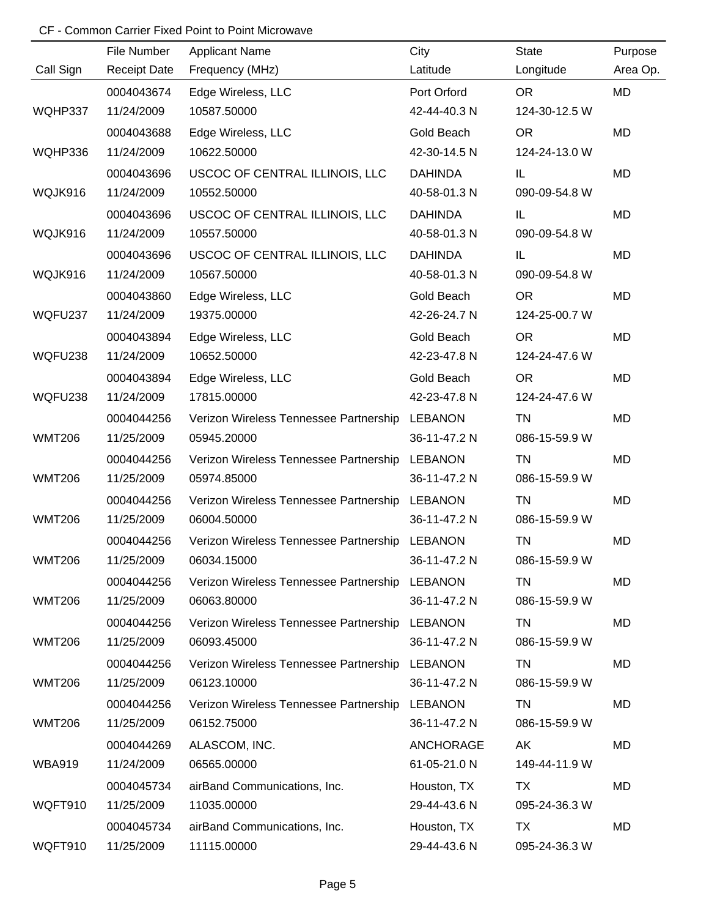CF - Common Carrier Fixed Point to Point Microwave

| Call Sign | File Number<br>Receipt Date | Applicant Name<br>Frequency (MHz) | City<br>Latitude | State<br>Longitude | Purpose<br>Area Op. |
|---|---|---|---|---|---|
| WQHP337 | 0004043674<br>11/24/2009 | Edge Wireless, LLC<br>10587.50000 | Port Orford<br>42-44-40.3 N | OR<br>124-30-12.5 W | MD |
| WQHP336 | 0004043688<br>11/24/2009 | Edge Wireless, LLC<br>10622.50000 | Gold Beach<br>42-30-14.5 N | OR<br>124-24-13.0 W | MD |
| WQJK916 | 0004043696<br>11/24/2009 | USCOC OF CENTRAL ILLINOIS, LLC<br>10552.50000 | DAHINDA<br>40-58-01.3 N | IL<br>090-09-54.8 W | MD |
| WQJK916 | 0004043696<br>11/24/2009 | USCOC OF CENTRAL ILLINOIS, LLC<br>10557.50000 | DAHINDA<br>40-58-01.3 N | IL<br>090-09-54.8 W | MD |
| WQJK916 | 0004043696<br>11/24/2009 | USCOC OF CENTRAL ILLINOIS, LLC<br>10567.50000 | DAHINDA<br>40-58-01.3 N | IL<br>090-09-54.8 W | MD |
| WQFU237 | 0004043860<br>11/24/2009 | Edge Wireless, LLC<br>19375.00000 | Gold Beach<br>42-26-24.7 N | OR<br>124-25-00.7 W | MD |
| WQFU238 | 0004043894<br>11/24/2009 | Edge Wireless, LLC<br>10652.50000 | Gold Beach<br>42-23-47.8 N | OR<br>124-24-47.6 W | MD |
| WQFU238 | 0004043894<br>11/24/2009 | Edge Wireless, LLC<br>17815.00000 | Gold Beach<br>42-23-47.8 N | OR<br>124-24-47.6 W | MD |
| WMT206 | 0004044256<br>11/25/2009 | Verizon Wireless Tennessee Partnership<br>05945.20000 | LEBANON<br>36-11-47.2 N | TN<br>086-15-59.9 W | MD |
| WMT206 | 0004044256<br>11/25/2009 | Verizon Wireless Tennessee Partnership<br>05974.85000 | LEBANON<br>36-11-47.2 N | TN<br>086-15-59.9 W | MD |
| WMT206 | 0004044256<br>11/25/2009 | Verizon Wireless Tennessee Partnership<br>06004.50000 | LEBANON<br>36-11-47.2 N | TN<br>086-15-59.9 W | MD |
| WMT206 | 0004044256<br>11/25/2009 | Verizon Wireless Tennessee Partnership<br>06034.15000 | LEBANON<br>36-11-47.2 N | TN<br>086-15-59.9 W | MD |
| WMT206 | 0004044256<br>11/25/2009 | Verizon Wireless Tennessee Partnership<br>06063.80000 | LEBANON<br>36-11-47.2 N | TN<br>086-15-59.9 W | MD |
| WMT206 | 0004044256<br>11/25/2009 | Verizon Wireless Tennessee Partnership<br>06093.45000 | LEBANON<br>36-11-47.2 N | TN<br>086-15-59.9 W | MD |
| WMT206 | 0004044256<br>11/25/2009 | Verizon Wireless Tennessee Partnership<br>06123.10000 | LEBANON<br>36-11-47.2 N | TN<br>086-15-59.9 W | MD |
| WMT206 | 0004044256<br>11/25/2009 | Verizon Wireless Tennessee Partnership<br>06152.75000 | LEBANON<br>36-11-47.2 N | TN<br>086-15-59.9 W | MD |
| WBA919 | 0004044269<br>11/24/2009 | ALASCOM, INC.<br>06565.00000 | ANCHORAGE<br>61-05-21.0 N | AK<br>149-44-11.9 W | MD |
| WQFT910 | 0004045734<br>11/25/2009 | airBand Communications, Inc.<br>11035.00000 | Houston, TX<br>29-44-43.6 N | TX<br>095-24-36.3 W | MD |
| WQFT910 | 0004045734<br>11/25/2009 | airBand Communications, Inc.<br>11115.00000 | Houston, TX<br>29-44-43.6 N | TX<br>095-24-36.3 W | MD |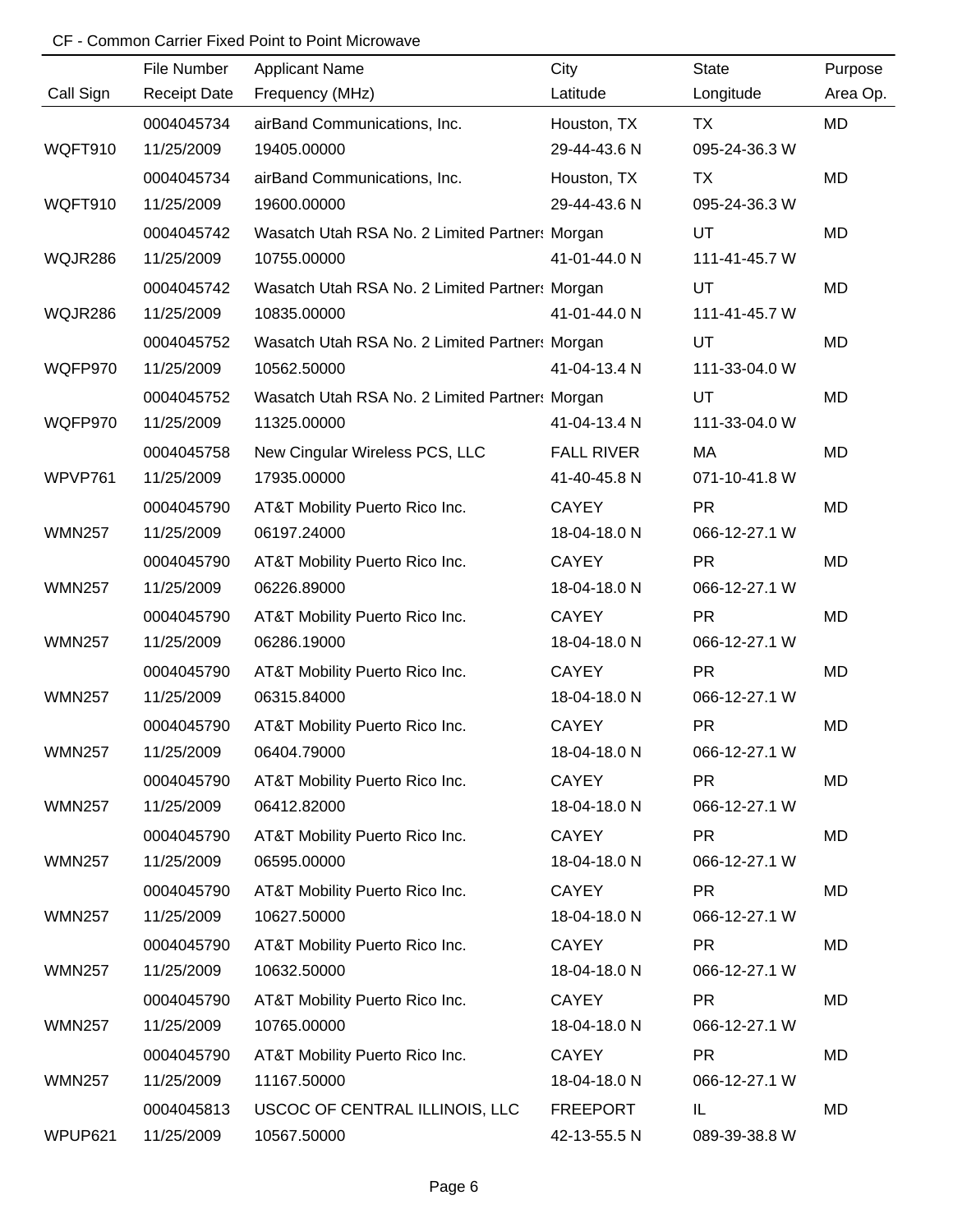CF - Common Carrier Fixed Point to Point Microwave

| Call Sign | File Number / Receipt Date | Applicant Name / Frequency (MHz) | City / Latitude | State / Longitude | Purpose / Area Op. |
|---|---|---|---|---|---|
| | 0004045734 | airBand Communications, Inc. | Houston, TX | TX | MD |
| WQFT910 | 11/25/2009 | 19405.00000 | 29-44-43.6 N | 095-24-36.3 W | |
| | 0004045734 | airBand Communications, Inc. | Houston, TX | TX | MD |
| WQFT910 | 11/25/2009 | 19600.00000 | 29-44-43.6 N | 095-24-36.3 W | |
| | 0004045742 | Wasatch Utah RSA No. 2 Limited Partners | Morgan | UT | MD |
| WQJR286 | 11/25/2009 | 10755.00000 | 41-01-44.0 N | 111-41-45.7 W | |
| | 0004045742 | Wasatch Utah RSA No. 2 Limited Partners | Morgan | UT | MD |
| WQJR286 | 11/25/2009 | 10835.00000 | 41-01-44.0 N | 111-41-45.7 W | |
| | 0004045752 | Wasatch Utah RSA No. 2 Limited Partners | Morgan | UT | MD |
| WQFP970 | 11/25/2009 | 10562.50000 | 41-04-13.4 N | 111-33-04.0 W | |
| | 0004045752 | Wasatch Utah RSA No. 2 Limited Partners | Morgan | UT | MD |
| WQFP970 | 11/25/2009 | 11325.00000 | 41-04-13.4 N | 111-33-04.0 W | |
| | 0004045758 | New Cingular Wireless PCS, LLC | FALL RIVER | MA | MD |
| WPVP761 | 11/25/2009 | 17935.00000 | 41-40-45.8 N | 071-10-41.8 W | |
| | 0004045790 | AT&T Mobility Puerto Rico Inc. | CAYEY | PR | MD |
| WMN257 | 11/25/2009 | 06197.24000 | 18-04-18.0 N | 066-12-27.1 W | |
| | 0004045790 | AT&T Mobility Puerto Rico Inc. | CAYEY | PR | MD |
| WMN257 | 11/25/2009 | 06226.89000 | 18-04-18.0 N | 066-12-27.1 W | |
| | 0004045790 | AT&T Mobility Puerto Rico Inc. | CAYEY | PR | MD |
| WMN257 | 11/25/2009 | 06286.19000 | 18-04-18.0 N | 066-12-27.1 W | |
| | 0004045790 | AT&T Mobility Puerto Rico Inc. | CAYEY | PR | MD |
| WMN257 | 11/25/2009 | 06315.84000 | 18-04-18.0 N | 066-12-27.1 W | |
| | 0004045790 | AT&T Mobility Puerto Rico Inc. | CAYEY | PR | MD |
| WMN257 | 11/25/2009 | 06404.79000 | 18-04-18.0 N | 066-12-27.1 W | |
| | 0004045790 | AT&T Mobility Puerto Rico Inc. | CAYEY | PR | MD |
| WMN257 | 11/25/2009 | 06412.82000 | 18-04-18.0 N | 066-12-27.1 W | |
| | 0004045790 | AT&T Mobility Puerto Rico Inc. | CAYEY | PR | MD |
| WMN257 | 11/25/2009 | 06595.00000 | 18-04-18.0 N | 066-12-27.1 W | |
| | 0004045790 | AT&T Mobility Puerto Rico Inc. | CAYEY | PR | MD |
| WMN257 | 11/25/2009 | 10627.50000 | 18-04-18.0 N | 066-12-27.1 W | |
| | 0004045790 | AT&T Mobility Puerto Rico Inc. | CAYEY | PR | MD |
| WMN257 | 11/25/2009 | 10632.50000 | 18-04-18.0 N | 066-12-27.1 W | |
| | 0004045790 | AT&T Mobility Puerto Rico Inc. | CAYEY | PR | MD |
| WMN257 | 11/25/2009 | 10765.00000 | 18-04-18.0 N | 066-12-27.1 W | |
| | 0004045790 | AT&T Mobility Puerto Rico Inc. | CAYEY | PR | MD |
| WMN257 | 11/25/2009 | 11167.50000 | 18-04-18.0 N | 066-12-27.1 W | |
| | 0004045813 | USCOC OF CENTRAL ILLINOIS, LLC | FREEPORT | IL | MD |
| WPUP621 | 11/25/2009 | 10567.50000 | 42-13-55.5 N | 089-39-38.8 W | |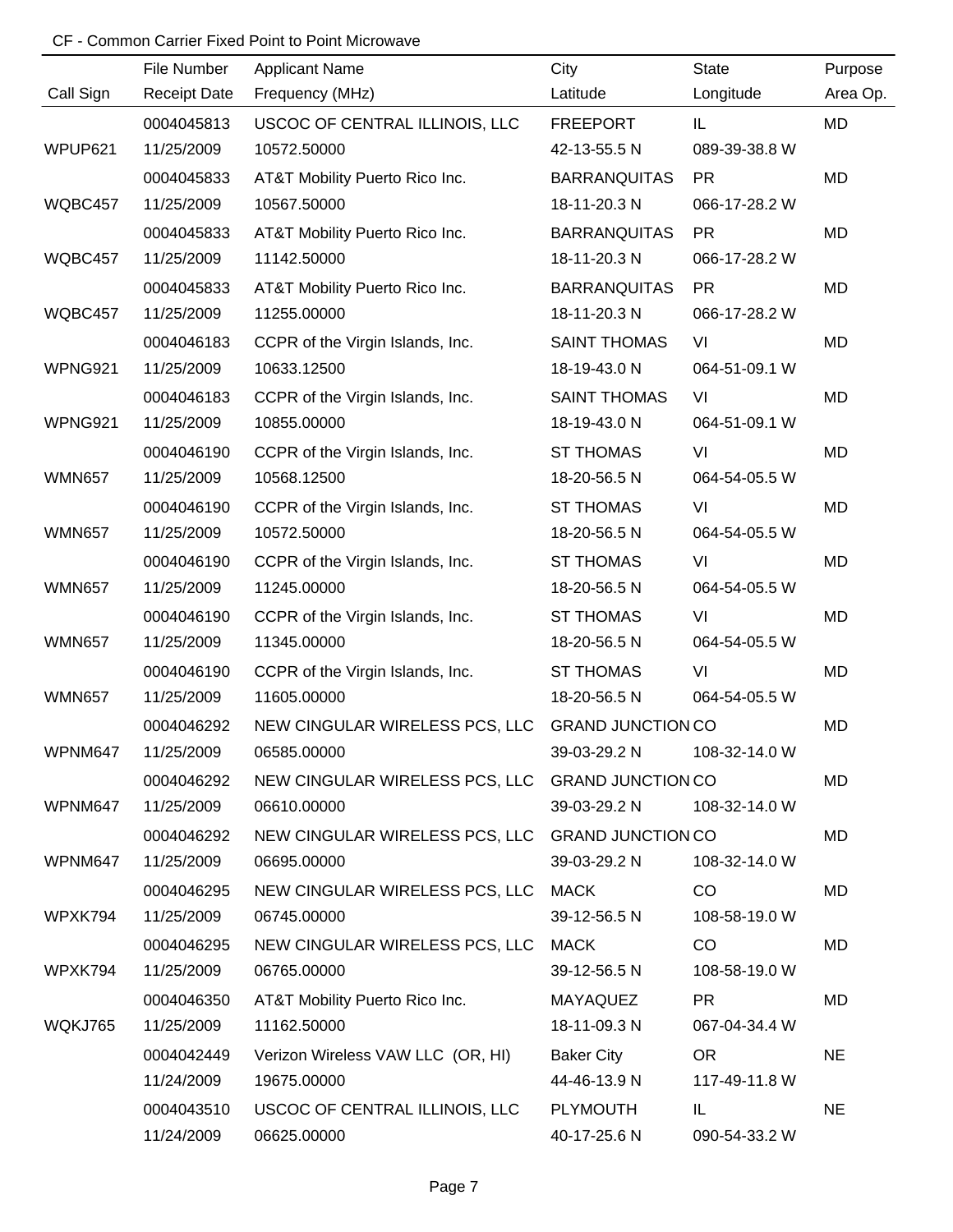CF - Common Carrier Fixed Point to Point Microwave

| Call Sign | File Number<br>Receipt Date | Applicant Name<br>Frequency (MHz) | City<br>Latitude | State<br>Longitude | Purpose<br>Area Op. |
|---|---|---|---|---|---|
| WPUP621 | 0004045813<br>11/25/2009 | USCOC OF CENTRAL ILLINOIS, LLC<br>10572.50000 | FREEPORT<br>42-13-55.5 N | IL<br>089-39-38.8 W | MD |
| WQBC457 | 0004045833<br>11/25/2009 | AT&T Mobility Puerto Rico Inc.<br>10567.50000 | BARRANQUITAS<br>18-11-20.3 N | PR<br>066-17-28.2 W | MD |
| WQBC457 | 0004045833<br>11/25/2009 | AT&T Mobility Puerto Rico Inc.<br>11142.50000 | BARRANQUITAS<br>18-11-20.3 N | PR<br>066-17-28.2 W | MD |
| WQBC457 | 0004045833<br>11/25/2009 | AT&T Mobility Puerto Rico Inc.<br>11255.00000 | BARRANQUITAS<br>18-11-20.3 N | PR<br>066-17-28.2 W | MD |
| WPNG921 | 0004046183<br>11/25/2009 | CCPR of the Virgin Islands, Inc.<br>10633.12500 | SAINT THOMAS<br>18-19-43.0 N | VI<br>064-51-09.1 W | MD |
| WPNG921 | 0004046183<br>11/25/2009 | CCPR of the Virgin Islands, Inc.<br>10855.00000 | SAINT THOMAS<br>18-19-43.0 N | VI<br>064-51-09.1 W | MD |
| WMN657 | 0004046190<br>11/25/2009 | CCPR of the Virgin Islands, Inc.<br>10568.12500 | ST THOMAS<br>18-20-56.5 N | VI<br>064-54-05.5 W | MD |
| WMN657 | 0004046190<br>11/25/2009 | CCPR of the Virgin Islands, Inc.<br>10572.50000 | ST THOMAS<br>18-20-56.5 N | VI<br>064-54-05.5 W | MD |
| WMN657 | 0004046190<br>11/25/2009 | CCPR of the Virgin Islands, Inc.<br>11245.00000 | ST THOMAS<br>18-20-56.5 N | VI<br>064-54-05.5 W | MD |
| WMN657 | 0004046190<br>11/25/2009 | CCPR of the Virgin Islands, Inc.<br>11345.00000 | ST THOMAS<br>18-20-56.5 N | VI<br>064-54-05.5 W | MD |
| WMN657 | 0004046190<br>11/25/2009 | CCPR of the Virgin Islands, Inc.<br>11605.00000 | ST THOMAS<br>18-20-56.5 N | VI<br>064-54-05.5 W | MD |
| WPNM647 | 0004046292<br>11/25/2009 | NEW CINGULAR WIRELESS PCS, LLC<br>06585.00000 | GRAND JUNCTION<br>39-03-29.2 N | CO<br>108-32-14.0 W | MD |
| WPNM647 | 0004046292<br>11/25/2009 | NEW CINGULAR WIRELESS PCS, LLC<br>06610.00000 | GRAND JUNCTION<br>39-03-29.2 N | CO<br>108-32-14.0 W | MD |
| WPNM647 | 0004046292<br>11/25/2009 | NEW CINGULAR WIRELESS PCS, LLC<br>06695.00000 | GRAND JUNCTION<br>39-03-29.2 N | CO<br>108-32-14.0 W | MD |
| WPXK794 | 0004046295<br>11/25/2009 | NEW CINGULAR WIRELESS PCS, LLC<br>06745.00000 | MACK<br>39-12-56.5 N | CO<br>108-58-19.0 W | MD |
| WPXK794 | 0004046295<br>11/25/2009 | NEW CINGULAR WIRELESS PCS, LLC<br>06765.00000 | MACK<br>39-12-56.5 N | CO<br>108-58-19.0 W | MD |
| WQKJ765 | 0004046350<br>11/25/2009 | AT&T Mobility Puerto Rico Inc.<br>11162.50000 | MAYAQUEZ<br>18-11-09.3 N | PR<br>067-04-34.4 W | MD |
| | 0004042449<br>11/24/2009 | Verizon Wireless VAW LLC (OR, HI)<br>19675.00000 | Baker City<br>44-46-13.9 N | OR<br>117-49-11.8 W | NE |
| | 0004043510<br>11/24/2009 | USCOC OF CENTRAL ILLINOIS, LLC<br>06625.00000 | PLYMOUTH<br>40-17-25.6 N | IL<br>090-54-33.2 W | NE |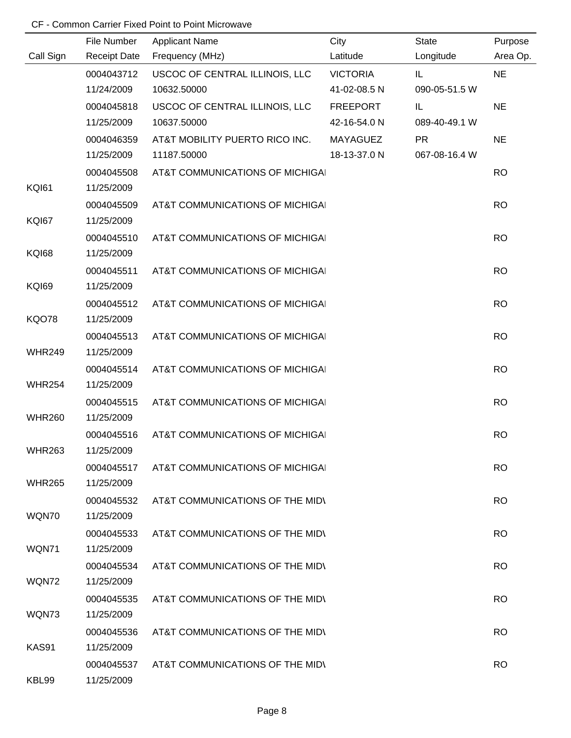CF - Common Carrier Fixed Point to Point Microwave

| Call Sign | File Number<br>Receipt Date | Applicant Name<br>Frequency (MHz) | City<br>Latitude | State<br>Longitude | Purpose<br>Area Op. |
|---|---|---|---|---|---|
| | 0004043712<br>11/24/2009 | USCOC OF CENTRAL ILLINOIS, LLC<br>10632.50000 | VICTORIA<br>41-02-08.5 N | IL<br>090-05-51.5 W | NE |
| | 0004045818<br>11/25/2009 | USCOC OF CENTRAL ILLINOIS, LLC<br>10637.50000 | FREEPORT<br>42-16-54.0 N | IL<br>089-40-49.1 W | NE |
| | 0004046359<br>11/25/2009 | AT&T MOBILITY PUERTO RICO INC.<br>11187.50000 | MAYAGUEZ<br>18-13-37.0 N | PR<br>067-08-16.4 W | NE |
| KQI61 | 0004045508<br>11/25/2009 | AT&T COMMUNICATIONS OF MICHIGAI | | | RO |
| KQI67 | 0004045509<br>11/25/2009 | AT&T COMMUNICATIONS OF MICHIGAI | | | RO |
| KQI68 | 0004045510<br>11/25/2009 | AT&T COMMUNICATIONS OF MICHIGAI | | | RO |
| KQI69 | 0004045511<br>11/25/2009 | AT&T COMMUNICATIONS OF MICHIGAI | | | RO |
| KQO78 | 0004045512<br>11/25/2009 | AT&T COMMUNICATIONS OF MICHIGAI | | | RO |
| WHR249 | 0004045513<br>11/25/2009 | AT&T COMMUNICATIONS OF MICHIGAI | | | RO |
| WHR254 | 0004045514<br>11/25/2009 | AT&T COMMUNICATIONS OF MICHIGAI | | | RO |
| WHR260 | 0004045515<br>11/25/2009 | AT&T COMMUNICATIONS OF MICHIGAI | | | RO |
| WHR263 | 0004045516<br>11/25/2009 | AT&T COMMUNICATIONS OF MICHIGAI | | | RO |
| WHR265 | 0004045517<br>11/25/2009 | AT&T COMMUNICATIONS OF MICHIGAI | | | RO |
| WQN70 | 0004045532<br>11/25/2009 | AT&T COMMUNICATIONS OF THE MID\ | | | RO |
| WQN71 | 0004045533<br>11/25/2009 | AT&T COMMUNICATIONS OF THE MID\ | | | RO |
| WQN72 | 0004045534<br>11/25/2009 | AT&T COMMUNICATIONS OF THE MID\ | | | RO |
| WQN73 | 0004045535<br>11/25/2009 | AT&T COMMUNICATIONS OF THE MID\ | | | RO |
| KAS91 | 0004045536<br>11/25/2009 | AT&T COMMUNICATIONS OF THE MID\ | | | RO |
| KBL99 | 0004045537<br>11/25/2009 | AT&T COMMUNICATIONS OF THE MID\ | | | RO |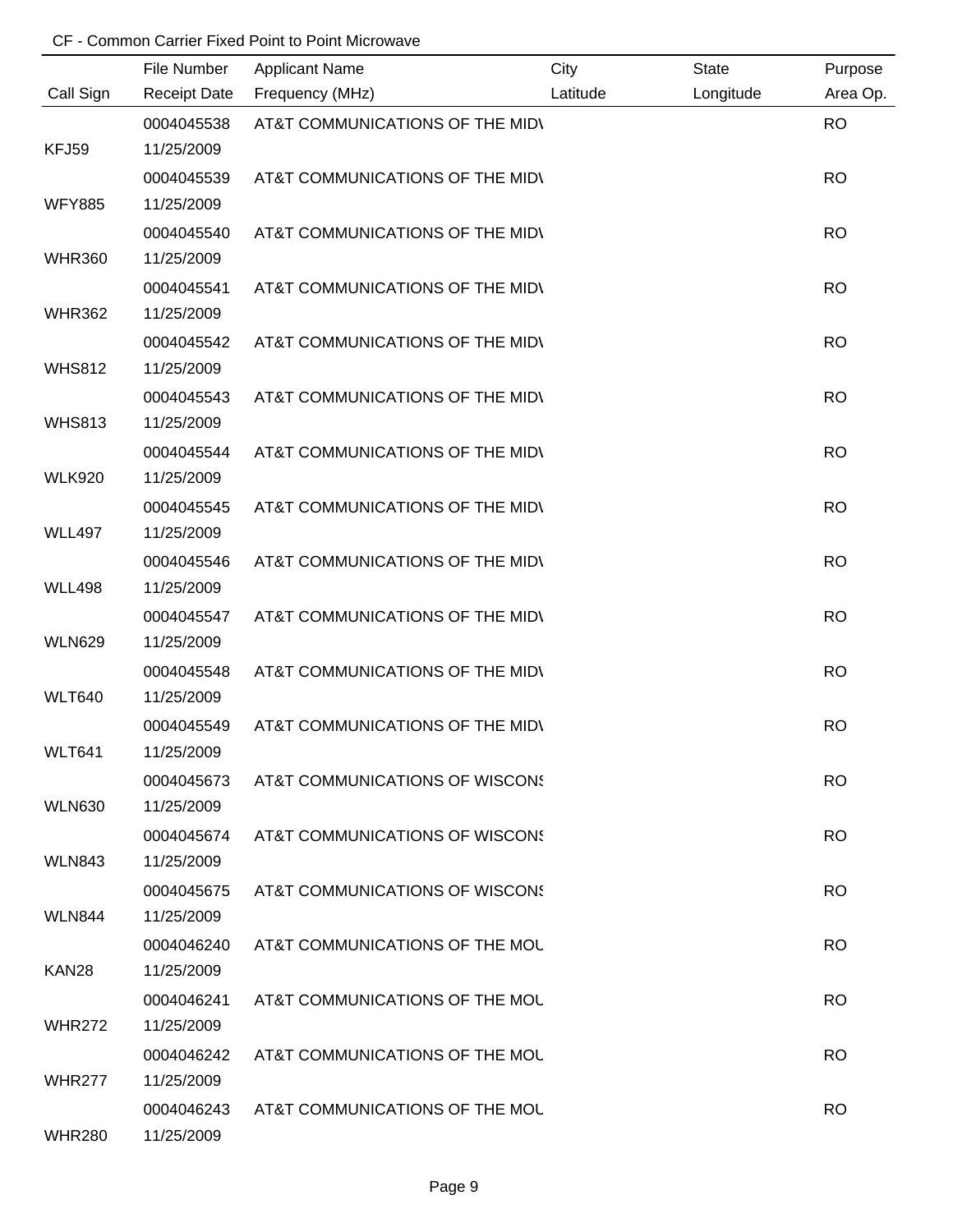CF - Common Carrier Fixed Point to Point Microwave

| Call Sign | File Number<br>Receipt Date | Applicant Name<br>Frequency (MHz) | City<br>Latitude | State<br>Longitude | Purpose<br>Area Op. |
|---|---|---|---|---|---|
| KFJ59 | 0004045538<br>11/25/2009 | AT&T COMMUNICATIONS OF THE MIDV | | | RO |
| WFY885 | 0004045539<br>11/25/2009 | AT&T COMMUNICATIONS OF THE MIDV | | | RO |
| WHR360 | 0004045540<br>11/25/2009 | AT&T COMMUNICATIONS OF THE MIDV | | | RO |
| WHR362 | 0004045541<br>11/25/2009 | AT&T COMMUNICATIONS OF THE MIDV | | | RO |
| WHS812 | 0004045542<br>11/25/2009 | AT&T COMMUNICATIONS OF THE MIDV | | | RO |
| WHS813 | 0004045543<br>11/25/2009 | AT&T COMMUNICATIONS OF THE MIDV | | | RO |
| WLK920 | 0004045544<br>11/25/2009 | AT&T COMMUNICATIONS OF THE MIDV | | | RO |
| WLL497 | 0004045545<br>11/25/2009 | AT&T COMMUNICATIONS OF THE MIDV | | | RO |
| WLL498 | 0004045546<br>11/25/2009 | AT&T COMMUNICATIONS OF THE MIDV | | | RO |
| WLN629 | 0004045547<br>11/25/2009 | AT&T COMMUNICATIONS OF THE MIDV | | | RO |
| WLT640 | 0004045548<br>11/25/2009 | AT&T COMMUNICATIONS OF THE MIDV | | | RO |
| WLT641 | 0004045549<br>11/25/2009 | AT&T COMMUNICATIONS OF THE MIDV | | | RO |
| WLN630 | 0004045673<br>11/25/2009 | AT&T COMMUNICATIONS OF WISCONS | | | RO |
| WLN843 | 0004045674<br>11/25/2009 | AT&T COMMUNICATIONS OF WISCONS | | | RO |
| WLN844 | 0004045675<br>11/25/2009 | AT&T COMMUNICATIONS OF WISCONS | | | RO |
| KAN28 | 0004046240<br>11/25/2009 | AT&T COMMUNICATIONS OF THE MOU | | | RO |
| WHR272 | 0004046241<br>11/25/2009 | AT&T COMMUNICATIONS OF THE MOU | | | RO |
| WHR277 | 0004046242<br>11/25/2009 | AT&T COMMUNICATIONS OF THE MOU | | | RO |
| WHR280 | 0004046243<br>11/25/2009 | AT&T COMMUNICATIONS OF THE MOU | | | RO |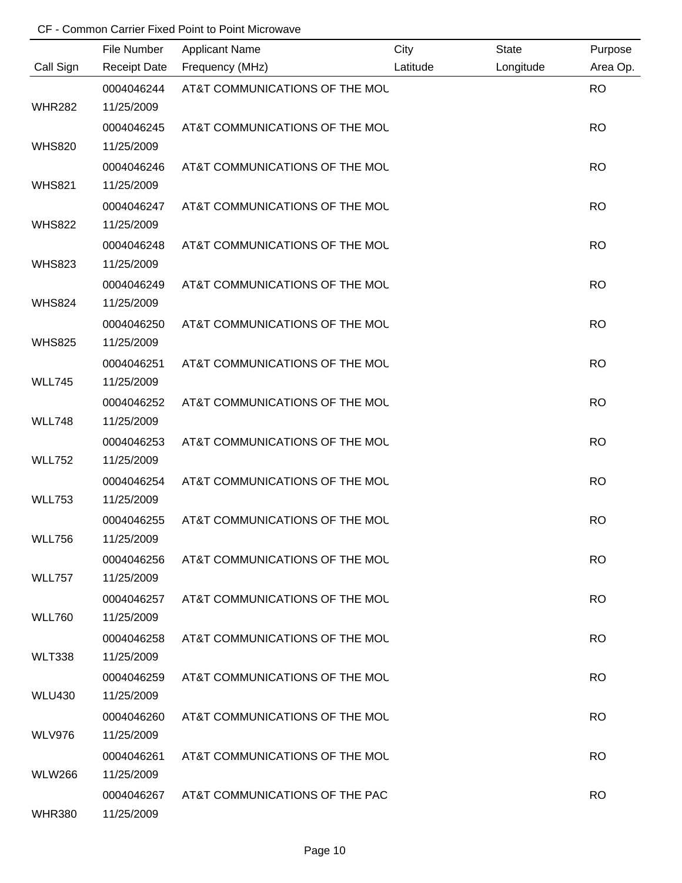CF - Common Carrier Fixed Point to Point Microwave

| Call Sign | File Number<br>Receipt Date | Applicant Name<br>Frequency (MHz) | City<br>Latitude | State<br>Longitude | Purpose<br>Area Op. |
|---|---|---|---|---|---|
| WHR282 | 0004046244<br>11/25/2009 | AT&T COMMUNICATIONS OF THE MOU | | | RO |
| WHS820 | 0004046245<br>11/25/2009 | AT&T COMMUNICATIONS OF THE MOU | | | RO |
| WHS821 | 0004046246<br>11/25/2009 | AT&T COMMUNICATIONS OF THE MOU | | | RO |
| WHS822 | 0004046247<br>11/25/2009 | AT&T COMMUNICATIONS OF THE MOU | | | RO |
| WHS823 | 0004046248<br>11/25/2009 | AT&T COMMUNICATIONS OF THE MOU | | | RO |
| WHS824 | 0004046249<br>11/25/2009 | AT&T COMMUNICATIONS OF THE MOU | | | RO |
| WHS825 | 0004046250<br>11/25/2009 | AT&T COMMUNICATIONS OF THE MOU | | | RO |
| WLL745 | 0004046251<br>11/25/2009 | AT&T COMMUNICATIONS OF THE MOU | | | RO |
| WLL748 | 0004046252<br>11/25/2009 | AT&T COMMUNICATIONS OF THE MOU | | | RO |
| WLL752 | 0004046253<br>11/25/2009 | AT&T COMMUNICATIONS OF THE MOU | | | RO |
| WLL753 | 0004046254<br>11/25/2009 | AT&T COMMUNICATIONS OF THE MOU | | | RO |
| WLL756 | 0004046255<br>11/25/2009 | AT&T COMMUNICATIONS OF THE MOU | | | RO |
| WLL757 | 0004046256<br>11/25/2009 | AT&T COMMUNICATIONS OF THE MOU | | | RO |
| WLL760 | 0004046257<br>11/25/2009 | AT&T COMMUNICATIONS OF THE MOU | | | RO |
| WLT338 | 0004046258<br>11/25/2009 | AT&T COMMUNICATIONS OF THE MOU | | | RO |
| WLU430 | 0004046259<br>11/25/2009 | AT&T COMMUNICATIONS OF THE MOU | | | RO |
| WLV976 | 0004046260<br>11/25/2009 | AT&T COMMUNICATIONS OF THE MOU | | | RO |
| WLW266 | 0004046261<br>11/25/2009 | AT&T COMMUNICATIONS OF THE MOU | | | RO |
| WHR380 | 0004046267<br>11/25/2009 | AT&T COMMUNICATIONS OF THE PAC | | | RO |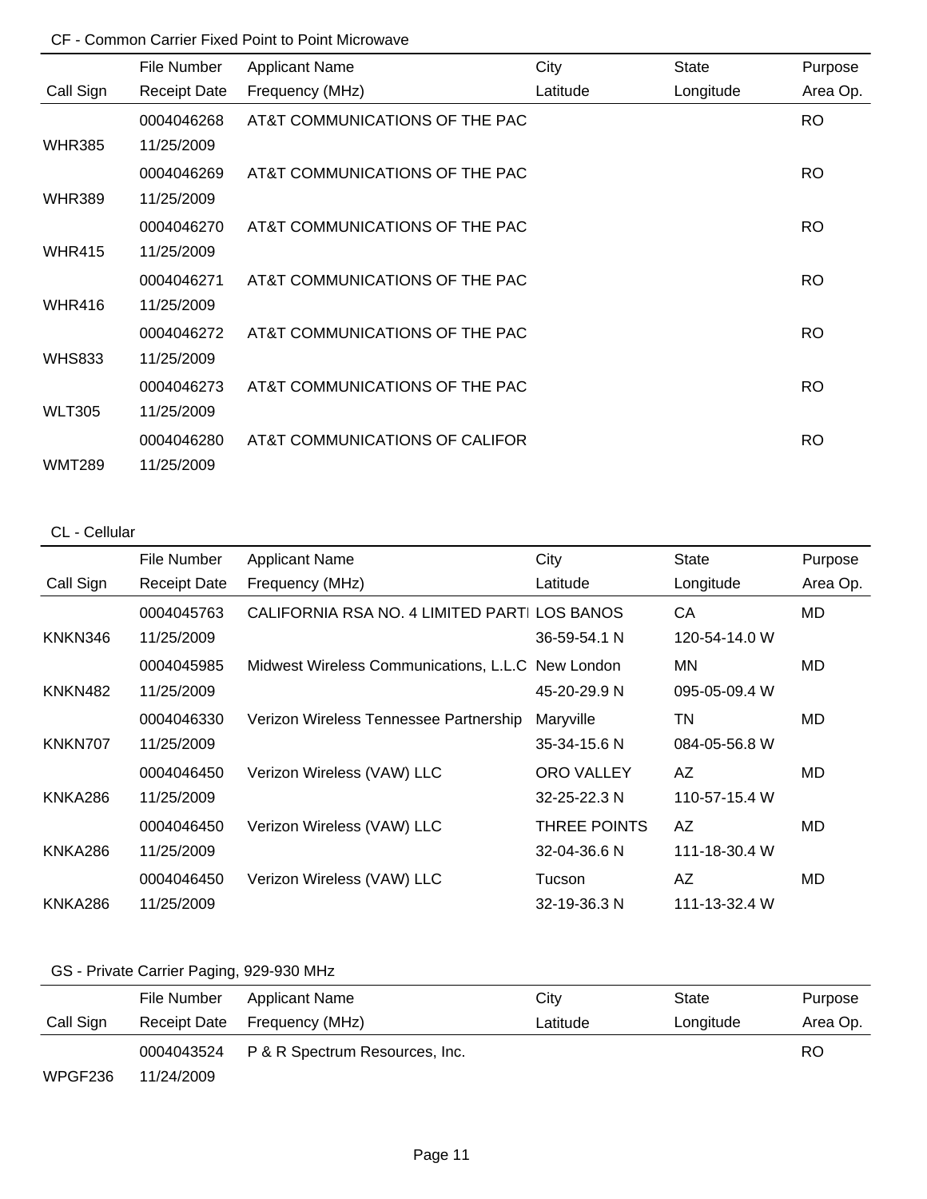CF - Common Carrier Fixed Point to Point Microwave

| Call Sign | File Number / Receipt Date | Applicant Name / Frequency (MHz) | City / Latitude | State / Longitude | Purpose / Area Op. |
|---|---|---|---|---|---|
| WHR385 | 0004046268 / 11/25/2009 | AT&T COMMUNICATIONS OF THE PAC | | | RO |
| WHR389 | 0004046269 / 11/25/2009 | AT&T COMMUNICATIONS OF THE PAC | | | RO |
| WHR415 | 0004046270 / 11/25/2009 | AT&T COMMUNICATIONS OF THE PAC | | | RO |
| WHR416 | 0004046271 / 11/25/2009 | AT&T COMMUNICATIONS OF THE PAC | | | RO |
| WHS833 | 0004046272 / 11/25/2009 | AT&T COMMUNICATIONS OF THE PAC | | | RO |
| WLT305 | 0004046273 / 11/25/2009 | AT&T COMMUNICATIONS OF THE PAC | | | RO |
| WMT289 | 0004046280 / 11/25/2009 | AT&T COMMUNICATIONS OF CALIFOR | | | RO |

CL - Cellular

| Call Sign | File Number / Receipt Date | Applicant Name / Frequency (MHz) | City / Latitude | State / Longitude | Purpose / Area Op. |
|---|---|---|---|---|---|
| KNKN346 | 0004045763 / 11/25/2009 | CALIFORNIA RSA NO. 4 LIMITED PARTI | LOS BANOS / 36-59-54.1 N | CA / 120-54-14.0 W | MD |
| KNKN482 | 0004045985 / 11/25/2009 | Midwest Wireless Communications, L.L.C | New London / 45-20-29.9 N | MN / 095-05-09.4 W | MD |
| KNKN707 | 0004046330 / 11/25/2009 | Verizon Wireless Tennessee Partnership | Maryville / 35-34-15.6 N | TN / 084-05-56.8 W | MD |
| KNKA286 | 0004046450 / 11/25/2009 | Verizon Wireless (VAW) LLC | ORO VALLEY / 32-25-22.3 N | AZ / 110-57-15.4 W | MD |
| KNKA286 | 0004046450 / 11/25/2009 | Verizon Wireless (VAW) LLC | THREE POINTS / 32-04-36.6 N | AZ / 111-18-30.4 W | MD |
| KNKA286 | 0004046450 / 11/25/2009 | Verizon Wireless (VAW) LLC | Tucson / 32-19-36.3 N | AZ / 111-13-32.4 W | MD |

GS - Private Carrier Paging, 929-930 MHz

| Call Sign | File Number / Receipt Date | Applicant Name / Frequency (MHz) | City / Latitude | State / Longitude | Purpose / Area Op. |
|---|---|---|---|---|---|
| WPGF236 | 0004043524 / 11/24/2009 | P & R Spectrum Resources, Inc. | | | RO |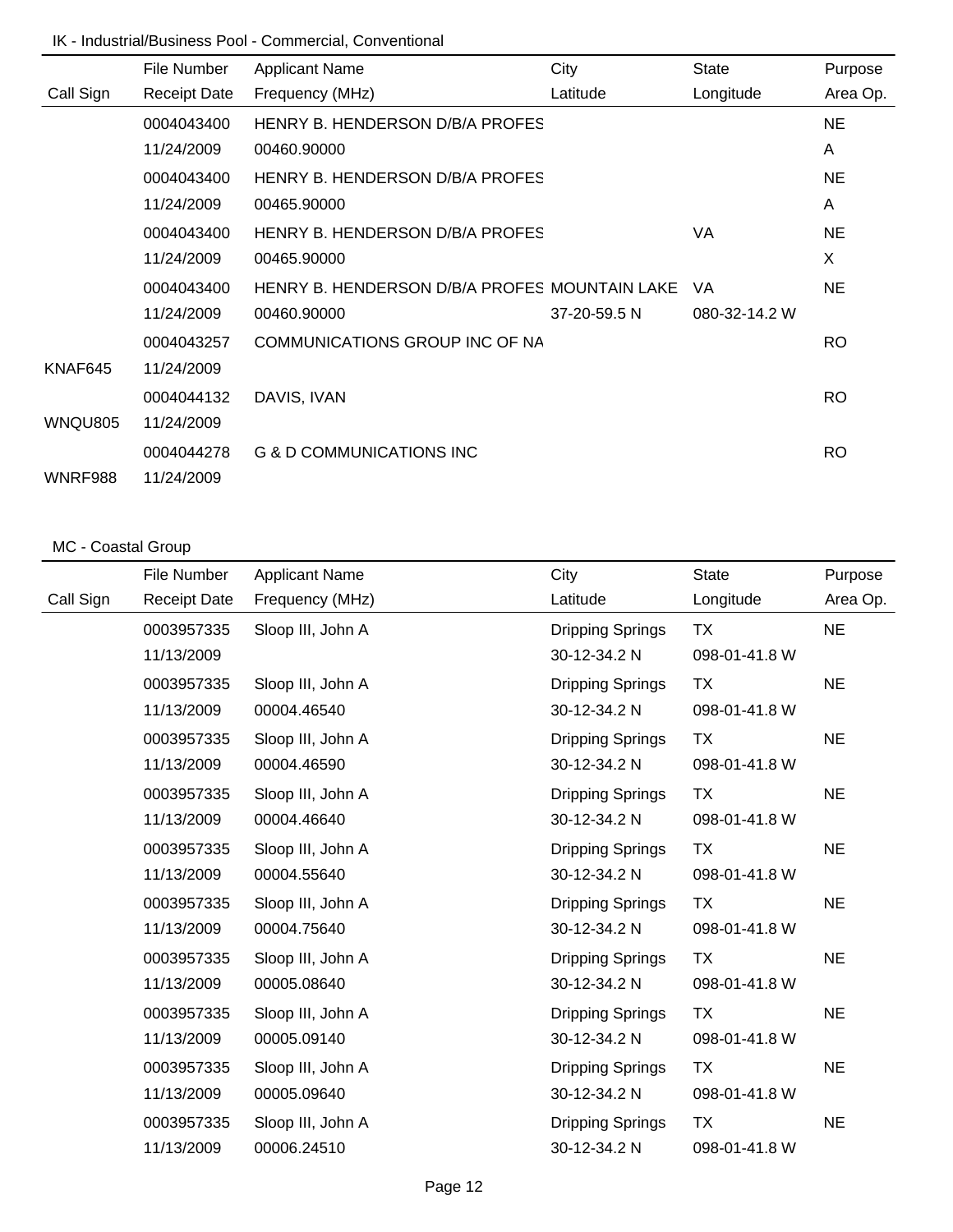IK - Industrial/Business Pool - Commercial, Conventional

| Call Sign | File Number / Receipt Date | Applicant Name / Frequency (MHz) | City / Latitude | State / Longitude | Purpose / Area Op. |
|---|---|---|---|---|---|
| | 0004043400 | HENRY B. HENDERSON D/B/A PROFES | | | NE |
| | 11/24/2009 | 00460.90000 | | | A |
| | 0004043400 | HENRY B. HENDERSON D/B/A PROFES | | | NE |
| | 11/24/2009 | 00465.90000 | | | A |
| | 0004043400 | HENRY B. HENDERSON D/B/A PROFES | | VA | NE |
| | 11/24/2009 | 00465.90000 | | | X |
| | 0004043400 | HENRY B. HENDERSON D/B/A PROFES | MOUNTAIN LAKE | VA | NE |
| | 11/24/2009 | 00460.90000 | 37-20-59.5 N | 080-32-14.2 W | |
| | 0004043257 | COMMUNICATIONS GROUP INC OF NA | | | RO |
| KNAF645 | 11/24/2009 | | | | |
| | 0004044132 | DAVIS, IVAN | | | RO |
| WNQU805 | 11/24/2009 | | | | |
| | 0004044278 | G & D COMMUNICATIONS INC | | | RO |
| WNRF988 | 11/24/2009 | | | | |

MC - Coastal Group

| Call Sign | File Number / Receipt Date | Applicant Name / Frequency (MHz) | City / Latitude | State / Longitude | Purpose / Area Op. |
|---|---|---|---|---|---|
| | 0003957335 | Sloop III, John A | Dripping Springs | TX | NE |
| | 11/13/2009 | | 30-12-34.2 N | 098-01-41.8 W | |
| | 0003957335 | Sloop III, John A | Dripping Springs | TX | NE |
| | 11/13/2009 | 00004.46540 | 30-12-34.2 N | 098-01-41.8 W | |
| | 0003957335 | Sloop III, John A | Dripping Springs | TX | NE |
| | 11/13/2009 | 00004.46590 | 30-12-34.2 N | 098-01-41.8 W | |
| | 0003957335 | Sloop III, John A | Dripping Springs | TX | NE |
| | 11/13/2009 | 00004.46640 | 30-12-34.2 N | 098-01-41.8 W | |
| | 0003957335 | Sloop III, John A | Dripping Springs | TX | NE |
| | 11/13/2009 | 00004.55640 | 30-12-34.2 N | 098-01-41.8 W | |
| | 0003957335 | Sloop III, John A | Dripping Springs | TX | NE |
| | 11/13/2009 | 00004.75640 | 30-12-34.2 N | 098-01-41.8 W | |
| | 0003957335 | Sloop III, John A | Dripping Springs | TX | NE |
| | 11/13/2009 | 00005.08640 | 30-12-34.2 N | 098-01-41.8 W | |
| | 0003957335 | Sloop III, John A | Dripping Springs | TX | NE |
| | 11/13/2009 | 00005.09140 | 30-12-34.2 N | 098-01-41.8 W | |
| | 0003957335 | Sloop III, John A | Dripping Springs | TX | NE |
| | 11/13/2009 | 00005.09640 | 30-12-34.2 N | 098-01-41.8 W | |
| | 0003957335 | Sloop III, John A | Dripping Springs | TX | NE |
| | 11/13/2009 | 00006.24510 | 30-12-34.2 N | 098-01-41.8 W | |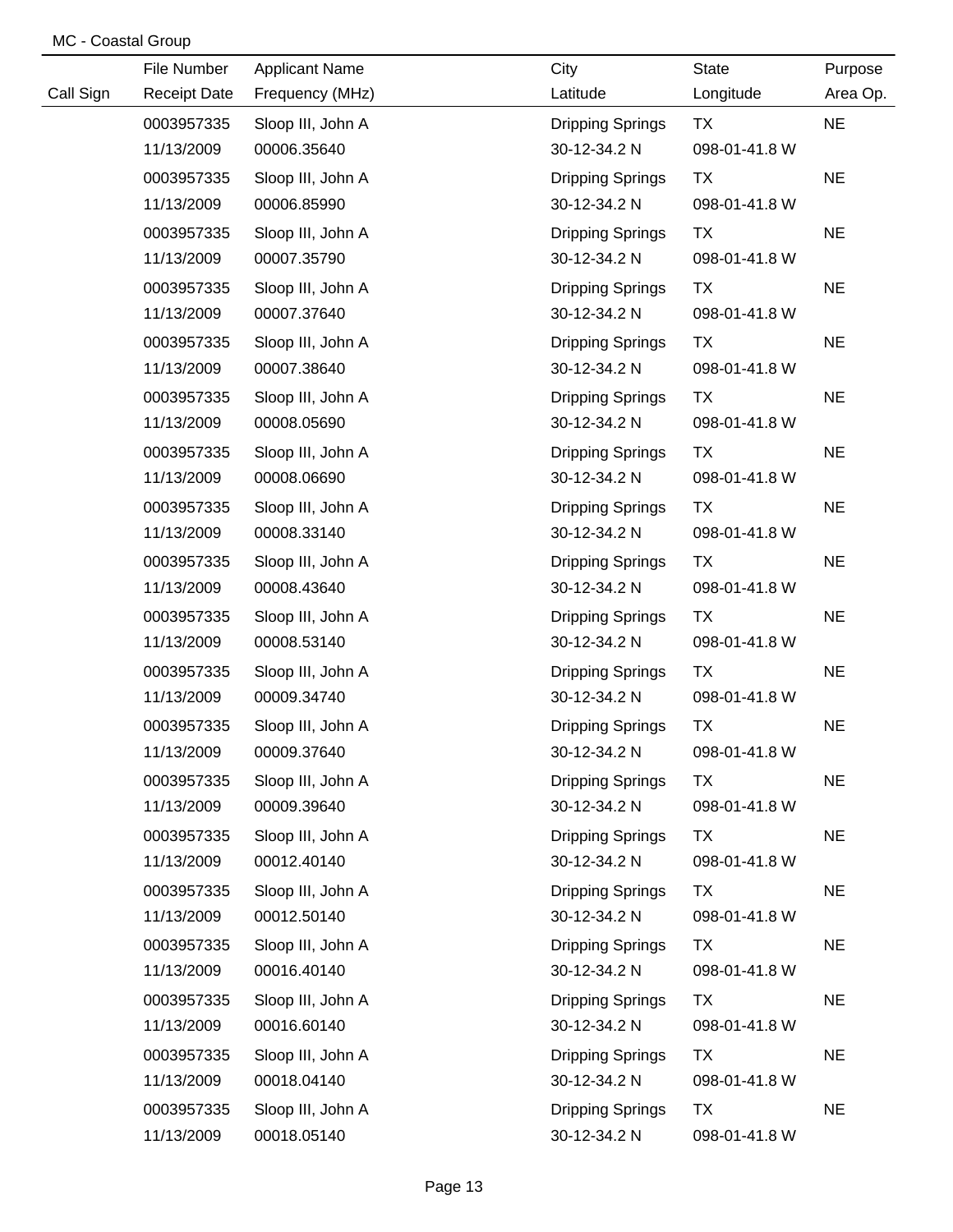MC - Coastal Group

| Call Sign | File Number<br>Receipt Date | Applicant Name<br>Frequency (MHz) | City<br>Latitude | State<br>Longitude | Purpose<br>Area Op. |
|---|---|---|---|---|---|
| | 0003957335<br>11/13/2009 | Sloop III, John A<br>00006.35640 | Dripping Springs<br>30-12-34.2 N | TX<br>098-01-41.8 W | NE |
| | 0003957335<br>11/13/2009 | Sloop III, John A<br>00006.85990 | Dripping Springs<br>30-12-34.2 N | TX<br>098-01-41.8 W | NE |
| | 0003957335<br>11/13/2009 | Sloop III, John A<br>00007.35790 | Dripping Springs<br>30-12-34.2 N | TX<br>098-01-41.8 W | NE |
| | 0003957335<br>11/13/2009 | Sloop III, John A<br>00007.37640 | Dripping Springs<br>30-12-34.2 N | TX<br>098-01-41.8 W | NE |
| | 0003957335<br>11/13/2009 | Sloop III, John A<br>00007.38640 | Dripping Springs<br>30-12-34.2 N | TX<br>098-01-41.8 W | NE |
| | 0003957335<br>11/13/2009 | Sloop III, John A<br>00008.05690 | Dripping Springs<br>30-12-34.2 N | TX<br>098-01-41.8 W | NE |
| | 0003957335<br>11/13/2009 | Sloop III, John A<br>00008.06690 | Dripping Springs<br>30-12-34.2 N | TX<br>098-01-41.8 W | NE |
| | 0003957335<br>11/13/2009 | Sloop III, John A<br>00008.33140 | Dripping Springs<br>30-12-34.2 N | TX<br>098-01-41.8 W | NE |
| | 0003957335<br>11/13/2009 | Sloop III, John A<br>00008.43640 | Dripping Springs<br>30-12-34.2 N | TX<br>098-01-41.8 W | NE |
| | 0003957335<br>11/13/2009 | Sloop III, John A<br>00008.53140 | Dripping Springs<br>30-12-34.2 N | TX<br>098-01-41.8 W | NE |
| | 0003957335<br>11/13/2009 | Sloop III, John A<br>00009.34740 | Dripping Springs<br>30-12-34.2 N | TX<br>098-01-41.8 W | NE |
| | 0003957335<br>11/13/2009 | Sloop III, John A<br>00009.37640 | Dripping Springs<br>30-12-34.2 N | TX<br>098-01-41.8 W | NE |
| | 0003957335<br>11/13/2009 | Sloop III, John A<br>00009.39640 | Dripping Springs<br>30-12-34.2 N | TX<br>098-01-41.8 W | NE |
| | 0003957335<br>11/13/2009 | Sloop III, John A<br>00012.40140 | Dripping Springs<br>30-12-34.2 N | TX<br>098-01-41.8 W | NE |
| | 0003957335<br>11/13/2009 | Sloop III, John A<br>00012.50140 | Dripping Springs<br>30-12-34.2 N | TX<br>098-01-41.8 W | NE |
| | 0003957335<br>11/13/2009 | Sloop III, John A<br>00016.40140 | Dripping Springs<br>30-12-34.2 N | TX<br>098-01-41.8 W | NE |
| | 0003957335<br>11/13/2009 | Sloop III, John A<br>00016.60140 | Dripping Springs<br>30-12-34.2 N | TX<br>098-01-41.8 W | NE |
| | 0003957335<br>11/13/2009 | Sloop III, John A<br>00018.04140 | Dripping Springs<br>30-12-34.2 N | TX<br>098-01-41.8 W | NE |
| | 0003957335<br>11/13/2009 | Sloop III, John A<br>00018.05140 | Dripping Springs<br>30-12-34.2 N | TX<br>098-01-41.8 W | NE |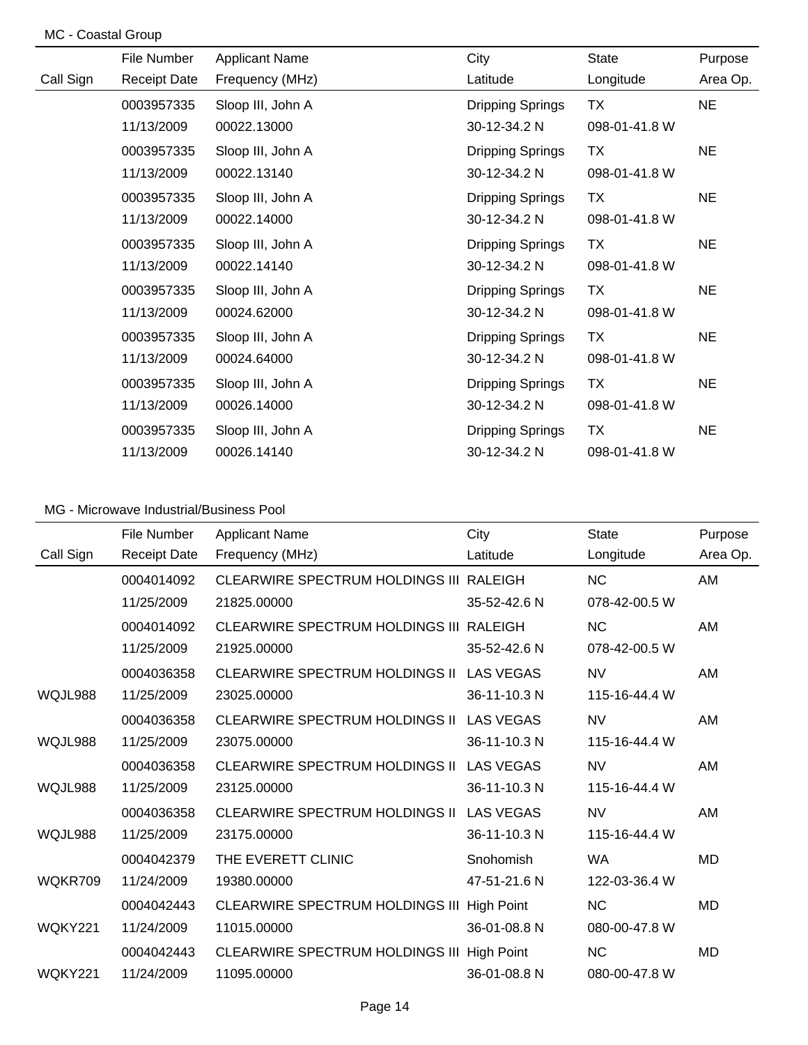MC - Coastal Group

| Call Sign | File Number / Receipt Date | Applicant Name / Frequency (MHz) | City / Latitude | State / Longitude | Purpose / Area Op. |
|---|---|---|---|---|---|
| | 0003957335<br>11/13/2009 | Sloop III, John A<br>00022.13000 | Dripping Springs<br>30-12-34.2 N | TX<br>098-01-41.8 W | NE |
| | 0003957335<br>11/13/2009 | Sloop III, John A<br>00022.13140 | Dripping Springs<br>30-12-34.2 N | TX<br>098-01-41.8 W | NE |
| | 0003957335<br>11/13/2009 | Sloop III, John A<br>00022.14000 | Dripping Springs<br>30-12-34.2 N | TX<br>098-01-41.8 W | NE |
| | 0003957335<br>11/13/2009 | Sloop III, John A<br>00022.14140 | Dripping Springs<br>30-12-34.2 N | TX<br>098-01-41.8 W | NE |
| | 0003957335<br>11/13/2009 | Sloop III, John A<br>00024.62000 | Dripping Springs<br>30-12-34.2 N | TX<br>098-01-41.8 W | NE |
| | 0003957335<br>11/13/2009 | Sloop III, John A<br>00024.64000 | Dripping Springs<br>30-12-34.2 N | TX<br>098-01-41.8 W | NE |
| | 0003957335<br>11/13/2009 | Sloop III, John A<br>00026.14000 | Dripping Springs<br>30-12-34.2 N | TX<br>098-01-41.8 W | NE |
| | 0003957335<br>11/13/2009 | Sloop III, John A<br>00026.14140 | Dripping Springs<br>30-12-34.2 N | TX<br>098-01-41.8 W | NE |

MG - Microwave Industrial/Business Pool

| Call Sign | File Number / Receipt Date | Applicant Name / Frequency (MHz) | City / Latitude | State / Longitude | Purpose / Area Op. |
|---|---|---|---|---|---|
| | 0004014092<br>11/25/2009 | CLEARWIRE SPECTRUM HOLDINGS III<br>21825.00000 | RALEIGH<br>35-52-42.6 N | NC<br>078-42-00.5 W | AM |
| | 0004014092<br>11/25/2009 | CLEARWIRE SPECTRUM HOLDINGS III<br>21925.00000 | RALEIGH<br>35-52-42.6 N | NC<br>078-42-00.5 W | AM |
| WQJL988 | 0004036358<br>11/25/2009 | CLEARWIRE SPECTRUM HOLDINGS II<br>23025.00000 | LAS VEGAS<br>36-11-10.3 N | NV<br>115-16-44.4 W | AM |
| WQJL988 | 0004036358<br>11/25/2009 | CLEARWIRE SPECTRUM HOLDINGS II<br>23075.00000 | LAS VEGAS<br>36-11-10.3 N | NV<br>115-16-44.4 W | AM |
| WQJL988 | 0004036358<br>11/25/2009 | CLEARWIRE SPECTRUM HOLDINGS II<br>23125.00000 | LAS VEGAS<br>36-11-10.3 N | NV<br>115-16-44.4 W | AM |
| WQJL988 | 0004036358<br>11/25/2009 | CLEARWIRE SPECTRUM HOLDINGS II<br>23175.00000 | LAS VEGAS<br>36-11-10.3 N | NV<br>115-16-44.4 W | AM |
| WQKR709 | 0004042379<br>11/24/2009 | THE EVERETT CLINIC<br>19380.00000 | Snohomish<br>47-51-21.6 N | WA<br>122-03-36.4 W | MD |
| WQKY221 | 0004042443<br>11/24/2009 | CLEARWIRE SPECTRUM HOLDINGS III<br>11015.00000 | High Point<br>36-01-08.8 N | NC<br>080-00-47.8 W | MD |
| WQKY221 | 0004042443<br>11/24/2009 | CLEARWIRE SPECTRUM HOLDINGS III<br>11095.00000 | High Point<br>36-01-08.8 N | NC<br>080-00-47.8 W | MD |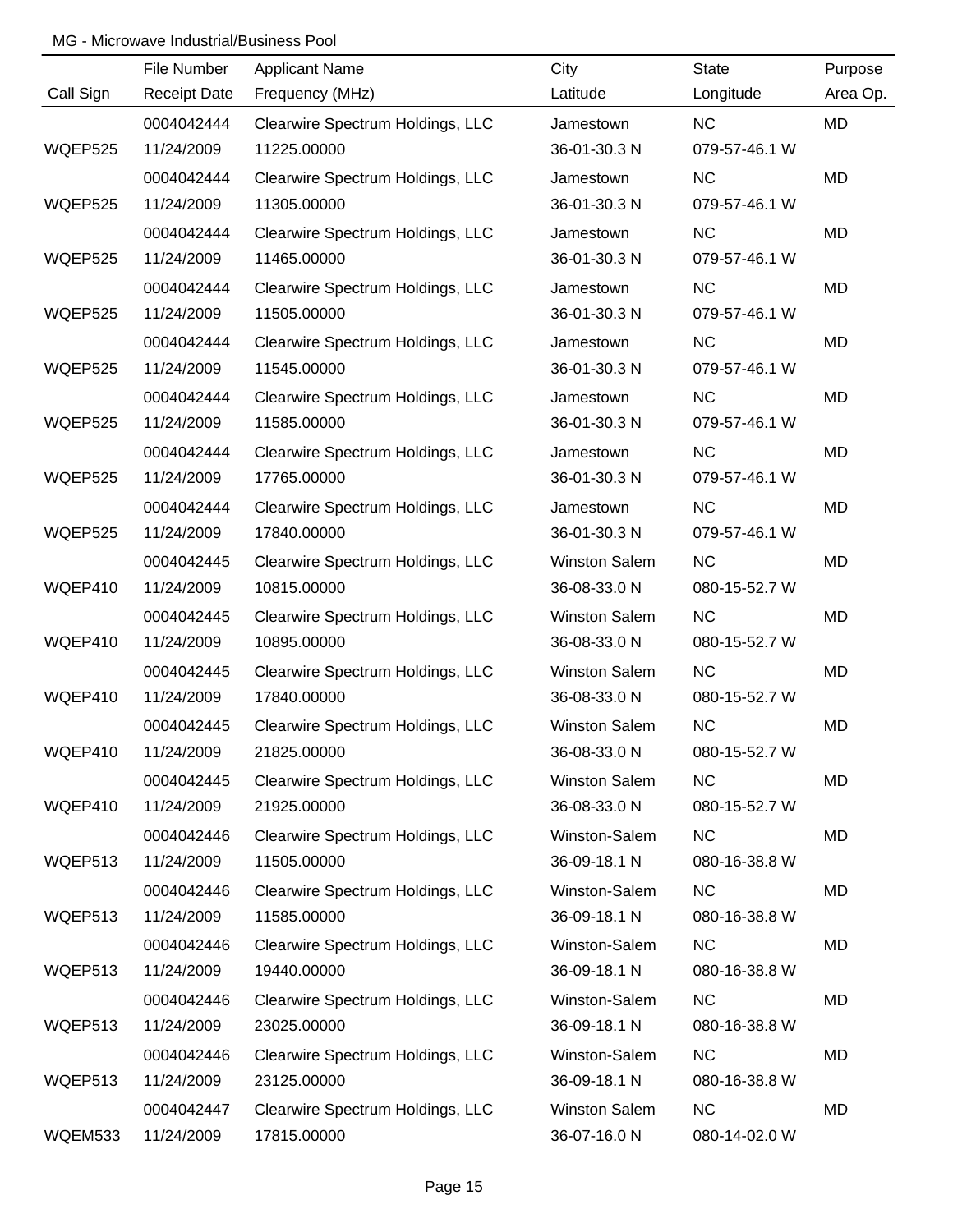MG - Microwave Industrial/Business Pool

| Call Sign | File Number<br>Receipt Date | Applicant Name<br>Frequency (MHz) | City<br>Latitude | State<br>Longitude | Purpose<br>Area Op. |
|---|---|---|---|---|---|
| WQEP525 | 0004042444<br>11/24/2009 | Clearwire Spectrum Holdings, LLC<br>11225.00000 | Jamestown<br>36-01-30.3 N | NC<br>079-57-46.1 W | MD |
| WQEP525 | 0004042444<br>11/24/2009 | Clearwire Spectrum Holdings, LLC<br>11305.00000 | Jamestown<br>36-01-30.3 N | NC<br>079-57-46.1 W | MD |
| WQEP525 | 0004042444<br>11/24/2009 | Clearwire Spectrum Holdings, LLC<br>11465.00000 | Jamestown<br>36-01-30.3 N | NC<br>079-57-46.1 W | MD |
| WQEP525 | 0004042444<br>11/24/2009 | Clearwire Spectrum Holdings, LLC<br>11505.00000 | Jamestown<br>36-01-30.3 N | NC<br>079-57-46.1 W | MD |
| WQEP525 | 0004042444<br>11/24/2009 | Clearwire Spectrum Holdings, LLC<br>11545.00000 | Jamestown<br>36-01-30.3 N | NC<br>079-57-46.1 W | MD |
| WQEP525 | 0004042444<br>11/24/2009 | Clearwire Spectrum Holdings, LLC<br>11585.00000 | Jamestown<br>36-01-30.3 N | NC<br>079-57-46.1 W | MD |
| WQEP525 | 0004042444<br>11/24/2009 | Clearwire Spectrum Holdings, LLC<br>17765.00000 | Jamestown<br>36-01-30.3 N | NC<br>079-57-46.1 W | MD |
| WQEP525 | 0004042444<br>11/24/2009 | Clearwire Spectrum Holdings, LLC<br>17840.00000 | Jamestown<br>36-01-30.3 N | NC<br>079-57-46.1 W | MD |
| WQEP410 | 0004042445<br>11/24/2009 | Clearwire Spectrum Holdings, LLC<br>10815.00000 | Winston Salem<br>36-08-33.0 N | NC<br>080-15-52.7 W | MD |
| WQEP410 | 0004042445<br>11/24/2009 | Clearwire Spectrum Holdings, LLC<br>10895.00000 | Winston Salem<br>36-08-33.0 N | NC<br>080-15-52.7 W | MD |
| WQEP410 | 0004042445<br>11/24/2009 | Clearwire Spectrum Holdings, LLC<br>17840.00000 | Winston Salem<br>36-08-33.0 N | NC<br>080-15-52.7 W | MD |
| WQEP410 | 0004042445<br>11/24/2009 | Clearwire Spectrum Holdings, LLC<br>21825.00000 | Winston Salem<br>36-08-33.0 N | NC<br>080-15-52.7 W | MD |
| WQEP410 | 0004042445<br>11/24/2009 | Clearwire Spectrum Holdings, LLC<br>21925.00000 | Winston Salem<br>36-08-33.0 N | NC<br>080-15-52.7 W | MD |
| WQEP513 | 0004042446<br>11/24/2009 | Clearwire Spectrum Holdings, LLC<br>11505.00000 | Winston-Salem<br>36-09-18.1 N | NC<br>080-16-38.8 W | MD |
| WQEP513 | 0004042446<br>11/24/2009 | Clearwire Spectrum Holdings, LLC<br>11585.00000 | Winston-Salem<br>36-09-18.1 N | NC<br>080-16-38.8 W | MD |
| WQEP513 | 0004042446<br>11/24/2009 | Clearwire Spectrum Holdings, LLC<br>19440.00000 | Winston-Salem<br>36-09-18.1 N | NC<br>080-16-38.8 W | MD |
| WQEP513 | 0004042446<br>11/24/2009 | Clearwire Spectrum Holdings, LLC<br>23025.00000 | Winston-Salem<br>36-09-18.1 N | NC<br>080-16-38.8 W | MD |
| WQEP513 | 0004042446<br>11/24/2009 | Clearwire Spectrum Holdings, LLC<br>23125.00000 | Winston-Salem<br>36-09-18.1 N | NC<br>080-16-38.8 W | MD |
| WQEM533 | 0004042447<br>11/24/2009 | Clearwire Spectrum Holdings, LLC<br>17815.00000 | Winston Salem<br>36-07-16.0 N | NC<br>080-14-02.0 W | MD |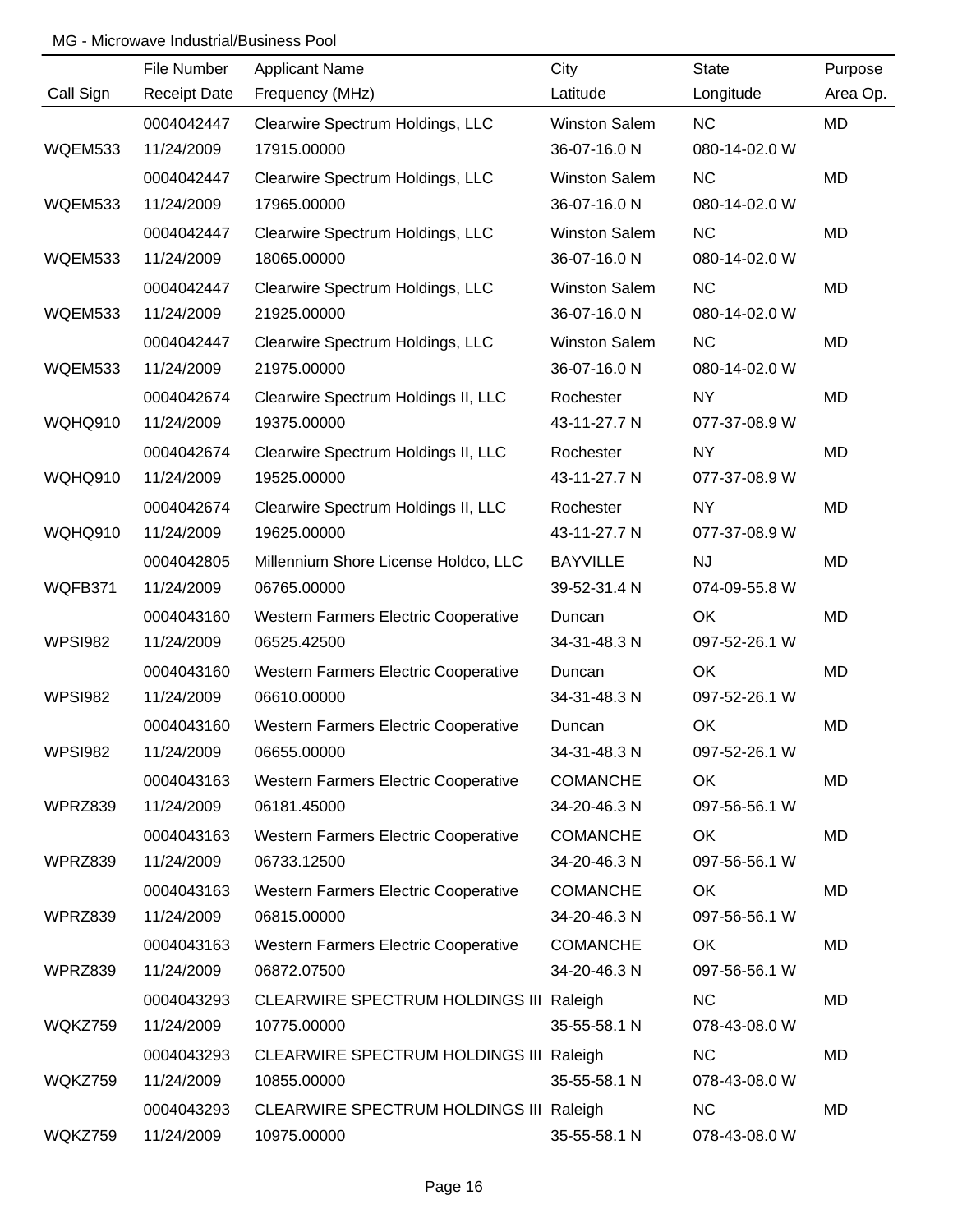MG - Microwave Industrial/Business Pool

| Call Sign | File Number<br>Receipt Date | Applicant Name<br>Frequency (MHz) | City<br>Latitude | State<br>Longitude | Purpose<br>Area Op. |
|---|---|---|---|---|---|
| WQEM533 | 0004042447<br>11/24/2009 | Clearwire Spectrum Holdings, LLC<br>17915.00000 | Winston Salem<br>36-07-16.0 N | NC<br>080-14-02.0 W | MD |
| WQEM533 | 0004042447<br>11/24/2009 | Clearwire Spectrum Holdings, LLC<br>17965.00000 | Winston Salem<br>36-07-16.0 N | NC<br>080-14-02.0 W | MD |
| WQEM533 | 0004042447<br>11/24/2009 | Clearwire Spectrum Holdings, LLC<br>18065.00000 | Winston Salem<br>36-07-16.0 N | NC<br>080-14-02.0 W | MD |
| WQEM533 | 0004042447<br>11/24/2009 | Clearwire Spectrum Holdings, LLC<br>21925.00000 | Winston Salem<br>36-07-16.0 N | NC<br>080-14-02.0 W | MD |
| WQEM533 | 0004042447<br>11/24/2009 | Clearwire Spectrum Holdings, LLC<br>21975.00000 | Winston Salem<br>36-07-16.0 N | NC<br>080-14-02.0 W | MD |
| WQHQ910 | 0004042674<br>11/24/2009 | Clearwire Spectrum Holdings II, LLC<br>19375.00000 | Rochester<br>43-11-27.7 N | NY<br>077-37-08.9 W | MD |
| WQHQ910 | 0004042674<br>11/24/2009 | Clearwire Spectrum Holdings II, LLC<br>19525.00000 | Rochester<br>43-11-27.7 N | NY<br>077-37-08.9 W | MD |
| WQHQ910 | 0004042674<br>11/24/2009 | Clearwire Spectrum Holdings II, LLC<br>19625.00000 | Rochester<br>43-11-27.7 N | NY<br>077-37-08.9 W | MD |
| WQFB371 | 0004042805<br>11/24/2009 | Millennium Shore License Holdco, LLC<br>06765.00000 | BAYVILLE<br>39-52-31.4 N | NJ<br>074-09-55.8 W | MD |
| WPSI982 | 0004043160<br>11/24/2009 | Western Farmers Electric Cooperative<br>06525.42500 | Duncan<br>34-31-48.3 N | OK<br>097-52-26.1 W | MD |
| WPSI982 | 0004043160<br>11/24/2009 | Western Farmers Electric Cooperative<br>06610.00000 | Duncan<br>34-31-48.3 N | OK<br>097-52-26.1 W | MD |
| WPSI982 | 0004043160<br>11/24/2009 | Western Farmers Electric Cooperative<br>06655.00000 | Duncan<br>34-31-48.3 N | OK<br>097-52-26.1 W | MD |
| WPRZ839 | 0004043163<br>11/24/2009 | Western Farmers Electric Cooperative<br>06181.45000 | COMANCHE<br>34-20-46.3 N | OK<br>097-56-56.1 W | MD |
| WPRZ839 | 0004043163<br>11/24/2009 | Western Farmers Electric Cooperative<br>06733.12500 | COMANCHE<br>34-20-46.3 N | OK<br>097-56-56.1 W | MD |
| WPRZ839 | 0004043163<br>11/24/2009 | Western Farmers Electric Cooperative<br>06815.00000 | COMANCHE<br>34-20-46.3 N | OK<br>097-56-56.1 W | MD |
| WPRZ839 | 0004043163<br>11/24/2009 | Western Farmers Electric Cooperative<br>06872.07500 | COMANCHE<br>34-20-46.3 N | OK<br>097-56-56.1 W | MD |
| WQKZ759 | 0004043293<br>11/24/2009 | CLEARWIRE SPECTRUM HOLDINGS III<br>10775.00000 | Raleigh<br>35-55-58.1 N | NC<br>078-43-08.0 W | MD |
| WQKZ759 | 0004043293<br>11/24/2009 | CLEARWIRE SPECTRUM HOLDINGS III<br>10855.00000 | Raleigh<br>35-55-58.1 N | NC<br>078-43-08.0 W | MD |
| WQKZ759 | 0004043293<br>11/24/2009 | CLEARWIRE SPECTRUM HOLDINGS III<br>10975.00000 | Raleigh<br>35-55-58.1 N | NC<br>078-43-08.0 W | MD |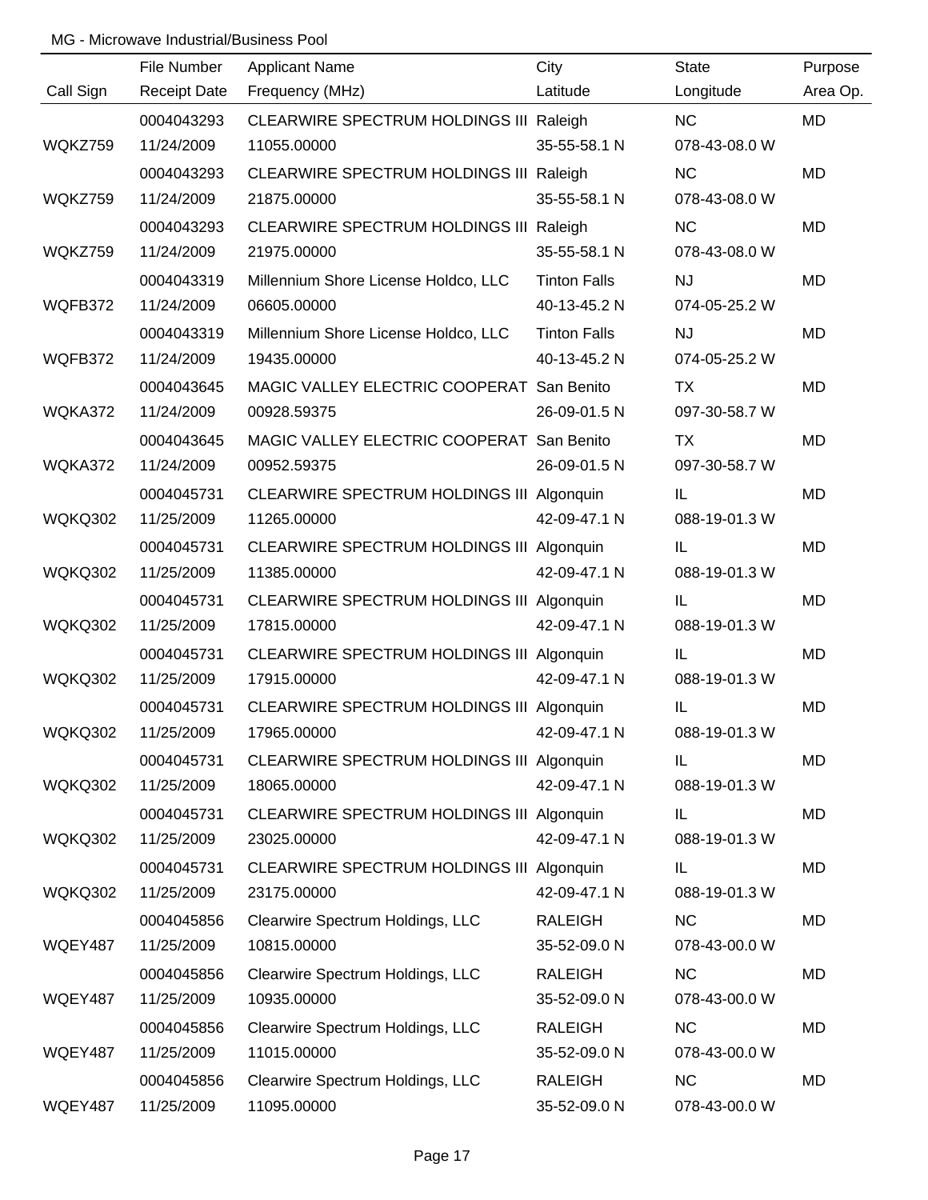MG - Microwave Industrial/Business Pool

| Call Sign | File Number<br>Receipt Date | Applicant Name<br>Frequency (MHz) | City<br>Latitude | State<br>Longitude | Purpose<br>Area Op. |
|---|---|---|---|---|---|
| WQKZ759 | 0004043293<br>11/24/2009 | CLEARWIRE SPECTRUM HOLDINGS III<br>11055.00000 | Raleigh<br>35-55-58.1 N | NC<br>078-43-08.0 W | MD |
| WQKZ759 | 0004043293<br>11/24/2009 | CLEARWIRE SPECTRUM HOLDINGS III<br>21875.00000 | Raleigh<br>35-55-58.1 N | NC<br>078-43-08.0 W | MD |
| WQKZ759 | 0004043293<br>11/24/2009 | CLEARWIRE SPECTRUM HOLDINGS III<br>21975.00000 | Raleigh<br>35-55-58.1 N | NC<br>078-43-08.0 W | MD |
| WQFB372 | 0004043319<br>11/24/2009 | Millennium Shore License Holdco, LLC<br>06605.00000 | Tinton Falls<br>40-13-45.2 N | NJ<br>074-05-25.2 W | MD |
| WQFB372 | 0004043319<br>11/24/2009 | Millennium Shore License Holdco, LLC<br>19435.00000 | Tinton Falls<br>40-13-45.2 N | NJ<br>074-05-25.2 W | MD |
| WQKA372 | 0004043645<br>11/24/2009 | MAGIC VALLEY ELECTRIC COOPERAT<br>00928.59375 | San Benito<br>26-09-01.5 N | TX<br>097-30-58.7 W | MD |
| WQKA372 | 0004043645<br>11/24/2009 | MAGIC VALLEY ELECTRIC COOPERAT<br>00952.59375 | San Benito<br>26-09-01.5 N | TX<br>097-30-58.7 W | MD |
| WQKQ302 | 0004045731<br>11/25/2009 | CLEARWIRE SPECTRUM HOLDINGS III<br>11265.00000 | Algonquin<br>42-09-47.1 N | IL<br>088-19-01.3 W | MD |
| WQKQ302 | 0004045731<br>11/25/2009 | CLEARWIRE SPECTRUM HOLDINGS III<br>11385.00000 | Algonquin<br>42-09-47.1 N | IL<br>088-19-01.3 W | MD |
| WQKQ302 | 0004045731<br>11/25/2009 | CLEARWIRE SPECTRUM HOLDINGS III<br>17815.00000 | Algonquin<br>42-09-47.1 N | IL<br>088-19-01.3 W | MD |
| WQKQ302 | 0004045731<br>11/25/2009 | CLEARWIRE SPECTRUM HOLDINGS III<br>17915.00000 | Algonquin<br>42-09-47.1 N | IL<br>088-19-01.3 W | MD |
| WQKQ302 | 0004045731<br>11/25/2009 | CLEARWIRE SPECTRUM HOLDINGS III<br>17965.00000 | Algonquin<br>42-09-47.1 N | IL<br>088-19-01.3 W | MD |
| WQKQ302 | 0004045731<br>11/25/2009 | CLEARWIRE SPECTRUM HOLDINGS III<br>18065.00000 | Algonquin<br>42-09-47.1 N | IL<br>088-19-01.3 W | MD |
| WQKQ302 | 0004045731<br>11/25/2009 | CLEARWIRE SPECTRUM HOLDINGS III<br>23025.00000 | Algonquin<br>42-09-47.1 N | IL<br>088-19-01.3 W | MD |
| WQKQ302 | 0004045731<br>11/25/2009 | CLEARWIRE SPECTRUM HOLDINGS III<br>23175.00000 | Algonquin<br>42-09-47.1 N | IL<br>088-19-01.3 W | MD |
| WQEY487 | 0004045856<br>11/25/2009 | Clearwire Spectrum Holdings, LLC<br>10815.00000 | RALEIGH<br>35-52-09.0 N | NC<br>078-43-00.0 W | MD |
| WQEY487 | 0004045856<br>11/25/2009 | Clearwire Spectrum Holdings, LLC<br>10935.00000 | RALEIGH<br>35-52-09.0 N | NC<br>078-43-00.0 W | MD |
| WQEY487 | 0004045856<br>11/25/2009 | Clearwire Spectrum Holdings, LLC<br>11015.00000 | RALEIGH<br>35-52-09.0 N | NC<br>078-43-00.0 W | MD |
| WQEY487 | 0004045856<br>11/25/2009 | Clearwire Spectrum Holdings, LLC<br>11095.00000 | RALEIGH<br>35-52-09.0 N | NC<br>078-43-00.0 W | MD |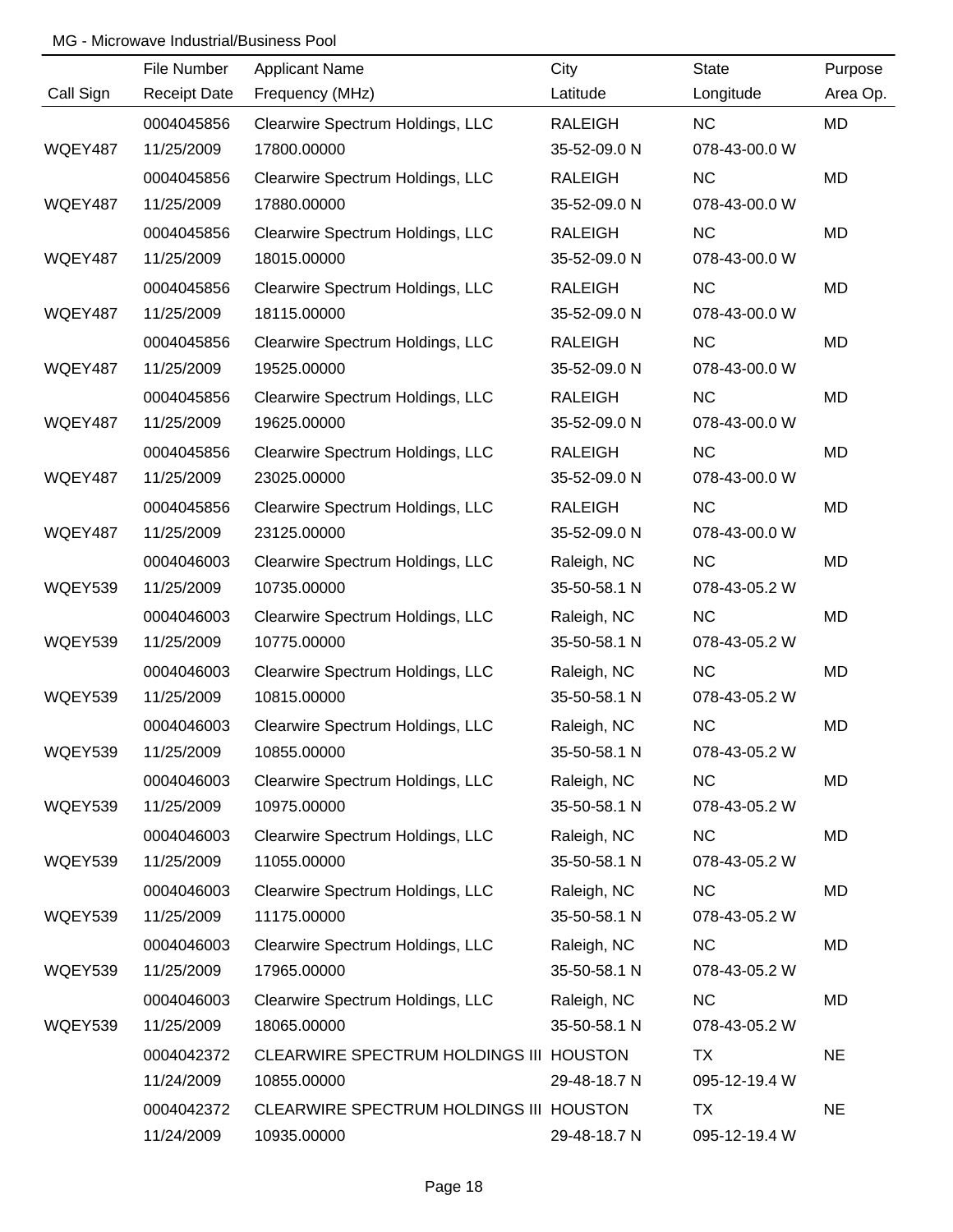MG - Microwave Industrial/Business Pool

| Call Sign | File Number / Receipt Date | Applicant Name / Frequency (MHz) | City / Latitude | State / Longitude | Purpose / Area Op. |
|---|---|---|---|---|---|
| | 0004045856 | Clearwire Spectrum Holdings, LLC | RALEIGH | NC | MD |
| WQEY487 | 11/25/2009 | 17800.00000 | 35-52-09.0 N | 078-43-00.0 W | |
| | 0004045856 | Clearwire Spectrum Holdings, LLC | RALEIGH | NC | MD |
| WQEY487 | 11/25/2009 | 17880.00000 | 35-52-09.0 N | 078-43-00.0 W | |
| | 0004045856 | Clearwire Spectrum Holdings, LLC | RALEIGH | NC | MD |
| WQEY487 | 11/25/2009 | 18015.00000 | 35-52-09.0 N | 078-43-00.0 W | |
| | 0004045856 | Clearwire Spectrum Holdings, LLC | RALEIGH | NC | MD |
| WQEY487 | 11/25/2009 | 18115.00000 | 35-52-09.0 N | 078-43-00.0 W | |
| | 0004045856 | Clearwire Spectrum Holdings, LLC | RALEIGH | NC | MD |
| WQEY487 | 11/25/2009 | 19525.00000 | 35-52-09.0 N | 078-43-00.0 W | |
| | 0004045856 | Clearwire Spectrum Holdings, LLC | RALEIGH | NC | MD |
| WQEY487 | 11/25/2009 | 19625.00000 | 35-52-09.0 N | 078-43-00.0 W | |
| | 0004045856 | Clearwire Spectrum Holdings, LLC | RALEIGH | NC | MD |
| WQEY487 | 11/25/2009 | 23025.00000 | 35-52-09.0 N | 078-43-00.0 W | |
| | 0004045856 | Clearwire Spectrum Holdings, LLC | RALEIGH | NC | MD |
| WQEY487 | 11/25/2009 | 23125.00000 | 35-52-09.0 N | 078-43-00.0 W | |
| | 0004046003 | Clearwire Spectrum Holdings, LLC | Raleigh, NC | NC | MD |
| WQEY539 | 11/25/2009 | 10735.00000 | 35-50-58.1 N | 078-43-05.2 W | |
| | 0004046003 | Clearwire Spectrum Holdings, LLC | Raleigh, NC | NC | MD |
| WQEY539 | 11/25/2009 | 10775.00000 | 35-50-58.1 N | 078-43-05.2 W | |
| | 0004046003 | Clearwire Spectrum Holdings, LLC | Raleigh, NC | NC | MD |
| WQEY539 | 11/25/2009 | 10815.00000 | 35-50-58.1 N | 078-43-05.2 W | |
| | 0004046003 | Clearwire Spectrum Holdings, LLC | Raleigh, NC | NC | MD |
| WQEY539 | 11/25/2009 | 10855.00000 | 35-50-58.1 N | 078-43-05.2 W | |
| | 0004046003 | Clearwire Spectrum Holdings, LLC | Raleigh, NC | NC | MD |
| WQEY539 | 11/25/2009 | 10975.00000 | 35-50-58.1 N | 078-43-05.2 W | |
| | 0004046003 | Clearwire Spectrum Holdings, LLC | Raleigh, NC | NC | MD |
| WQEY539 | 11/25/2009 | 11055.00000 | 35-50-58.1 N | 078-43-05.2 W | |
| | 0004046003 | Clearwire Spectrum Holdings, LLC | Raleigh, NC | NC | MD |
| WQEY539 | 11/25/2009 | 11175.00000 | 35-50-58.1 N | 078-43-05.2 W | |
| | 0004046003 | Clearwire Spectrum Holdings, LLC | Raleigh, NC | NC | MD |
| WQEY539 | 11/25/2009 | 17965.00000 | 35-50-58.1 N | 078-43-05.2 W | |
| | 0004046003 | Clearwire Spectrum Holdings, LLC | Raleigh, NC | NC | MD |
| WQEY539 | 11/25/2009 | 18065.00000 | 35-50-58.1 N | 078-43-05.2 W | |
| | 0004042372 | CLEARWIRE SPECTRUM HOLDINGS III | HOUSTON | TX | NE |
| | 11/24/2009 | 10855.00000 | 29-48-18.7 N | 095-12-19.4 W | |
| | 0004042372 | CLEARWIRE SPECTRUM HOLDINGS III | HOUSTON | TX | NE |
| | 11/24/2009 | 10935.00000 | 29-48-18.7 N | 095-12-19.4 W | |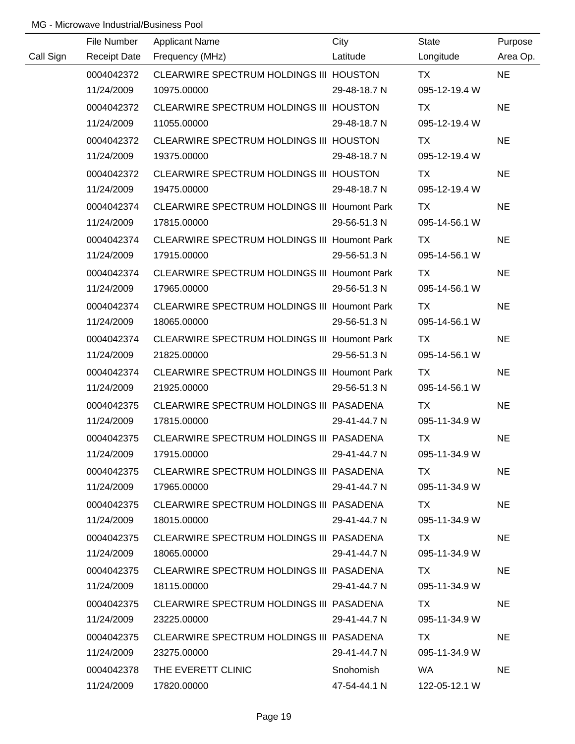MG - Microwave Industrial/Business Pool

| Call Sign | File Number<br>Receipt Date | Applicant Name<br>Frequency (MHz) | City<br>Latitude | State<br>Longitude | Purpose<br>Area Op. |
|---|---|---|---|---|---|
| | 0004042372<br>11/24/2009 | CLEARWIRE SPECTRUM HOLDINGS III<br>10975.00000 | HOUSTON<br>29-48-18.7 N | TX<br>095-12-19.4 W | NE |
| | 0004042372<br>11/24/2009 | CLEARWIRE SPECTRUM HOLDINGS III<br>11055.00000 | HOUSTON<br>29-48-18.7 N | TX<br>095-12-19.4 W | NE |
| | 0004042372<br>11/24/2009 | CLEARWIRE SPECTRUM HOLDINGS III<br>19375.00000 | HOUSTON<br>29-48-18.7 N | TX<br>095-12-19.4 W | NE |
| | 0004042372<br>11/24/2009 | CLEARWIRE SPECTRUM HOLDINGS III<br>19475.00000 | HOUSTON<br>29-48-18.7 N | TX<br>095-12-19.4 W | NE |
| | 0004042374<br>11/24/2009 | CLEARWIRE SPECTRUM HOLDINGS III<br>17815.00000 | Houmont Park<br>29-56-51.3 N | TX<br>095-14-56.1 W | NE |
| | 0004042374<br>11/24/2009 | CLEARWIRE SPECTRUM HOLDINGS III<br>17915.00000 | Houmont Park<br>29-56-51.3 N | TX<br>095-14-56.1 W | NE |
| | 0004042374<br>11/24/2009 | CLEARWIRE SPECTRUM HOLDINGS III<br>17965.00000 | Houmont Park<br>29-56-51.3 N | TX<br>095-14-56.1 W | NE |
| | 0004042374<br>11/24/2009 | CLEARWIRE SPECTRUM HOLDINGS III<br>18065.00000 | Houmont Park<br>29-56-51.3 N | TX<br>095-14-56.1 W | NE |
| | 0004042374<br>11/24/2009 | CLEARWIRE SPECTRUM HOLDINGS III<br>21825.00000 | Houmont Park<br>29-56-51.3 N | TX<br>095-14-56.1 W | NE |
| | 0004042374<br>11/24/2009 | CLEARWIRE SPECTRUM HOLDINGS III<br>21925.00000 | Houmont Park<br>29-56-51.3 N | TX<br>095-14-56.1 W | NE |
| | 0004042375<br>11/24/2009 | CLEARWIRE SPECTRUM HOLDINGS III<br>17815.00000 | PASADENA<br>29-41-44.7 N | TX<br>095-11-34.9 W | NE |
| | 0004042375<br>11/24/2009 | CLEARWIRE SPECTRUM HOLDINGS III<br>17915.00000 | PASADENA<br>29-41-44.7 N | TX<br>095-11-34.9 W | NE |
| | 0004042375<br>11/24/2009 | CLEARWIRE SPECTRUM HOLDINGS III<br>17965.00000 | PASADENA<br>29-41-44.7 N | TX<br>095-11-34.9 W | NE |
| | 0004042375<br>11/24/2009 | CLEARWIRE SPECTRUM HOLDINGS III<br>18015.00000 | PASADENA<br>29-41-44.7 N | TX<br>095-11-34.9 W | NE |
| | 0004042375<br>11/24/2009 | CLEARWIRE SPECTRUM HOLDINGS III<br>18065.00000 | PASADENA<br>29-41-44.7 N | TX<br>095-11-34.9 W | NE |
| | 0004042375<br>11/24/2009 | CLEARWIRE SPECTRUM HOLDINGS III<br>18115.00000 | PASADENA<br>29-41-44.7 N | TX<br>095-11-34.9 W | NE |
| | 0004042375<br>11/24/2009 | CLEARWIRE SPECTRUM HOLDINGS III<br>23225.00000 | PASADENA<br>29-41-44.7 N | TX<br>095-11-34.9 W | NE |
| | 0004042375<br>11/24/2009 | CLEARWIRE SPECTRUM HOLDINGS III<br>23275.00000 | PASADENA<br>29-41-44.7 N | TX<br>095-11-34.9 W | NE |
| | 0004042378<br>11/24/2009 | THE EVERETT CLINIC<br>17820.00000 | Snohomish<br>47-54-44.1 N | WA<br>122-05-12.1 W | NE |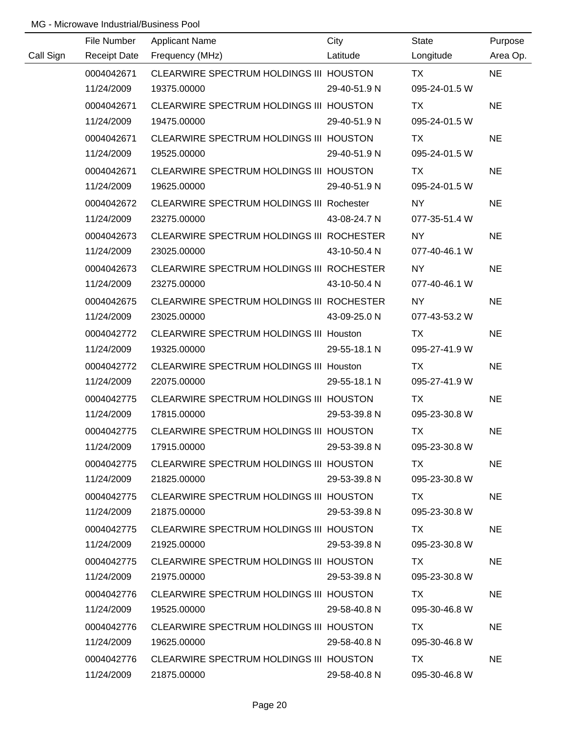MG - Microwave Industrial/Business Pool

| Call Sign | File Number<br>Receipt Date | Applicant Name<br>Frequency (MHz) | City<br>Latitude | State<br>Longitude | Purpose<br>Area Op. |
|---|---|---|---|---|---|
| | 0004042671<br>11/24/2009 | CLEARWIRE SPECTRUM HOLDINGS III<br>19375.00000 | HOUSTON<br>29-40-51.9 N | TX<br>095-24-01.5 W | NE |
| | 0004042671<br>11/24/2009 | CLEARWIRE SPECTRUM HOLDINGS III<br>19475.00000 | HOUSTON<br>29-40-51.9 N | TX<br>095-24-01.5 W | NE |
| | 0004042671<br>11/24/2009 | CLEARWIRE SPECTRUM HOLDINGS III<br>19525.00000 | HOUSTON<br>29-40-51.9 N | TX<br>095-24-01.5 W | NE |
| | 0004042671<br>11/24/2009 | CLEARWIRE SPECTRUM HOLDINGS III<br>19625.00000 | HOUSTON<br>29-40-51.9 N | TX<br>095-24-01.5 W | NE |
| | 0004042672<br>11/24/2009 | CLEARWIRE SPECTRUM HOLDINGS III<br>23275.00000 | Rochester<br>43-08-24.7 N | NY<br>077-35-51.4 W | NE |
| | 0004042673<br>11/24/2009 | CLEARWIRE SPECTRUM HOLDINGS III<br>23025.00000 | ROCHESTER<br>43-10-50.4 N | NY<br>077-40-46.1 W | NE |
| | 0004042673<br>11/24/2009 | CLEARWIRE SPECTRUM HOLDINGS III<br>23275.00000 | ROCHESTER<br>43-10-50.4 N | NY<br>077-40-46.1 W | NE |
| | 0004042675<br>11/24/2009 | CLEARWIRE SPECTRUM HOLDINGS III<br>23025.00000 | ROCHESTER<br>43-09-25.0 N | NY<br>077-43-53.2 W | NE |
| | 0004042772<br>11/24/2009 | CLEARWIRE SPECTRUM HOLDINGS III<br>19325.00000 | Houston<br>29-55-18.1 N | TX<br>095-27-41.9 W | NE |
| | 0004042772<br>11/24/2009 | CLEARWIRE SPECTRUM HOLDINGS III<br>22075.00000 | Houston<br>29-55-18.1 N | TX<br>095-27-41.9 W | NE |
| | 0004042775<br>11/24/2009 | CLEARWIRE SPECTRUM HOLDINGS III<br>17815.00000 | HOUSTON<br>29-53-39.8 N | TX<br>095-23-30.8 W | NE |
| | 0004042775<br>11/24/2009 | CLEARWIRE SPECTRUM HOLDINGS III<br>17915.00000 | HOUSTON<br>29-53-39.8 N | TX<br>095-23-30.8 W | NE |
| | 0004042775<br>11/24/2009 | CLEARWIRE SPECTRUM HOLDINGS III<br>21825.00000 | HOUSTON<br>29-53-39.8 N | TX<br>095-23-30.8 W | NE |
| | 0004042775<br>11/24/2009 | CLEARWIRE SPECTRUM HOLDINGS III<br>21875.00000 | HOUSTON<br>29-53-39.8 N | TX<br>095-23-30.8 W | NE |
| | 0004042775<br>11/24/2009 | CLEARWIRE SPECTRUM HOLDINGS III<br>21925.00000 | HOUSTON<br>29-53-39.8 N | TX<br>095-23-30.8 W | NE |
| | 0004042775<br>11/24/2009 | CLEARWIRE SPECTRUM HOLDINGS III<br>21975.00000 | HOUSTON<br>29-53-39.8 N | TX<br>095-23-30.8 W | NE |
| | 0004042776<br>11/24/2009 | CLEARWIRE SPECTRUM HOLDINGS III<br>19525.00000 | HOUSTON<br>29-58-40.8 N | TX<br>095-30-46.8 W | NE |
| | 0004042776<br>11/24/2009 | CLEARWIRE SPECTRUM HOLDINGS III<br>19625.00000 | HOUSTON<br>29-58-40.8 N | TX<br>095-30-46.8 W | NE |
| | 0004042776<br>11/24/2009 | CLEARWIRE SPECTRUM HOLDINGS III<br>21875.00000 | HOUSTON<br>29-58-40.8 N | TX<br>095-30-46.8 W | NE |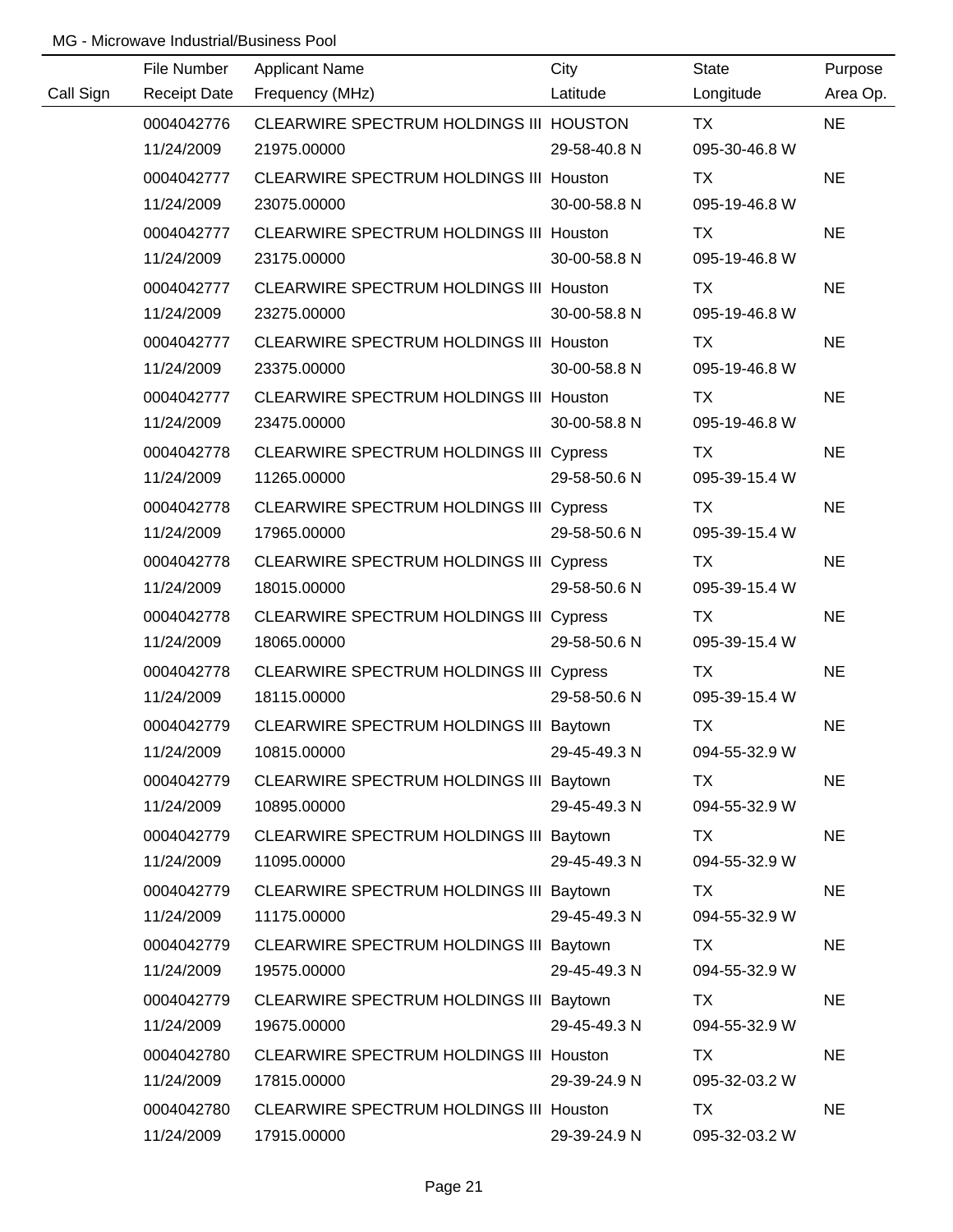MG - Microwave Industrial/Business Pool

| Call Sign | File Number<br>Receipt Date | Applicant Name<br>Frequency (MHz) | City<br>Latitude | State<br>Longitude | Purpose<br>Area Op. |
|---|---|---|---|---|---|
| | 0004042776<br>11/24/2009 | CLEARWIRE SPECTRUM HOLDINGS III<br>21975.00000 | HOUSTON<br>29-58-40.8 N | TX<br>095-30-46.8 W | NE |
| | 0004042777<br>11/24/2009 | CLEARWIRE SPECTRUM HOLDINGS III<br>23075.00000 | Houston<br>30-00-58.8 N | TX<br>095-19-46.8 W | NE |
| | 0004042777<br>11/24/2009 | CLEARWIRE SPECTRUM HOLDINGS III<br>23175.00000 | Houston<br>30-00-58.8 N | TX<br>095-19-46.8 W | NE |
| | 0004042777<br>11/24/2009 | CLEARWIRE SPECTRUM HOLDINGS III<br>23275.00000 | Houston<br>30-00-58.8 N | TX<br>095-19-46.8 W | NE |
| | 0004042777<br>11/24/2009 | CLEARWIRE SPECTRUM HOLDINGS III<br>23375.00000 | Houston<br>30-00-58.8 N | TX<br>095-19-46.8 W | NE |
| | 0004042777<br>11/24/2009 | CLEARWIRE SPECTRUM HOLDINGS III<br>23475.00000 | Houston<br>30-00-58.8 N | TX<br>095-19-46.8 W | NE |
| | 0004042778<br>11/24/2009 | CLEARWIRE SPECTRUM HOLDINGS III<br>11265.00000 | Cypress<br>29-58-50.6 N | TX<br>095-39-15.4 W | NE |
| | 0004042778<br>11/24/2009 | CLEARWIRE SPECTRUM HOLDINGS III<br>17965.00000 | Cypress<br>29-58-50.6 N | TX<br>095-39-15.4 W | NE |
| | 0004042778<br>11/24/2009 | CLEARWIRE SPECTRUM HOLDINGS III<br>18015.00000 | Cypress<br>29-58-50.6 N | TX<br>095-39-15.4 W | NE |
| | 0004042778<br>11/24/2009 | CLEARWIRE SPECTRUM HOLDINGS III<br>18065.00000 | Cypress<br>29-58-50.6 N | TX<br>095-39-15.4 W | NE |
| | 0004042778<br>11/24/2009 | CLEARWIRE SPECTRUM HOLDINGS III<br>18115.00000 | Cypress<br>29-58-50.6 N | TX<br>095-39-15.4 W | NE |
| | 0004042779<br>11/24/2009 | CLEARWIRE SPECTRUM HOLDINGS III<br>10815.00000 | Baytown<br>29-45-49.3 N | TX<br>094-55-32.9 W | NE |
| | 0004042779<br>11/24/2009 | CLEARWIRE SPECTRUM HOLDINGS III<br>10895.00000 | Baytown<br>29-45-49.3 N | TX<br>094-55-32.9 W | NE |
| | 0004042779<br>11/24/2009 | CLEARWIRE SPECTRUM HOLDINGS III<br>11095.00000 | Baytown<br>29-45-49.3 N | TX<br>094-55-32.9 W | NE |
| | 0004042779<br>11/24/2009 | CLEARWIRE SPECTRUM HOLDINGS III<br>11175.00000 | Baytown<br>29-45-49.3 N | TX<br>094-55-32.9 W | NE |
| | 0004042779<br>11/24/2009 | CLEARWIRE SPECTRUM HOLDINGS III<br>19575.00000 | Baytown<br>29-45-49.3 N | TX<br>094-55-32.9 W | NE |
| | 0004042779<br>11/24/2009 | CLEARWIRE SPECTRUM HOLDINGS III<br>19675.00000 | Baytown<br>29-45-49.3 N | TX<br>094-55-32.9 W | NE |
| | 0004042780<br>11/24/2009 | CLEARWIRE SPECTRUM HOLDINGS III<br>17815.00000 | Houston<br>29-39-24.9 N | TX<br>095-32-03.2 W | NE |
| | 0004042780<br>11/24/2009 | CLEARWIRE SPECTRUM HOLDINGS III<br>17915.00000 | Houston<br>29-39-24.9 N | TX<br>095-32-03.2 W | NE |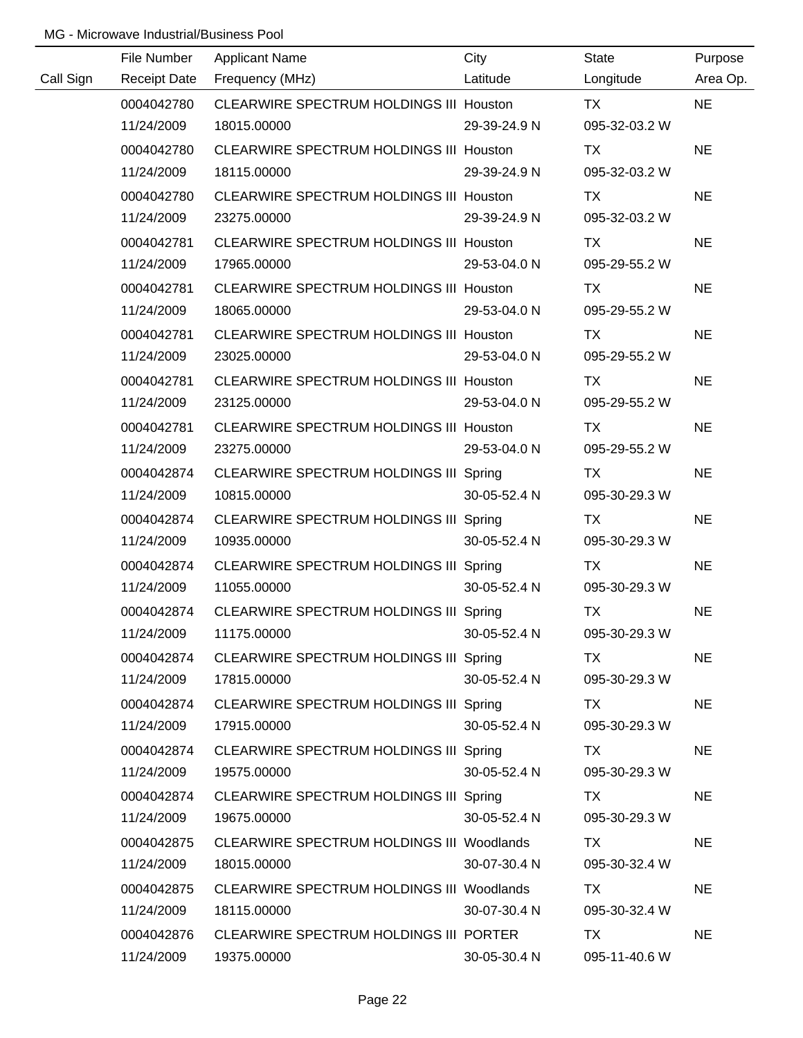MG - Microwave Industrial/Business Pool

| Call Sign | File Number<br>Receipt Date | Applicant Name<br>Frequency (MHz) | City<br>Latitude | State<br>Longitude | Purpose<br>Area Op. |
|---|---|---|---|---|---|
| | 0004042780<br>11/24/2009 | CLEARWIRE SPECTRUM HOLDINGS III<br>18015.00000 | Houston<br>29-39-24.9 N | TX<br>095-32-03.2 W | NE |
| | 0004042780<br>11/24/2009 | CLEARWIRE SPECTRUM HOLDINGS III<br>18115.00000 | Houston<br>29-39-24.9 N | TX<br>095-32-03.2 W | NE |
| | 0004042780<br>11/24/2009 | CLEARWIRE SPECTRUM HOLDINGS III<br>23275.00000 | Houston<br>29-39-24.9 N | TX<br>095-32-03.2 W | NE |
| | 0004042781<br>11/24/2009 | CLEARWIRE SPECTRUM HOLDINGS III<br>17965.00000 | Houston<br>29-53-04.0 N | TX<br>095-29-55.2 W | NE |
| | 0004042781<br>11/24/2009 | CLEARWIRE SPECTRUM HOLDINGS III<br>18065.00000 | Houston<br>29-53-04.0 N | TX<br>095-29-55.2 W | NE |
| | 0004042781<br>11/24/2009 | CLEARWIRE SPECTRUM HOLDINGS III<br>23025.00000 | Houston<br>29-53-04.0 N | TX<br>095-29-55.2 W | NE |
| | 0004042781<br>11/24/2009 | CLEARWIRE SPECTRUM HOLDINGS III<br>23125.00000 | Houston<br>29-53-04.0 N | TX<br>095-29-55.2 W | NE |
| | 0004042781<br>11/24/2009 | CLEARWIRE SPECTRUM HOLDINGS III<br>23275.00000 | Houston<br>29-53-04.0 N | TX<br>095-29-55.2 W | NE |
| | 0004042874<br>11/24/2009 | CLEARWIRE SPECTRUM HOLDINGS III<br>10815.00000 | Spring<br>30-05-52.4 N | TX<br>095-30-29.3 W | NE |
| | 0004042874<br>11/24/2009 | CLEARWIRE SPECTRUM HOLDINGS III<br>10935.00000 | Spring<br>30-05-52.4 N | TX<br>095-30-29.3 W | NE |
| | 0004042874<br>11/24/2009 | CLEARWIRE SPECTRUM HOLDINGS III<br>11055.00000 | Spring<br>30-05-52.4 N | TX<br>095-30-29.3 W | NE |
| | 0004042874<br>11/24/2009 | CLEARWIRE SPECTRUM HOLDINGS III<br>11175.00000 | Spring<br>30-05-52.4 N | TX<br>095-30-29.3 W | NE |
| | 0004042874<br>11/24/2009 | CLEARWIRE SPECTRUM HOLDINGS III<br>17815.00000 | Spring<br>30-05-52.4 N | TX<br>095-30-29.3 W | NE |
| | 0004042874<br>11/24/2009 | CLEARWIRE SPECTRUM HOLDINGS III<br>17915.00000 | Spring<br>30-05-52.4 N | TX<br>095-30-29.3 W | NE |
| | 0004042874<br>11/24/2009 | CLEARWIRE SPECTRUM HOLDINGS III<br>19575.00000 | Spring<br>30-05-52.4 N | TX<br>095-30-29.3 W | NE |
| | 0004042874<br>11/24/2009 | CLEARWIRE SPECTRUM HOLDINGS III<br>19675.00000 | Spring<br>30-05-52.4 N | TX<br>095-30-29.3 W | NE |
| | 0004042875<br>11/24/2009 | CLEARWIRE SPECTRUM HOLDINGS III<br>18015.00000 | Woodlands<br>30-07-30.4 N | TX<br>095-30-32.4 W | NE |
| | 0004042875<br>11/24/2009 | CLEARWIRE SPECTRUM HOLDINGS III<br>18115.00000 | Woodlands<br>30-07-30.4 N | TX<br>095-30-32.4 W | NE |
| | 0004042876<br>11/24/2009 | CLEARWIRE SPECTRUM HOLDINGS III<br>19375.00000 | PORTER<br>30-05-30.4 N | TX<br>095-11-40.6 W | NE |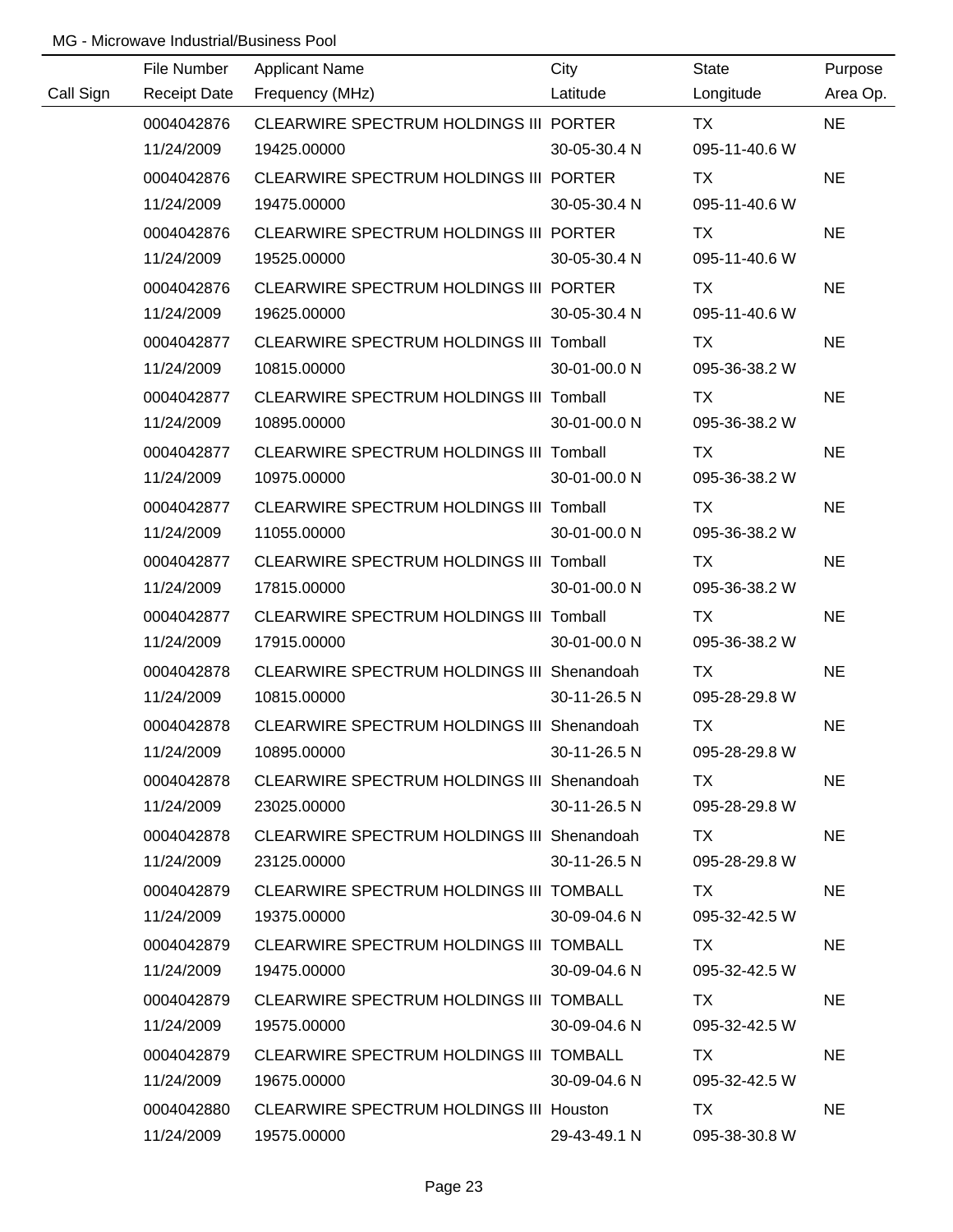MG - Microwave Industrial/Business Pool

| Call Sign | File Number<br>Receipt Date | Applicant Name<br>Frequency (MHz) | City<br>Latitude | State<br>Longitude | Purpose<br>Area Op. |
|---|---|---|---|---|---|
| | 0004042876<br>11/24/2009 | CLEARWIRE SPECTRUM HOLDINGS III<br>19425.00000 | PORTER<br>30-05-30.4 N | TX<br>095-11-40.6 W | NE |
| | 0004042876<br>11/24/2009 | CLEARWIRE SPECTRUM HOLDINGS III<br>19475.00000 | PORTER<br>30-05-30.4 N | TX<br>095-11-40.6 W | NE |
| | 0004042876<br>11/24/2009 | CLEARWIRE SPECTRUM HOLDINGS III<br>19525.00000 | PORTER<br>30-05-30.4 N | TX<br>095-11-40.6 W | NE |
| | 0004042876<br>11/24/2009 | CLEARWIRE SPECTRUM HOLDINGS III<br>19625.00000 | PORTER<br>30-05-30.4 N | TX<br>095-11-40.6 W | NE |
| | 0004042877<br>11/24/2009 | CLEARWIRE SPECTRUM HOLDINGS III<br>10815.00000 | Tomball<br>30-01-00.0 N | TX<br>095-36-38.2 W | NE |
| | 0004042877<br>11/24/2009 | CLEARWIRE SPECTRUM HOLDINGS III<br>10895.00000 | Tomball<br>30-01-00.0 N | TX<br>095-36-38.2 W | NE |
| | 0004042877<br>11/24/2009 | CLEARWIRE SPECTRUM HOLDINGS III<br>10975.00000 | Tomball<br>30-01-00.0 N | TX<br>095-36-38.2 W | NE |
| | 0004042877<br>11/24/2009 | CLEARWIRE SPECTRUM HOLDINGS III<br>11055.00000 | Tomball<br>30-01-00.0 N | TX<br>095-36-38.2 W | NE |
| | 0004042877<br>11/24/2009 | CLEARWIRE SPECTRUM HOLDINGS III<br>17815.00000 | Tomball<br>30-01-00.0 N | TX<br>095-36-38.2 W | NE |
| | 0004042877<br>11/24/2009 | CLEARWIRE SPECTRUM HOLDINGS III<br>17915.00000 | Tomball<br>30-01-00.0 N | TX<br>095-36-38.2 W | NE |
| | 0004042878<br>11/24/2009 | CLEARWIRE SPECTRUM HOLDINGS III<br>10815.00000 | Shenandoah<br>30-11-26.5 N | TX<br>095-28-29.8 W | NE |
| | 0004042878<br>11/24/2009 | CLEARWIRE SPECTRUM HOLDINGS III<br>10895.00000 | Shenandoah<br>30-11-26.5 N | TX<br>095-28-29.8 W | NE |
| | 0004042878<br>11/24/2009 | CLEARWIRE SPECTRUM HOLDINGS III<br>23025.00000 | Shenandoah<br>30-11-26.5 N | TX<br>095-28-29.8 W | NE |
| | 0004042878<br>11/24/2009 | CLEARWIRE SPECTRUM HOLDINGS III<br>23125.00000 | Shenandoah<br>30-11-26.5 N | TX<br>095-28-29.8 W | NE |
| | 0004042879<br>11/24/2009 | CLEARWIRE SPECTRUM HOLDINGS III<br>19375.00000 | TOMBALL<br>30-09-04.6 N | TX<br>095-32-42.5 W | NE |
| | 0004042879<br>11/24/2009 | CLEARWIRE SPECTRUM HOLDINGS III<br>19475.00000 | TOMBALL<br>30-09-04.6 N | TX<br>095-32-42.5 W | NE |
| | 0004042879<br>11/24/2009 | CLEARWIRE SPECTRUM HOLDINGS III<br>19575.00000 | TOMBALL<br>30-09-04.6 N | TX<br>095-32-42.5 W | NE |
| | 0004042879<br>11/24/2009 | CLEARWIRE SPECTRUM HOLDINGS III<br>19675.00000 | TOMBALL<br>30-09-04.6 N | TX<br>095-32-42.5 W | NE |
| | 0004042880<br>11/24/2009 | CLEARWIRE SPECTRUM HOLDINGS III<br>19575.00000 | Houston<br>29-43-49.1 N | TX<br>095-38-30.8 W | NE |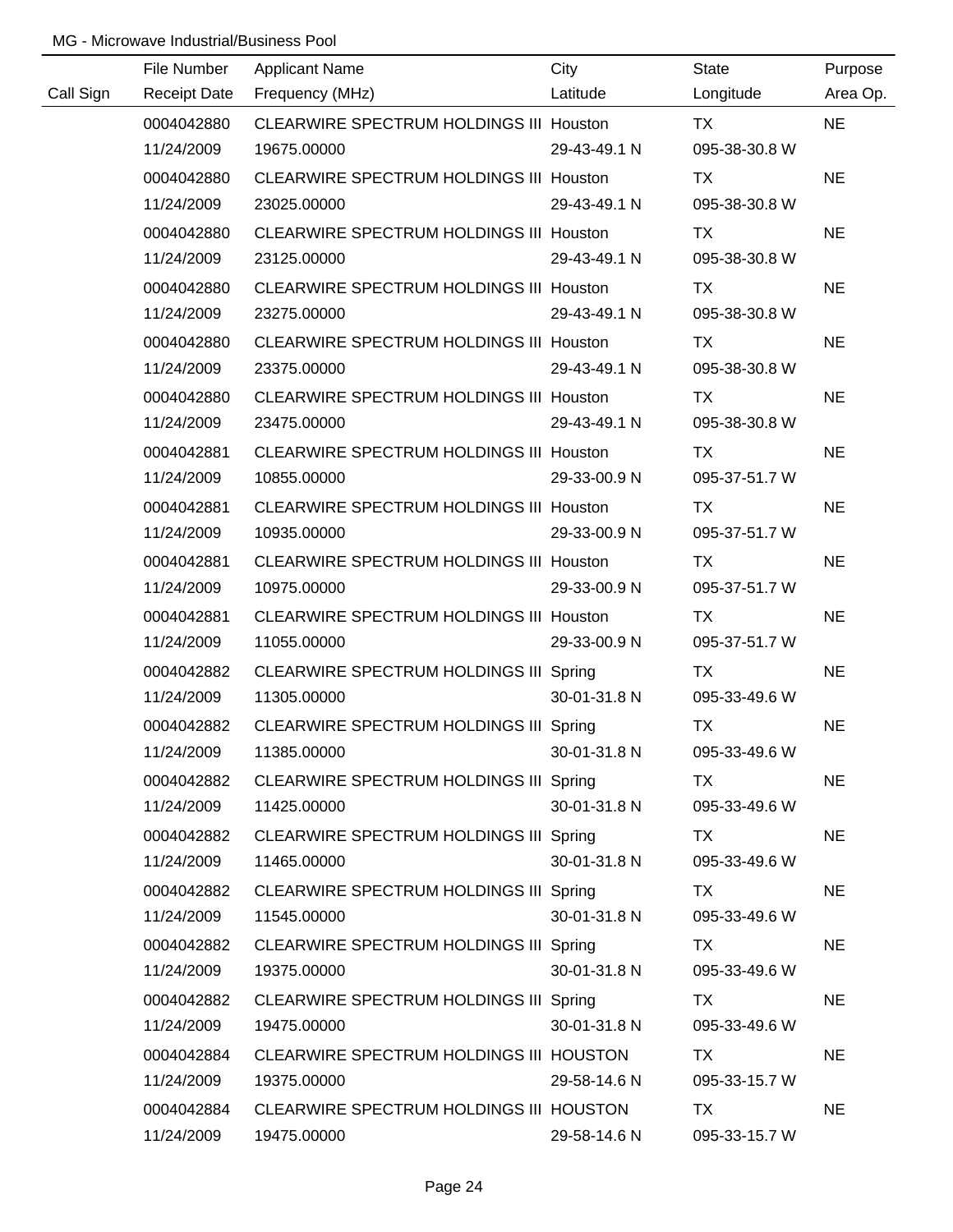MG - Microwave Industrial/Business Pool

| Call Sign | File Number<br>Receipt Date | Applicant Name<br>Frequency (MHz) | City<br>Latitude | State<br>Longitude | Purpose<br>Area Op. |
|---|---|---|---|---|---|
| | 0004042880<br>11/24/2009 | CLEARWIRE SPECTRUM HOLDINGS III<br>19675.00000 | Houston<br>29-43-49.1 N | TX<br>095-38-30.8 W | NE |
| | 0004042880<br>11/24/2009 | CLEARWIRE SPECTRUM HOLDINGS III<br>23025.00000 | Houston<br>29-43-49.1 N | TX<br>095-38-30.8 W | NE |
| | 0004042880<br>11/24/2009 | CLEARWIRE SPECTRUM HOLDINGS III<br>23125.00000 | Houston<br>29-43-49.1 N | TX<br>095-38-30.8 W | NE |
| | 0004042880<br>11/24/2009 | CLEARWIRE SPECTRUM HOLDINGS III<br>23275.00000 | Houston<br>29-43-49.1 N | TX<br>095-38-30.8 W | NE |
| | 0004042880<br>11/24/2009 | CLEARWIRE SPECTRUM HOLDINGS III<br>23375.00000 | Houston<br>29-43-49.1 N | TX<br>095-38-30.8 W | NE |
| | 0004042880<br>11/24/2009 | CLEARWIRE SPECTRUM HOLDINGS III<br>23475.00000 | Houston<br>29-43-49.1 N | TX<br>095-38-30.8 W | NE |
| | 0004042881<br>11/24/2009 | CLEARWIRE SPECTRUM HOLDINGS III<br>10855.00000 | Houston<br>29-33-00.9 N | TX<br>095-37-51.7 W | NE |
| | 0004042881<br>11/24/2009 | CLEARWIRE SPECTRUM HOLDINGS III<br>10935.00000 | Houston<br>29-33-00.9 N | TX<br>095-37-51.7 W | NE |
| | 0004042881<br>11/24/2009 | CLEARWIRE SPECTRUM HOLDINGS III<br>10975.00000 | Houston<br>29-33-00.9 N | TX<br>095-37-51.7 W | NE |
| | 0004042881<br>11/24/2009 | CLEARWIRE SPECTRUM HOLDINGS III<br>11055.00000 | Houston<br>29-33-00.9 N | TX<br>095-37-51.7 W | NE |
| | 0004042882<br>11/24/2009 | CLEARWIRE SPECTRUM HOLDINGS III<br>11305.00000 | Spring<br>30-01-31.8 N | TX<br>095-33-49.6 W | NE |
| | 0004042882<br>11/24/2009 | CLEARWIRE SPECTRUM HOLDINGS III<br>11385.00000 | Spring<br>30-01-31.8 N | TX<br>095-33-49.6 W | NE |
| | 0004042882<br>11/24/2009 | CLEARWIRE SPECTRUM HOLDINGS III<br>11425.00000 | Spring<br>30-01-31.8 N | TX<br>095-33-49.6 W | NE |
| | 0004042882<br>11/24/2009 | CLEARWIRE SPECTRUM HOLDINGS III<br>11465.00000 | Spring<br>30-01-31.8 N | TX<br>095-33-49.6 W | NE |
| | 0004042882<br>11/24/2009 | CLEARWIRE SPECTRUM HOLDINGS III<br>11545.00000 | Spring<br>30-01-31.8 N | TX<br>095-33-49.6 W | NE |
| | 0004042882<br>11/24/2009 | CLEARWIRE SPECTRUM HOLDINGS III<br>19375.00000 | Spring<br>30-01-31.8 N | TX<br>095-33-49.6 W | NE |
| | 0004042882<br>11/24/2009 | CLEARWIRE SPECTRUM HOLDINGS III<br>19475.00000 | Spring<br>30-01-31.8 N | TX<br>095-33-49.6 W | NE |
| | 0004042884<br>11/24/2009 | CLEARWIRE SPECTRUM HOLDINGS III<br>19375.00000 | HOUSTON<br>29-58-14.6 N | TX<br>095-33-15.7 W | NE |
| | 0004042884<br>11/24/2009 | CLEARWIRE SPECTRUM HOLDINGS III<br>19475.00000 | HOUSTON<br>29-58-14.6 N | TX<br>095-33-15.7 W | NE |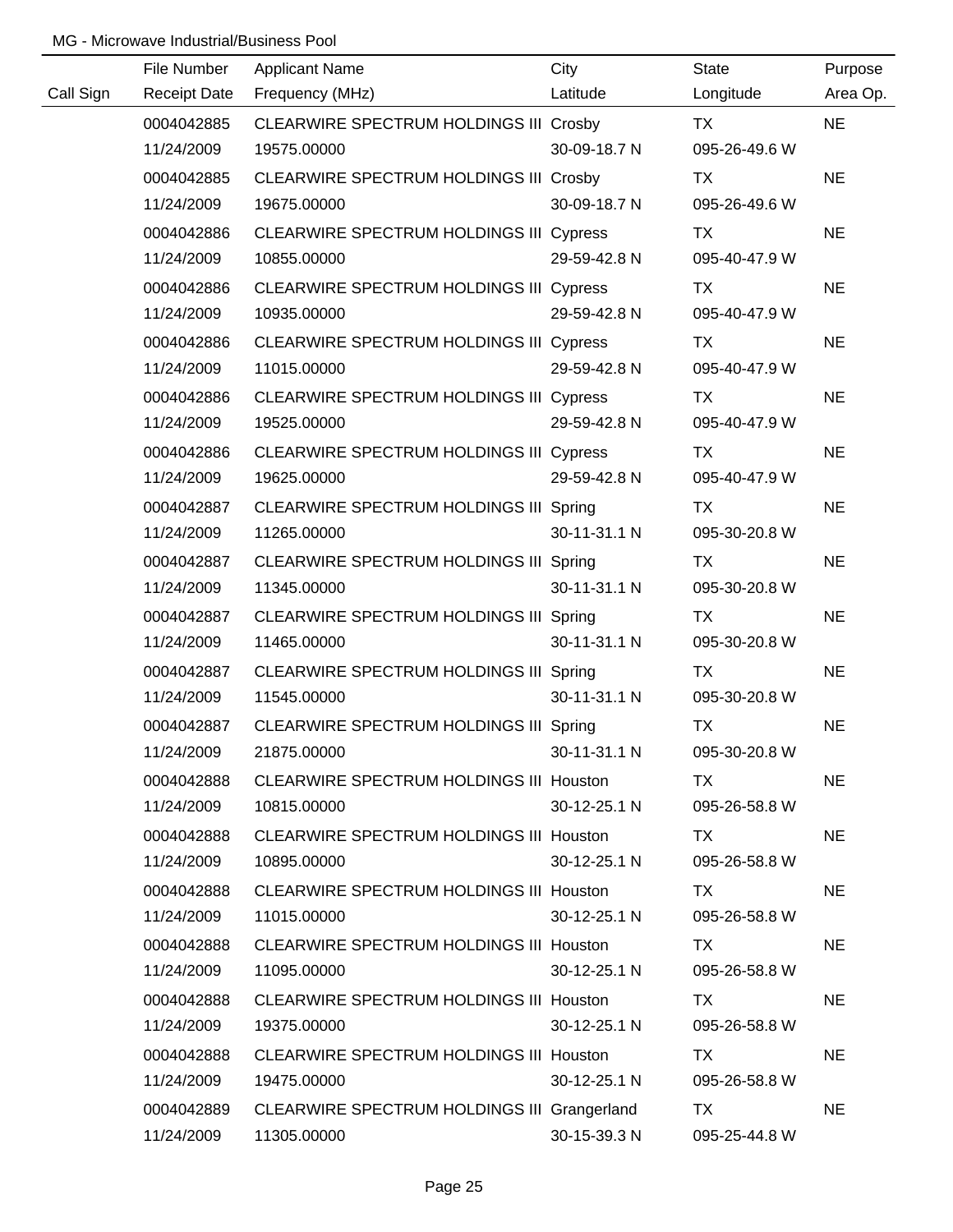MG - Microwave Industrial/Business Pool

| Call Sign | File Number<br>Receipt Date | Applicant Name<br>Frequency (MHz) | City<br>Latitude | State<br>Longitude | Purpose<br>Area Op. |
|---|---|---|---|---|---|
| | 0004042885<br>11/24/2009 | CLEARWIRE SPECTRUM HOLDINGS III<br>19575.00000 | Crosby<br>30-09-18.7 N | TX<br>095-26-49.6 W | NE |
| | 0004042885<br>11/24/2009 | CLEARWIRE SPECTRUM HOLDINGS III<br>19675.00000 | Crosby<br>30-09-18.7 N | TX<br>095-26-49.6 W | NE |
| | 0004042886<br>11/24/2009 | CLEARWIRE SPECTRUM HOLDINGS III<br>10855.00000 | Cypress<br>29-59-42.8 N | TX<br>095-40-47.9 W | NE |
| | 0004042886<br>11/24/2009 | CLEARWIRE SPECTRUM HOLDINGS III<br>10935.00000 | Cypress<br>29-59-42.8 N | TX<br>095-40-47.9 W | NE |
| | 0004042886<br>11/24/2009 | CLEARWIRE SPECTRUM HOLDINGS III<br>11015.00000 | Cypress<br>29-59-42.8 N | TX<br>095-40-47.9 W | NE |
| | 0004042886<br>11/24/2009 | CLEARWIRE SPECTRUM HOLDINGS III<br>19525.00000 | Cypress<br>29-59-42.8 N | TX<br>095-40-47.9 W | NE |
| | 0004042886<br>11/24/2009 | CLEARWIRE SPECTRUM HOLDINGS III<br>19625.00000 | Cypress<br>29-59-42.8 N | TX<br>095-40-47.9 W | NE |
| | 0004042887<br>11/24/2009 | CLEARWIRE SPECTRUM HOLDINGS III<br>11265.00000 | Spring<br>30-11-31.1 N | TX<br>095-30-20.8 W | NE |
| | 0004042887<br>11/24/2009 | CLEARWIRE SPECTRUM HOLDINGS III<br>11345.00000 | Spring<br>30-11-31.1 N | TX<br>095-30-20.8 W | NE |
| | 0004042887<br>11/24/2009 | CLEARWIRE SPECTRUM HOLDINGS III<br>11465.00000 | Spring<br>30-11-31.1 N | TX<br>095-30-20.8 W | NE |
| | 0004042887<br>11/24/2009 | CLEARWIRE SPECTRUM HOLDINGS III<br>11545.00000 | Spring<br>30-11-31.1 N | TX<br>095-30-20.8 W | NE |
| | 0004042887<br>11/24/2009 | CLEARWIRE SPECTRUM HOLDINGS III<br>21875.00000 | Spring<br>30-11-31.1 N | TX<br>095-30-20.8 W | NE |
| | 0004042888<br>11/24/2009 | CLEARWIRE SPECTRUM HOLDINGS III<br>10815.00000 | Houston<br>30-12-25.1 N | TX<br>095-26-58.8 W | NE |
| | 0004042888<br>11/24/2009 | CLEARWIRE SPECTRUM HOLDINGS III<br>10895.00000 | Houston<br>30-12-25.1 N | TX<br>095-26-58.8 W | NE |
| | 0004042888<br>11/24/2009 | CLEARWIRE SPECTRUM HOLDINGS III<br>11015.00000 | Houston<br>30-12-25.1 N | TX<br>095-26-58.8 W | NE |
| | 0004042888<br>11/24/2009 | CLEARWIRE SPECTRUM HOLDINGS III<br>11095.00000 | Houston<br>30-12-25.1 N | TX<br>095-26-58.8 W | NE |
| | 0004042888<br>11/24/2009 | CLEARWIRE SPECTRUM HOLDINGS III<br>19375.00000 | Houston<br>30-12-25.1 N | TX<br>095-26-58.8 W | NE |
| | 0004042888<br>11/24/2009 | CLEARWIRE SPECTRUM HOLDINGS III<br>19475.00000 | Houston<br>30-12-25.1 N | TX<br>095-26-58.8 W | NE |
| | 0004042889<br>11/24/2009 | CLEARWIRE SPECTRUM HOLDINGS III<br>11305.00000 | Grangerland<br>30-15-39.3 N | TX<br>095-25-44.8 W | NE |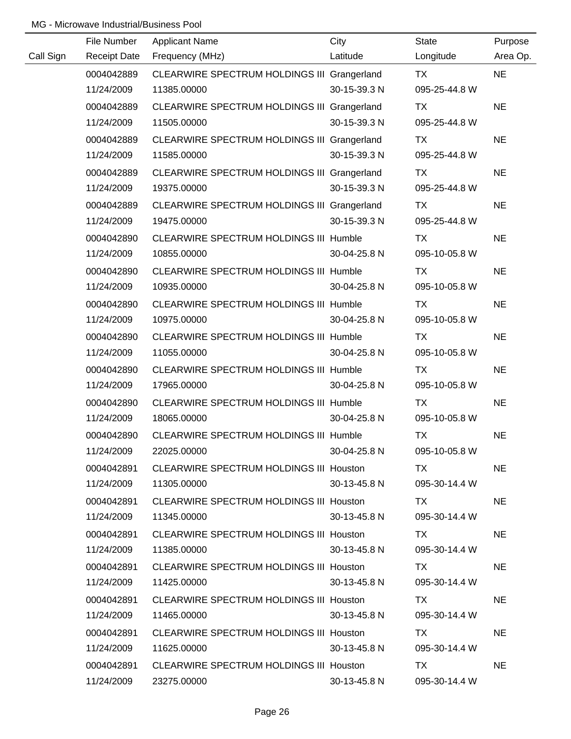MG - Microwave Industrial/Business Pool

| Call Sign | File Number<br>Receipt Date | Applicant Name<br>Frequency (MHz) | City<br>Latitude | State<br>Longitude | Purpose<br>Area Op. |
|---|---|---|---|---|---|
| | 0004042889<br>11/24/2009 | CLEARWIRE SPECTRUM HOLDINGS III<br>11385.00000 | Grangerland<br>30-15-39.3 N | TX<br>095-25-44.8 W | NE |
| | 0004042889<br>11/24/2009 | CLEARWIRE SPECTRUM HOLDINGS III<br>11505.00000 | Grangerland<br>30-15-39.3 N | TX<br>095-25-44.8 W | NE |
| | 0004042889<br>11/24/2009 | CLEARWIRE SPECTRUM HOLDINGS III<br>11585.00000 | Grangerland<br>30-15-39.3 N | TX<br>095-25-44.8 W | NE |
| | 0004042889<br>11/24/2009 | CLEARWIRE SPECTRUM HOLDINGS III<br>19375.00000 | Grangerland<br>30-15-39.3 N | TX<br>095-25-44.8 W | NE |
| | 0004042889<br>11/24/2009 | CLEARWIRE SPECTRUM HOLDINGS III<br>19475.00000 | Grangerland<br>30-15-39.3 N | TX<br>095-25-44.8 W | NE |
| | 0004042890<br>11/24/2009 | CLEARWIRE SPECTRUM HOLDINGS III<br>10855.00000 | Humble<br>30-04-25.8 N | TX<br>095-10-05.8 W | NE |
| | 0004042890<br>11/24/2009 | CLEARWIRE SPECTRUM HOLDINGS III<br>10935.00000 | Humble<br>30-04-25.8 N | TX<br>095-10-05.8 W | NE |
| | 0004042890<br>11/24/2009 | CLEARWIRE SPECTRUM HOLDINGS III<br>10975.00000 | Humble<br>30-04-25.8 N | TX<br>095-10-05.8 W | NE |
| | 0004042890<br>11/24/2009 | CLEARWIRE SPECTRUM HOLDINGS III<br>11055.00000 | Humble<br>30-04-25.8 N | TX<br>095-10-05.8 W | NE |
| | 0004042890<br>11/24/2009 | CLEARWIRE SPECTRUM HOLDINGS III<br>17965.00000 | Humble<br>30-04-25.8 N | TX<br>095-10-05.8 W | NE |
| | 0004042890<br>11/24/2009 | CLEARWIRE SPECTRUM HOLDINGS III<br>18065.00000 | Humble<br>30-04-25.8 N | TX<br>095-10-05.8 W | NE |
| | 0004042890<br>11/24/2009 | CLEARWIRE SPECTRUM HOLDINGS III<br>22025.00000 | Humble<br>30-04-25.8 N | TX<br>095-10-05.8 W | NE |
| | 0004042891<br>11/24/2009 | CLEARWIRE SPECTRUM HOLDINGS III<br>11305.00000 | Houston<br>30-13-45.8 N | TX<br>095-30-14.4 W | NE |
| | 0004042891<br>11/24/2009 | CLEARWIRE SPECTRUM HOLDINGS III<br>11345.00000 | Houston<br>30-13-45.8 N | TX<br>095-30-14.4 W | NE |
| | 0004042891<br>11/24/2009 | CLEARWIRE SPECTRUM HOLDINGS III<br>11385.00000 | Houston<br>30-13-45.8 N | TX<br>095-30-14.4 W | NE |
| | 0004042891<br>11/24/2009 | CLEARWIRE SPECTRUM HOLDINGS III<br>11425.00000 | Houston<br>30-13-45.8 N | TX<br>095-30-14.4 W | NE |
| | 0004042891<br>11/24/2009 | CLEARWIRE SPECTRUM HOLDINGS III<br>11465.00000 | Houston<br>30-13-45.8 N | TX<br>095-30-14.4 W | NE |
| | 0004042891<br>11/24/2009 | CLEARWIRE SPECTRUM HOLDINGS III<br>11625.00000 | Houston<br>30-13-45.8 N | TX<br>095-30-14.4 W | NE |
| | 0004042891<br>11/24/2009 | CLEARWIRE SPECTRUM HOLDINGS III<br>23275.00000 | Houston<br>30-13-45.8 N | TX<br>095-30-14.4 W | NE |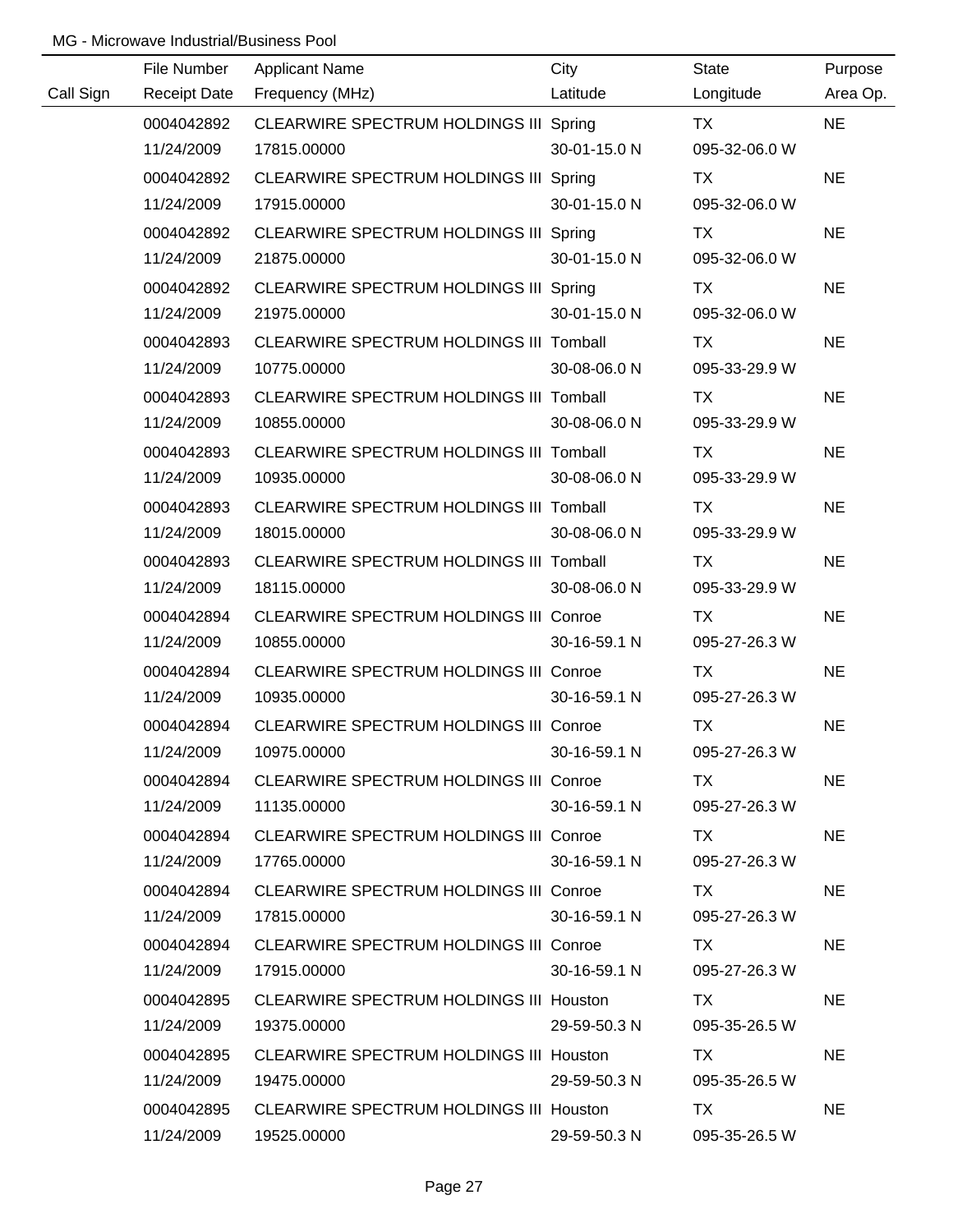MG - Microwave Industrial/Business Pool

| Call Sign | File Number<br>Receipt Date | Applicant Name<br>Frequency (MHz) | City<br>Latitude | State<br>Longitude | Purpose<br>Area Op. |
|---|---|---|---|---|---|
| | 0004042892<br>11/24/2009 | CLEARWIRE SPECTRUM HOLDINGS III<br>17815.00000 | Spring<br>30-01-15.0 N | TX<br>095-32-06.0 W | NE |
| | 0004042892<br>11/24/2009 | CLEARWIRE SPECTRUM HOLDINGS III<br>17915.00000 | Spring<br>30-01-15.0 N | TX<br>095-32-06.0 W | NE |
| | 0004042892<br>11/24/2009 | CLEARWIRE SPECTRUM HOLDINGS III<br>21875.00000 | Spring<br>30-01-15.0 N | TX<br>095-32-06.0 W | NE |
| | 0004042892<br>11/24/2009 | CLEARWIRE SPECTRUM HOLDINGS III<br>21975.00000 | Spring<br>30-01-15.0 N | TX<br>095-32-06.0 W | NE |
| | 0004042893<br>11/24/2009 | CLEARWIRE SPECTRUM HOLDINGS III<br>10775.00000 | Tomball<br>30-08-06.0 N | TX<br>095-33-29.9 W | NE |
| | 0004042893<br>11/24/2009 | CLEARWIRE SPECTRUM HOLDINGS III<br>10855.00000 | Tomball<br>30-08-06.0 N | TX<br>095-33-29.9 W | NE |
| | 0004042893<br>11/24/2009 | CLEARWIRE SPECTRUM HOLDINGS III<br>10935.00000 | Tomball<br>30-08-06.0 N | TX<br>095-33-29.9 W | NE |
| | 0004042893<br>11/24/2009 | CLEARWIRE SPECTRUM HOLDINGS III<br>18015.00000 | Tomball<br>30-08-06.0 N | TX<br>095-33-29.9 W | NE |
| | 0004042893<br>11/24/2009 | CLEARWIRE SPECTRUM HOLDINGS III<br>18115.00000 | Tomball<br>30-08-06.0 N | TX<br>095-33-29.9 W | NE |
| | 0004042894<br>11/24/2009 | CLEARWIRE SPECTRUM HOLDINGS III<br>10855.00000 | Conroe<br>30-16-59.1 N | TX<br>095-27-26.3 W | NE |
| | 0004042894<br>11/24/2009 | CLEARWIRE SPECTRUM HOLDINGS III<br>10935.00000 | Conroe<br>30-16-59.1 N | TX<br>095-27-26.3 W | NE |
| | 0004042894<br>11/24/2009 | CLEARWIRE SPECTRUM HOLDINGS III<br>10975.00000 | Conroe<br>30-16-59.1 N | TX<br>095-27-26.3 W | NE |
| | 0004042894<br>11/24/2009 | CLEARWIRE SPECTRUM HOLDINGS III<br>11135.00000 | Conroe<br>30-16-59.1 N | TX<br>095-27-26.3 W | NE |
| | 0004042894<br>11/24/2009 | CLEARWIRE SPECTRUM HOLDINGS III<br>17765.00000 | Conroe<br>30-16-59.1 N | TX<br>095-27-26.3 W | NE |
| | 0004042894<br>11/24/2009 | CLEARWIRE SPECTRUM HOLDINGS III<br>17815.00000 | Conroe<br>30-16-59.1 N | TX<br>095-27-26.3 W | NE |
| | 0004042894<br>11/24/2009 | CLEARWIRE SPECTRUM HOLDINGS III<br>17915.00000 | Conroe<br>30-16-59.1 N | TX<br>095-27-26.3 W | NE |
| | 0004042895<br>11/24/2009 | CLEARWIRE SPECTRUM HOLDINGS III<br>19375.00000 | Houston<br>29-59-50.3 N | TX<br>095-35-26.5 W | NE |
| | 0004042895<br>11/24/2009 | CLEARWIRE SPECTRUM HOLDINGS III<br>19475.00000 | Houston<br>29-59-50.3 N | TX<br>095-35-26.5 W | NE |
| | 0004042895<br>11/24/2009 | CLEARWIRE SPECTRUM HOLDINGS III<br>19525.00000 | Houston<br>29-59-50.3 N | TX<br>095-35-26.5 W | NE |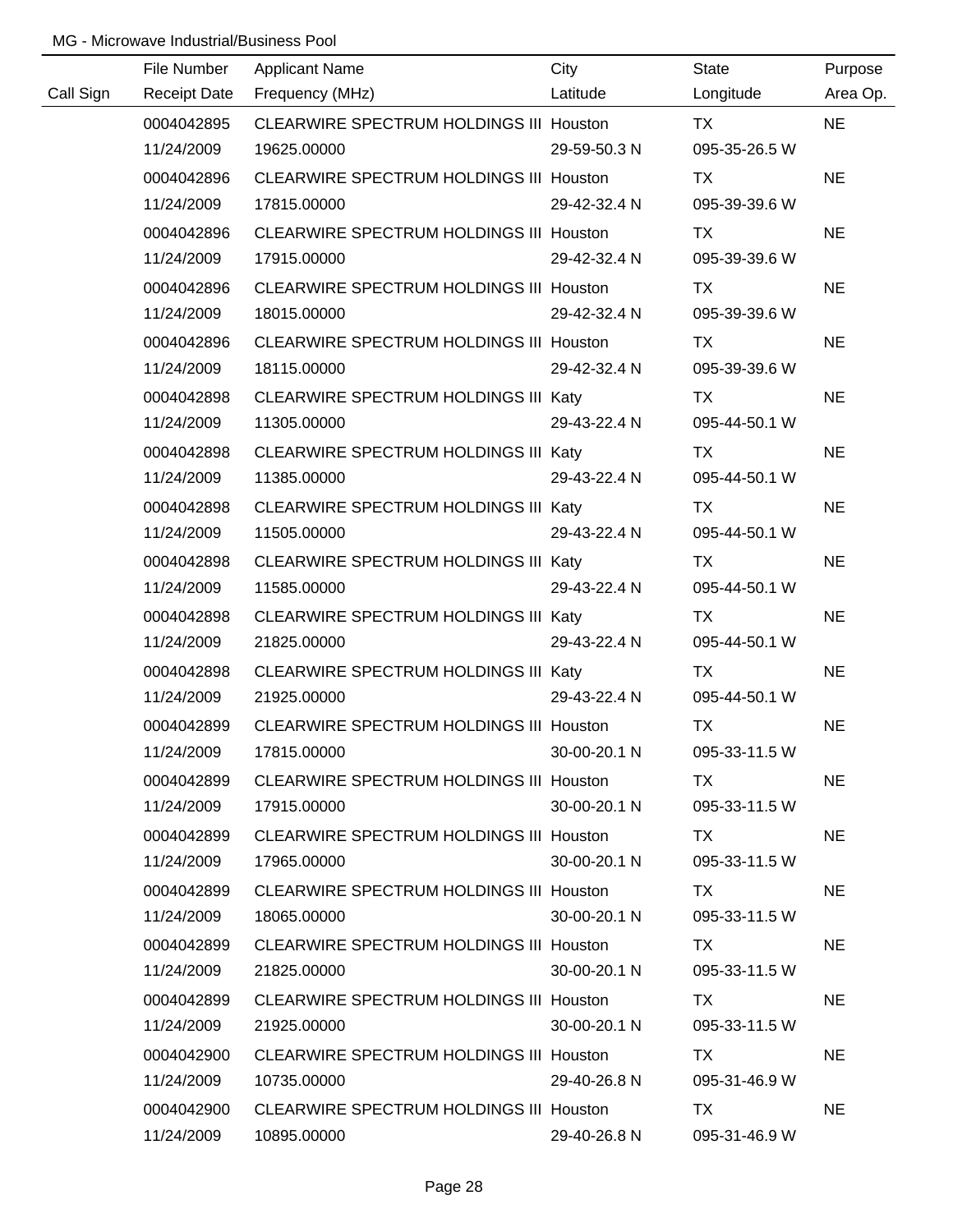MG - Microwave Industrial/Business Pool

| Call Sign | File Number<br>Receipt Date | Applicant Name<br>Frequency (MHz) | City<br>Latitude | State<br>Longitude | Purpose<br>Area Op. |
|---|---|---|---|---|---|
| | 0004042895<br>11/24/2009 | CLEARWIRE SPECTRUM HOLDINGS III<br>19625.00000 | Houston<br>29-59-50.3 N | TX<br>095-35-26.5 W | NE |
| | 0004042896<br>11/24/2009 | CLEARWIRE SPECTRUM HOLDINGS III<br>17815.00000 | Houston<br>29-42-32.4 N | TX<br>095-39-39.6 W | NE |
| | 0004042896<br>11/24/2009 | CLEARWIRE SPECTRUM HOLDINGS III<br>17915.00000 | Houston<br>29-42-32.4 N | TX<br>095-39-39.6 W | NE |
| | 0004042896<br>11/24/2009 | CLEARWIRE SPECTRUM HOLDINGS III<br>18015.00000 | Houston<br>29-42-32.4 N | TX<br>095-39-39.6 W | NE |
| | 0004042896<br>11/24/2009 | CLEARWIRE SPECTRUM HOLDINGS III<br>18115.00000 | Houston<br>29-42-32.4 N | TX<br>095-39-39.6 W | NE |
| | 0004042898<br>11/24/2009 | CLEARWIRE SPECTRUM HOLDINGS III<br>11305.00000 | Katy<br>29-43-22.4 N | TX<br>095-44-50.1 W | NE |
| | 0004042898<br>11/24/2009 | CLEARWIRE SPECTRUM HOLDINGS III<br>11385.00000 | Katy<br>29-43-22.4 N | TX<br>095-44-50.1 W | NE |
| | 0004042898<br>11/24/2009 | CLEARWIRE SPECTRUM HOLDINGS III<br>11505.00000 | Katy<br>29-43-22.4 N | TX<br>095-44-50.1 W | NE |
| | 0004042898<br>11/24/2009 | CLEARWIRE SPECTRUM HOLDINGS III<br>11585.00000 | Katy<br>29-43-22.4 N | TX<br>095-44-50.1 W | NE |
| | 0004042898<br>11/24/2009 | CLEARWIRE SPECTRUM HOLDINGS III<br>21825.00000 | Katy<br>29-43-22.4 N | TX<br>095-44-50.1 W | NE |
| | 0004042898<br>11/24/2009 | CLEARWIRE SPECTRUM HOLDINGS III<br>21925.00000 | Katy<br>29-43-22.4 N | TX<br>095-44-50.1 W | NE |
| | 0004042899<br>11/24/2009 | CLEARWIRE SPECTRUM HOLDINGS III<br>17815.00000 | Houston<br>30-00-20.1 N | TX<br>095-33-11.5 W | NE |
| | 0004042899<br>11/24/2009 | CLEARWIRE SPECTRUM HOLDINGS III<br>17915.00000 | Houston<br>30-00-20.1 N | TX<br>095-33-11.5 W | NE |
| | 0004042899<br>11/24/2009 | CLEARWIRE SPECTRUM HOLDINGS III<br>17965.00000 | Houston<br>30-00-20.1 N | TX<br>095-33-11.5 W | NE |
| | 0004042899<br>11/24/2009 | CLEARWIRE SPECTRUM HOLDINGS III<br>18065.00000 | Houston<br>30-00-20.1 N | TX<br>095-33-11.5 W | NE |
| | 0004042899<br>11/24/2009 | CLEARWIRE SPECTRUM HOLDINGS III<br>21825.00000 | Houston<br>30-00-20.1 N | TX<br>095-33-11.5 W | NE |
| | 0004042899<br>11/24/2009 | CLEARWIRE SPECTRUM HOLDINGS III<br>21925.00000 | Houston<br>30-00-20.1 N | TX<br>095-33-11.5 W | NE |
| | 0004042900<br>11/24/2009 | CLEARWIRE SPECTRUM HOLDINGS III<br>10735.00000 | Houston<br>29-40-26.8 N | TX<br>095-31-46.9 W | NE |
| | 0004042900<br>11/24/2009 | CLEARWIRE SPECTRUM HOLDINGS III<br>10895.00000 | Houston<br>29-40-26.8 N | TX<br>095-31-46.9 W | NE |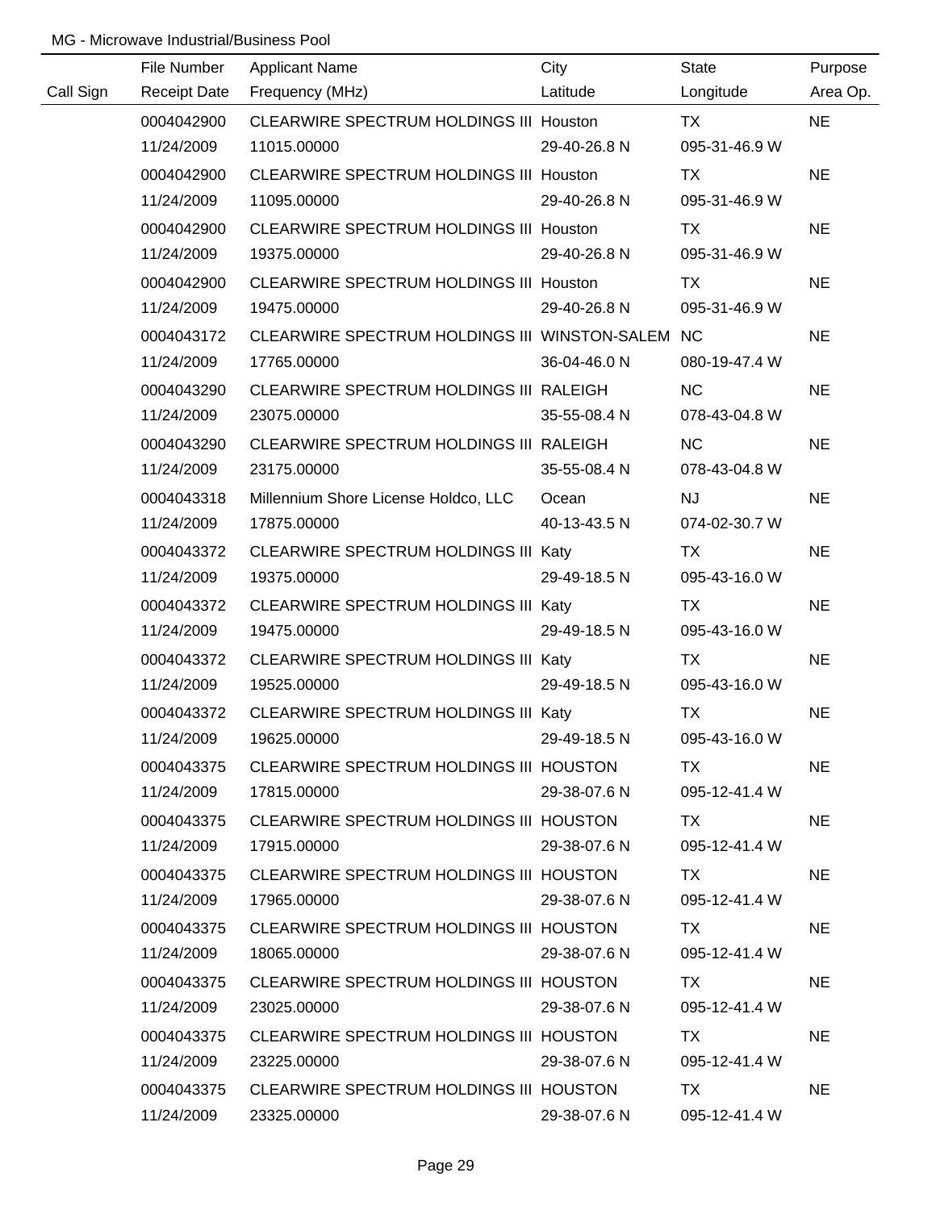MG - Microwave Industrial/Business Pool

| Call Sign | File Number / Receipt Date | Applicant Name / Frequency (MHz) | City / Latitude | State / Longitude | Purpose / Area Op. |
|---|---|---|---|---|---|
| | 0004042900 | CLEARWIRE SPECTRUM HOLDINGS III | Houston | TX | NE |
| | 11/24/2009 | 11015.00000 | 29-40-26.8 N | 095-31-46.9 W | |
| | 0004042900 | CLEARWIRE SPECTRUM HOLDINGS III | Houston | TX | NE |
| | 11/24/2009 | 11095.00000 | 29-40-26.8 N | 095-31-46.9 W | |
| | 0004042900 | CLEARWIRE SPECTRUM HOLDINGS III | Houston | TX | NE |
| | 11/24/2009 | 19375.00000 | 29-40-26.8 N | 095-31-46.9 W | |
| | 0004042900 | CLEARWIRE SPECTRUM HOLDINGS III | Houston | TX | NE |
| | 11/24/2009 | 19475.00000 | 29-40-26.8 N | 095-31-46.9 W | |
| | 0004043172 | CLEARWIRE SPECTRUM HOLDINGS III | WINSTON-SALEM | NC | NE |
| | 11/24/2009 | 17765.00000 | 36-04-46.0 N | 080-19-47.4 W | |
| | 0004043290 | CLEARWIRE SPECTRUM HOLDINGS III | RALEIGH | NC | NE |
| | 11/24/2009 | 23075.00000 | 35-55-08.4 N | 078-43-04.8 W | |
| | 0004043290 | CLEARWIRE SPECTRUM HOLDINGS III | RALEIGH | NC | NE |
| | 11/24/2009 | 23175.00000 | 35-55-08.4 N | 078-43-04.8 W | |
| | 0004043318 | Millennium Shore License Holdco, LLC | Ocean | NJ | NE |
| | 11/24/2009 | 17875.00000 | 40-13-43.5 N | 074-02-30.7 W | |
| | 0004043372 | CLEARWIRE SPECTRUM HOLDINGS III | Katy | TX | NE |
| | 11/24/2009 | 19375.00000 | 29-49-18.5 N | 095-43-16.0 W | |
| | 0004043372 | CLEARWIRE SPECTRUM HOLDINGS III | Katy | TX | NE |
| | 11/24/2009 | 19475.00000 | 29-49-18.5 N | 095-43-16.0 W | |
| | 0004043372 | CLEARWIRE SPECTRUM HOLDINGS III | Katy | TX | NE |
| | 11/24/2009 | 19525.00000 | 29-49-18.5 N | 095-43-16.0 W | |
| | 0004043372 | CLEARWIRE SPECTRUM HOLDINGS III | Katy | TX | NE |
| | 11/24/2009 | 19625.00000 | 29-49-18.5 N | 095-43-16.0 W | |
| | 0004043375 | CLEARWIRE SPECTRUM HOLDINGS III | HOUSTON | TX | NE |
| | 11/24/2009 | 17815.00000 | 29-38-07.6 N | 095-12-41.4 W | |
| | 0004043375 | CLEARWIRE SPECTRUM HOLDINGS III | HOUSTON | TX | NE |
| | 11/24/2009 | 17915.00000 | 29-38-07.6 N | 095-12-41.4 W | |
| | 0004043375 | CLEARWIRE SPECTRUM HOLDINGS III | HOUSTON | TX | NE |
| | 11/24/2009 | 17965.00000 | 29-38-07.6 N | 095-12-41.4 W | |
| | 0004043375 | CLEARWIRE SPECTRUM HOLDINGS III | HOUSTON | TX | NE |
| | 11/24/2009 | 18065.00000 | 29-38-07.6 N | 095-12-41.4 W | |
| | 0004043375 | CLEARWIRE SPECTRUM HOLDINGS III | HOUSTON | TX | NE |
| | 11/24/2009 | 23025.00000 | 29-38-07.6 N | 095-12-41.4 W | |
| | 0004043375 | CLEARWIRE SPECTRUM HOLDINGS III | HOUSTON | TX | NE |
| | 11/24/2009 | 23225.00000 | 29-38-07.6 N | 095-12-41.4 W | |
| | 0004043375 | CLEARWIRE SPECTRUM HOLDINGS III | HOUSTON | TX | NE |
| | 11/24/2009 | 23325.00000 | 29-38-07.6 N | 095-12-41.4 W | |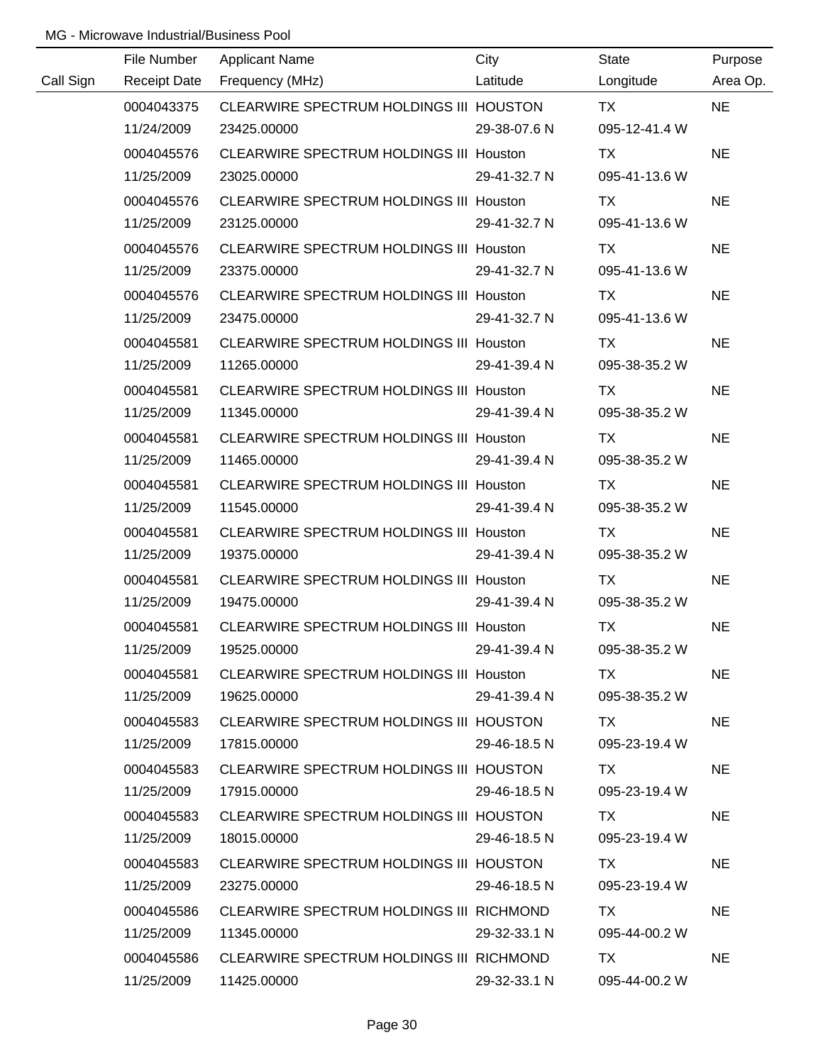MG - Microwave Industrial/Business Pool

| Call Sign | File Number<br>Receipt Date | Applicant Name<br>Frequency (MHz) | City<br>Latitude | State<br>Longitude | Purpose<br>Area Op. |
|---|---|---|---|---|---|
| | 0004043375<br>11/24/2009 | CLEARWIRE SPECTRUM HOLDINGS III<br>23425.00000 | HOUSTON<br>29-38-07.6 N | TX<br>095-12-41.4 W | NE |
| | 0004045576<br>11/25/2009 | CLEARWIRE SPECTRUM HOLDINGS III<br>23025.00000 | Houston<br>29-41-32.7 N | TX<br>095-41-13.6 W | NE |
| | 0004045576<br>11/25/2009 | CLEARWIRE SPECTRUM HOLDINGS III<br>23125.00000 | Houston<br>29-41-32.7 N | TX<br>095-41-13.6 W | NE |
| | 0004045576<br>11/25/2009 | CLEARWIRE SPECTRUM HOLDINGS III<br>23375.00000 | Houston<br>29-41-32.7 N | TX<br>095-41-13.6 W | NE |
| | 0004045576<br>11/25/2009 | CLEARWIRE SPECTRUM HOLDINGS III<br>23475.00000 | Houston<br>29-41-32.7 N | TX<br>095-41-13.6 W | NE |
| | 0004045581<br>11/25/2009 | CLEARWIRE SPECTRUM HOLDINGS III<br>11265.00000 | Houston<br>29-41-39.4 N | TX<br>095-38-35.2 W | NE |
| | 0004045581<br>11/25/2009 | CLEARWIRE SPECTRUM HOLDINGS III<br>11345.00000 | Houston<br>29-41-39.4 N | TX<br>095-38-35.2 W | NE |
| | 0004045581<br>11/25/2009 | CLEARWIRE SPECTRUM HOLDINGS III<br>11465.00000 | Houston<br>29-41-39.4 N | TX<br>095-38-35.2 W | NE |
| | 0004045581<br>11/25/2009 | CLEARWIRE SPECTRUM HOLDINGS III<br>11545.00000 | Houston<br>29-41-39.4 N | TX<br>095-38-35.2 W | NE |
| | 0004045581<br>11/25/2009 | CLEARWIRE SPECTRUM HOLDINGS III<br>19375.00000 | Houston<br>29-41-39.4 N | TX<br>095-38-35.2 W | NE |
| | 0004045581<br>11/25/2009 | CLEARWIRE SPECTRUM HOLDINGS III<br>19475.00000 | Houston<br>29-41-39.4 N | TX<br>095-38-35.2 W | NE |
| | 0004045581<br>11/25/2009 | CLEARWIRE SPECTRUM HOLDINGS III<br>19525.00000 | Houston<br>29-41-39.4 N | TX<br>095-38-35.2 W | NE |
| | 0004045581<br>11/25/2009 | CLEARWIRE SPECTRUM HOLDINGS III<br>19625.00000 | Houston<br>29-41-39.4 N | TX<br>095-38-35.2 W | NE |
| | 0004045583<br>11/25/2009 | CLEARWIRE SPECTRUM HOLDINGS III<br>17815.00000 | HOUSTON<br>29-46-18.5 N | TX<br>095-23-19.4 W | NE |
| | 0004045583<br>11/25/2009 | CLEARWIRE SPECTRUM HOLDINGS III<br>17915.00000 | HOUSTON<br>29-46-18.5 N | TX<br>095-23-19.4 W | NE |
| | 0004045583<br>11/25/2009 | CLEARWIRE SPECTRUM HOLDINGS III<br>18015.00000 | HOUSTON<br>29-46-18.5 N | TX<br>095-23-19.4 W | NE |
| | 0004045583<br>11/25/2009 | CLEARWIRE SPECTRUM HOLDINGS III<br>23275.00000 | HOUSTON<br>29-46-18.5 N | TX<br>095-23-19.4 W | NE |
| | 0004045586<br>11/25/2009 | CLEARWIRE SPECTRUM HOLDINGS III<br>11345.00000 | RICHMOND<br>29-32-33.1 N | TX<br>095-44-00.2 W | NE |
| | 0004045586<br>11/25/2009 | CLEARWIRE SPECTRUM HOLDINGS III<br>11425.00000 | RICHMOND<br>29-32-33.1 N | TX<br>095-44-00.2 W | NE |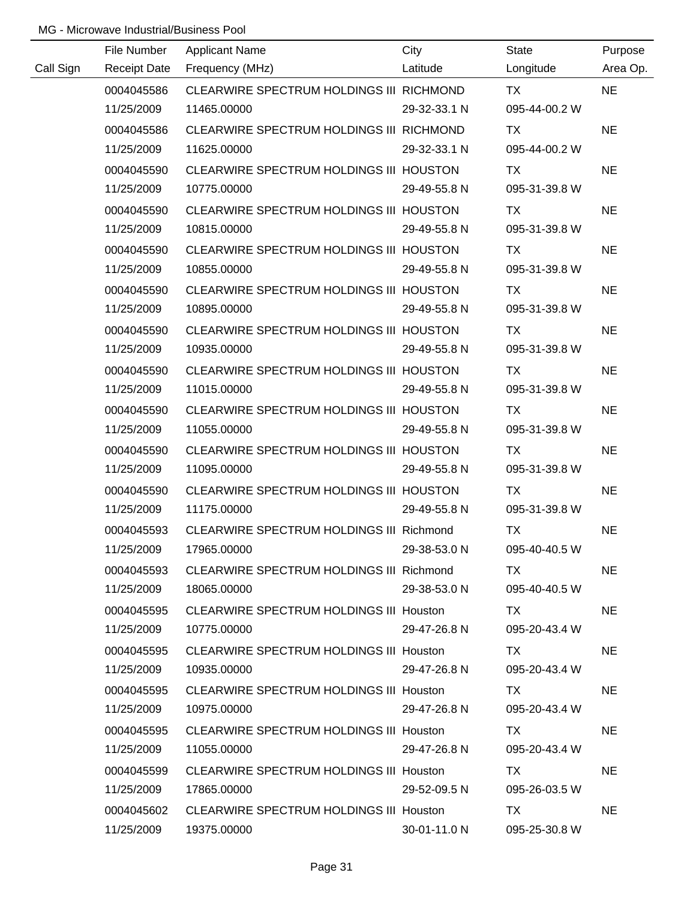MG - Microwave Industrial/Business Pool

| Call Sign | File Number<br>Receipt Date | Applicant Name<br>Frequency (MHz) | City<br>Latitude | State<br>Longitude | Purpose<br>Area Op. |
|---|---|---|---|---|---|
| | 0004045586<br>11/25/2009 | CLEARWIRE SPECTRUM HOLDINGS III<br>11465.00000 | RICHMOND<br>29-32-33.1 N | TX<br>095-44-00.2 W | NE |
| | 0004045586<br>11/25/2009 | CLEARWIRE SPECTRUM HOLDINGS III<br>11625.00000 | RICHMOND<br>29-32-33.1 N | TX<br>095-44-00.2 W | NE |
| | 0004045590<br>11/25/2009 | CLEARWIRE SPECTRUM HOLDINGS III<br>10775.00000 | HOUSTON<br>29-49-55.8 N | TX<br>095-31-39.8 W | NE |
| | 0004045590<br>11/25/2009 | CLEARWIRE SPECTRUM HOLDINGS III<br>10815.00000 | HOUSTON<br>29-49-55.8 N | TX<br>095-31-39.8 W | NE |
| | 0004045590<br>11/25/2009 | CLEARWIRE SPECTRUM HOLDINGS III<br>10855.00000 | HOUSTON<br>29-49-55.8 N | TX<br>095-31-39.8 W | NE |
| | 0004045590<br>11/25/2009 | CLEARWIRE SPECTRUM HOLDINGS III<br>10895.00000 | HOUSTON<br>29-49-55.8 N | TX<br>095-31-39.8 W | NE |
| | 0004045590<br>11/25/2009 | CLEARWIRE SPECTRUM HOLDINGS III<br>10935.00000 | HOUSTON<br>29-49-55.8 N | TX<br>095-31-39.8 W | NE |
| | 0004045590<br>11/25/2009 | CLEARWIRE SPECTRUM HOLDINGS III<br>11015.00000 | HOUSTON<br>29-49-55.8 N | TX<br>095-31-39.8 W | NE |
| | 0004045590<br>11/25/2009 | CLEARWIRE SPECTRUM HOLDINGS III<br>11055.00000 | HOUSTON<br>29-49-55.8 N | TX<br>095-31-39.8 W | NE |
| | 0004045590<br>11/25/2009 | CLEARWIRE SPECTRUM HOLDINGS III<br>11095.00000 | HOUSTON<br>29-49-55.8 N | TX<br>095-31-39.8 W | NE |
| | 0004045590<br>11/25/2009 | CLEARWIRE SPECTRUM HOLDINGS III<br>11175.00000 | HOUSTON<br>29-49-55.8 N | TX<br>095-31-39.8 W | NE |
| | 0004045593<br>11/25/2009 | CLEARWIRE SPECTRUM HOLDINGS III<br>17965.00000 | Richmond<br>29-38-53.0 N | TX<br>095-40-40.5 W | NE |
| | 0004045593<br>11/25/2009 | CLEARWIRE SPECTRUM HOLDINGS III<br>18065.00000 | Richmond<br>29-38-53.0 N | TX<br>095-40-40.5 W | NE |
| | 0004045595<br>11/25/2009 | CLEARWIRE SPECTRUM HOLDINGS III<br>10775.00000 | Houston<br>29-47-26.8 N | TX<br>095-20-43.4 W | NE |
| | 0004045595<br>11/25/2009 | CLEARWIRE SPECTRUM HOLDINGS III<br>10935.00000 | Houston<br>29-47-26.8 N | TX<br>095-20-43.4 W | NE |
| | 0004045595<br>11/25/2009 | CLEARWIRE SPECTRUM HOLDINGS III<br>10975.00000 | Houston<br>29-47-26.8 N | TX<br>095-20-43.4 W | NE |
| | 0004045595<br>11/25/2009 | CLEARWIRE SPECTRUM HOLDINGS III<br>11055.00000 | Houston<br>29-47-26.8 N | TX<br>095-20-43.4 W | NE |
| | 0004045599<br>11/25/2009 | CLEARWIRE SPECTRUM HOLDINGS III<br>17865.00000 | Houston<br>29-52-09.5 N | TX<br>095-26-03.5 W | NE |
| | 0004045602<br>11/25/2009 | CLEARWIRE SPECTRUM HOLDINGS III<br>19375.00000 | Houston<br>30-01-11.0 N | TX<br>095-25-30.8 W | NE |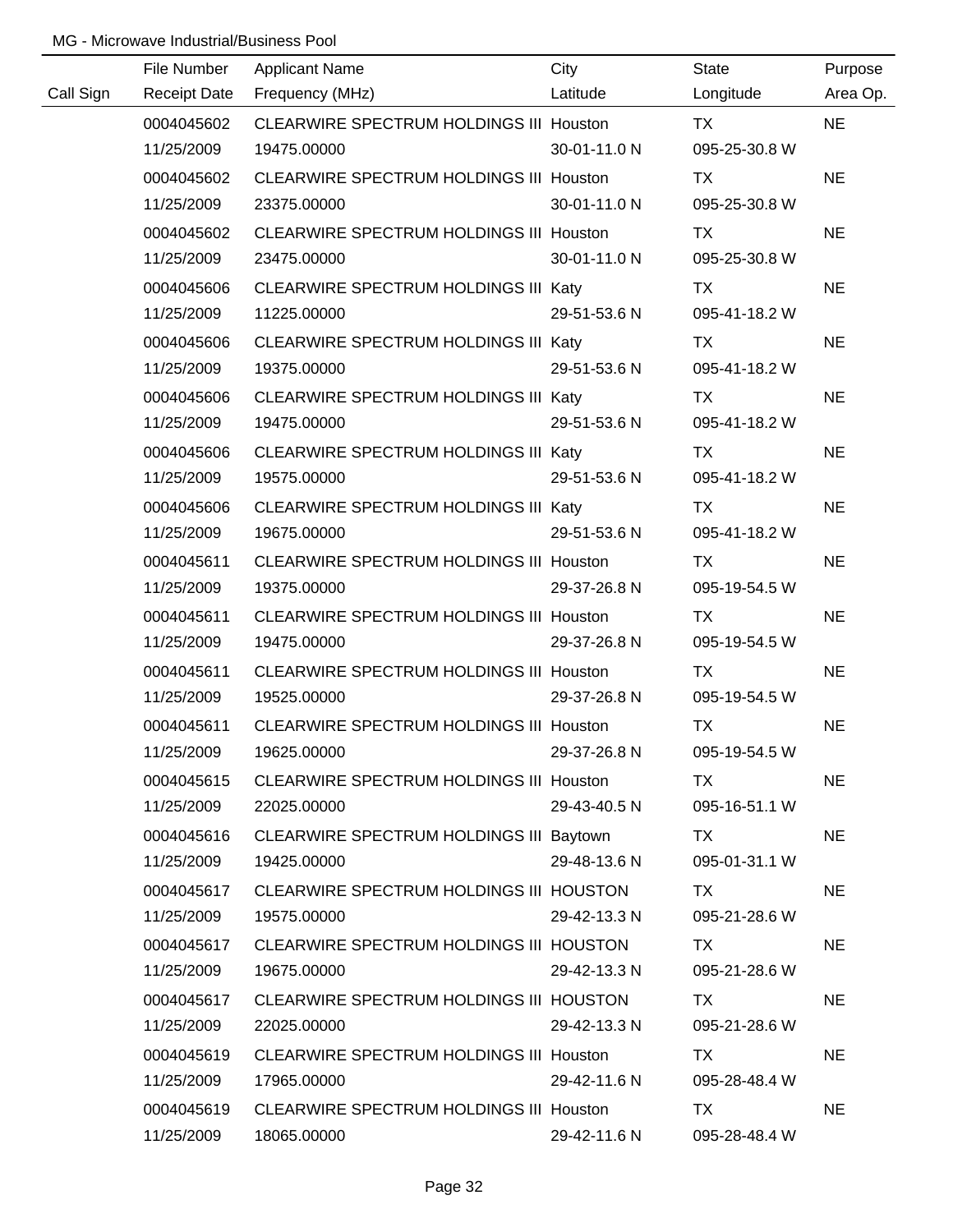MG - Microwave Industrial/Business Pool

| Call Sign | File Number<br>Receipt Date | Applicant Name<br>Frequency (MHz) | City<br>Latitude | State<br>Longitude | Purpose<br>Area Op. |
|---|---|---|---|---|---|
| | 0004045602<br>11/25/2009 | CLEARWIRE SPECTRUM HOLDINGS III<br>19475.00000 | Houston<br>30-01-11.0 N | TX<br>095-25-30.8 W | NE |
| | 0004045602<br>11/25/2009 | CLEARWIRE SPECTRUM HOLDINGS III<br>23375.00000 | Houston<br>30-01-11.0 N | TX<br>095-25-30.8 W | NE |
| | 0004045602<br>11/25/2009 | CLEARWIRE SPECTRUM HOLDINGS III<br>23475.00000 | Houston<br>30-01-11.0 N | TX<br>095-25-30.8 W | NE |
| | 0004045606<br>11/25/2009 | CLEARWIRE SPECTRUM HOLDINGS III<br>11225.00000 | Katy<br>29-51-53.6 N | TX<br>095-41-18.2 W | NE |
| | 0004045606<br>11/25/2009 | CLEARWIRE SPECTRUM HOLDINGS III<br>19375.00000 | Katy<br>29-51-53.6 N | TX<br>095-41-18.2 W | NE |
| | 0004045606<br>11/25/2009 | CLEARWIRE SPECTRUM HOLDINGS III<br>19475.00000 | Katy<br>29-51-53.6 N | TX<br>095-41-18.2 W | NE |
| | 0004045606<br>11/25/2009 | CLEARWIRE SPECTRUM HOLDINGS III<br>19575.00000 | Katy<br>29-51-53.6 N | TX<br>095-41-18.2 W | NE |
| | 0004045606<br>11/25/2009 | CLEARWIRE SPECTRUM HOLDINGS III<br>19675.00000 | Katy<br>29-51-53.6 N | TX<br>095-41-18.2 W | NE |
| | 0004045611<br>11/25/2009 | CLEARWIRE SPECTRUM HOLDINGS III<br>19375.00000 | Houston<br>29-37-26.8 N | TX<br>095-19-54.5 W | NE |
| | 0004045611<br>11/25/2009 | CLEARWIRE SPECTRUM HOLDINGS III<br>19475.00000 | Houston<br>29-37-26.8 N | TX<br>095-19-54.5 W | NE |
| | 0004045611<br>11/25/2009 | CLEARWIRE SPECTRUM HOLDINGS III<br>19525.00000 | Houston<br>29-37-26.8 N | TX<br>095-19-54.5 W | NE |
| | 0004045611<br>11/25/2009 | CLEARWIRE SPECTRUM HOLDINGS III<br>19625.00000 | Houston<br>29-37-26.8 N | TX<br>095-19-54.5 W | NE |
| | 0004045615<br>11/25/2009 | CLEARWIRE SPECTRUM HOLDINGS III<br>22025.00000 | Houston<br>29-43-40.5 N | TX<br>095-16-51.1 W | NE |
| | 0004045616<br>11/25/2009 | CLEARWIRE SPECTRUM HOLDINGS III<br>19425.00000 | Baytown<br>29-48-13.6 N | TX<br>095-01-31.1 W | NE |
| | 0004045617<br>11/25/2009 | CLEARWIRE SPECTRUM HOLDINGS III<br>19575.00000 | HOUSTON<br>29-42-13.3 N | TX<br>095-21-28.6 W | NE |
| | 0004045617<br>11/25/2009 | CLEARWIRE SPECTRUM HOLDINGS III<br>19675.00000 | HOUSTON<br>29-42-13.3 N | TX<br>095-21-28.6 W | NE |
| | 0004045617<br>11/25/2009 | CLEARWIRE SPECTRUM HOLDINGS III<br>22025.00000 | HOUSTON<br>29-42-13.3 N | TX<br>095-21-28.6 W | NE |
| | 0004045619<br>11/25/2009 | CLEARWIRE SPECTRUM HOLDINGS III<br>17965.00000 | Houston<br>29-42-11.6 N | TX<br>095-28-48.4 W | NE |
| | 0004045619<br>11/25/2009 | CLEARWIRE SPECTRUM HOLDINGS III<br>18065.00000 | Houston<br>29-42-11.6 N | TX<br>095-28-48.4 W | NE |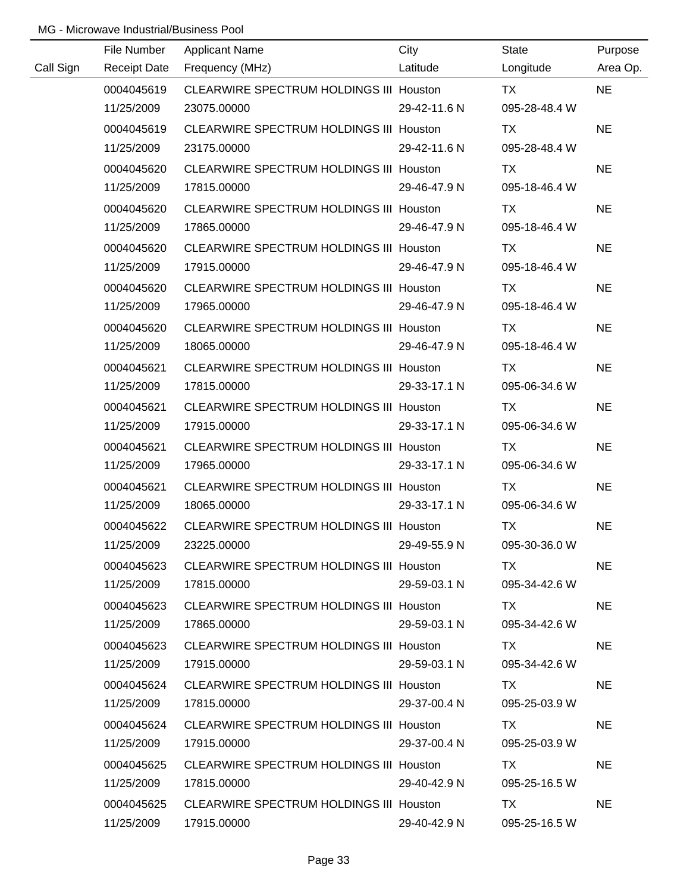MG - Microwave Industrial/Business Pool

| Call Sign | File Number<br>Receipt Date | Applicant Name<br>Frequency (MHz) | City<br>Latitude | State<br>Longitude | Purpose<br>Area Op. |
|---|---|---|---|---|---|
| | 0004045619<br>11/25/2009 | CLEARWIRE SPECTRUM HOLDINGS III<br>23075.00000 | Houston<br>29-42-11.6 N | TX<br>095-28-48.4 W | NE |
| | 0004045619<br>11/25/2009 | CLEARWIRE SPECTRUM HOLDINGS III<br>23175.00000 | Houston<br>29-42-11.6 N | TX<br>095-28-48.4 W | NE |
| | 0004045620<br>11/25/2009 | CLEARWIRE SPECTRUM HOLDINGS III<br>17815.00000 | Houston<br>29-46-47.9 N | TX<br>095-18-46.4 W | NE |
| | 0004045620<br>11/25/2009 | CLEARWIRE SPECTRUM HOLDINGS III<br>17865.00000 | Houston<br>29-46-47.9 N | TX<br>095-18-46.4 W | NE |
| | 0004045620<br>11/25/2009 | CLEARWIRE SPECTRUM HOLDINGS III<br>17915.00000 | Houston<br>29-46-47.9 N | TX<br>095-18-46.4 W | NE |
| | 0004045620<br>11/25/2009 | CLEARWIRE SPECTRUM HOLDINGS III<br>17965.00000 | Houston<br>29-46-47.9 N | TX<br>095-18-46.4 W | NE |
| | 0004045620<br>11/25/2009 | CLEARWIRE SPECTRUM HOLDINGS III<br>18065.00000 | Houston<br>29-46-47.9 N | TX<br>095-18-46.4 W | NE |
| | 0004045621<br>11/25/2009 | CLEARWIRE SPECTRUM HOLDINGS III<br>17815.00000 | Houston<br>29-33-17.1 N | TX<br>095-06-34.6 W | NE |
| | 0004045621<br>11/25/2009 | CLEARWIRE SPECTRUM HOLDINGS III<br>17915.00000 | Houston<br>29-33-17.1 N | TX<br>095-06-34.6 W | NE |
| | 0004045621<br>11/25/2009 | CLEARWIRE SPECTRUM HOLDINGS III<br>17965.00000 | Houston<br>29-33-17.1 N | TX<br>095-06-34.6 W | NE |
| | 0004045621<br>11/25/2009 | CLEARWIRE SPECTRUM HOLDINGS III<br>18065.00000 | Houston<br>29-33-17.1 N | TX<br>095-06-34.6 W | NE |
| | 0004045622<br>11/25/2009 | CLEARWIRE SPECTRUM HOLDINGS III<br>23225.00000 | Houston<br>29-49-55.9 N | TX<br>095-30-36.0 W | NE |
| | 0004045623<br>11/25/2009 | CLEARWIRE SPECTRUM HOLDINGS III<br>17815.00000 | Houston<br>29-59-03.1 N | TX<br>095-34-42.6 W | NE |
| | 0004045623<br>11/25/2009 | CLEARWIRE SPECTRUM HOLDINGS III<br>17865.00000 | Houston<br>29-59-03.1 N | TX<br>095-34-42.6 W | NE |
| | 0004045623<br>11/25/2009 | CLEARWIRE SPECTRUM HOLDINGS III<br>17915.00000 | Houston<br>29-59-03.1 N | TX<br>095-34-42.6 W | NE |
| | 0004045624<br>11/25/2009 | CLEARWIRE SPECTRUM HOLDINGS III<br>17815.00000 | Houston<br>29-37-00.4 N | TX<br>095-25-03.9 W | NE |
| | 0004045624<br>11/25/2009 | CLEARWIRE SPECTRUM HOLDINGS III<br>17915.00000 | Houston<br>29-37-00.4 N | TX<br>095-25-03.9 W | NE |
| | 0004045625<br>11/25/2009 | CLEARWIRE SPECTRUM HOLDINGS III<br>17815.00000 | Houston<br>29-40-42.9 N | TX<br>095-25-16.5 W | NE |
| | 0004045625<br>11/25/2009 | CLEARWIRE SPECTRUM HOLDINGS III<br>17915.00000 | Houston<br>29-40-42.9 N | TX<br>095-25-16.5 W | NE |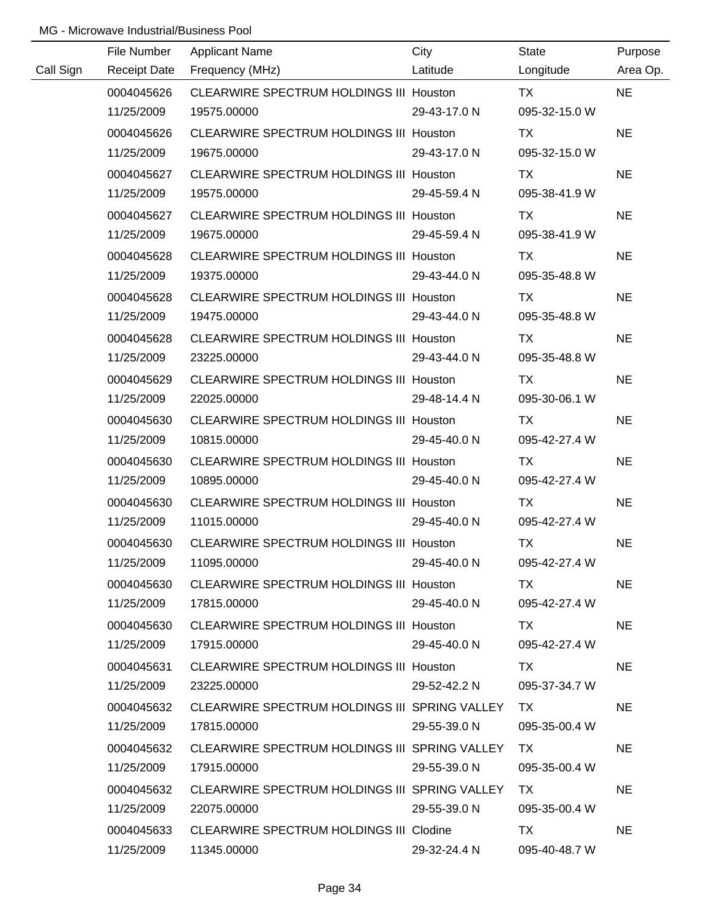MG - Microwave Industrial/Business Pool

| Call Sign | File Number<br>Receipt Date | Applicant Name<br>Frequency (MHz) | City<br>Latitude | State<br>Longitude | Purpose<br>Area Op. |
|---|---|---|---|---|---|
| | 0004045626<br>11/25/2009 | CLEARWIRE SPECTRUM HOLDINGS III<br>19575.00000 | Houston<br>29-43-17.0 N | TX<br>095-32-15.0 W | NE |
| | 0004045626<br>11/25/2009 | CLEARWIRE SPECTRUM HOLDINGS III<br>19675.00000 | Houston<br>29-43-17.0 N | TX<br>095-32-15.0 W | NE |
| | 0004045627<br>11/25/2009 | CLEARWIRE SPECTRUM HOLDINGS III<br>19575.00000 | Houston<br>29-45-59.4 N | TX<br>095-38-41.9 W | NE |
| | 0004045627<br>11/25/2009 | CLEARWIRE SPECTRUM HOLDINGS III<br>19675.00000 | Houston<br>29-45-59.4 N | TX<br>095-38-41.9 W | NE |
| | 0004045628<br>11/25/2009 | CLEARWIRE SPECTRUM HOLDINGS III<br>19375.00000 | Houston<br>29-43-44.0 N | TX<br>095-35-48.8 W | NE |
| | 0004045628<br>11/25/2009 | CLEARWIRE SPECTRUM HOLDINGS III<br>19475.00000 | Houston<br>29-43-44.0 N | TX<br>095-35-48.8 W | NE |
| | 0004045628<br>11/25/2009 | CLEARWIRE SPECTRUM HOLDINGS III<br>23225.00000 | Houston<br>29-43-44.0 N | TX<br>095-35-48.8 W | NE |
| | 0004045629<br>11/25/2009 | CLEARWIRE SPECTRUM HOLDINGS III<br>22025.00000 | Houston<br>29-48-14.4 N | TX<br>095-30-06.1 W | NE |
| | 0004045630<br>11/25/2009 | CLEARWIRE SPECTRUM HOLDINGS III<br>10815.00000 | Houston<br>29-45-40.0 N | TX<br>095-42-27.4 W | NE |
| | 0004045630<br>11/25/2009 | CLEARWIRE SPECTRUM HOLDINGS III<br>10895.00000 | Houston<br>29-45-40.0 N | TX<br>095-42-27.4 W | NE |
| | 0004045630<br>11/25/2009 | CLEARWIRE SPECTRUM HOLDINGS III<br>11015.00000 | Houston<br>29-45-40.0 N | TX<br>095-42-27.4 W | NE |
| | 0004045630<br>11/25/2009 | CLEARWIRE SPECTRUM HOLDINGS III<br>11095.00000 | Houston<br>29-45-40.0 N | TX<br>095-42-27.4 W | NE |
| | 0004045630<br>11/25/2009 | CLEARWIRE SPECTRUM HOLDINGS III<br>17815.00000 | Houston<br>29-45-40.0 N | TX<br>095-42-27.4 W | NE |
| | 0004045630<br>11/25/2009 | CLEARWIRE SPECTRUM HOLDINGS III<br>17915.00000 | Houston<br>29-45-40.0 N | TX<br>095-42-27.4 W | NE |
| | 0004045631<br>11/25/2009 | CLEARWIRE SPECTRUM HOLDINGS III<br>23225.00000 | Houston<br>29-52-42.2 N | TX<br>095-37-34.7 W | NE |
| | 0004045632<br>11/25/2009 | CLEARWIRE SPECTRUM HOLDINGS III<br>17815.00000 | SPRING VALLEY<br>29-55-39.0 N | TX<br>095-35-00.4 W | NE |
| | 0004045632<br>11/25/2009 | CLEARWIRE SPECTRUM HOLDINGS III<br>17915.00000 | SPRING VALLEY<br>29-55-39.0 N | TX<br>095-35-00.4 W | NE |
| | 0004045632<br>11/25/2009 | CLEARWIRE SPECTRUM HOLDINGS III<br>22075.00000 | SPRING VALLEY<br>29-55-39.0 N | TX<br>095-35-00.4 W | NE |
| | 0004045633<br>11/25/2009 | CLEARWIRE SPECTRUM HOLDINGS III<br>11345.00000 | Clodine<br>29-32-24.4 N | TX<br>095-40-48.7 W | NE |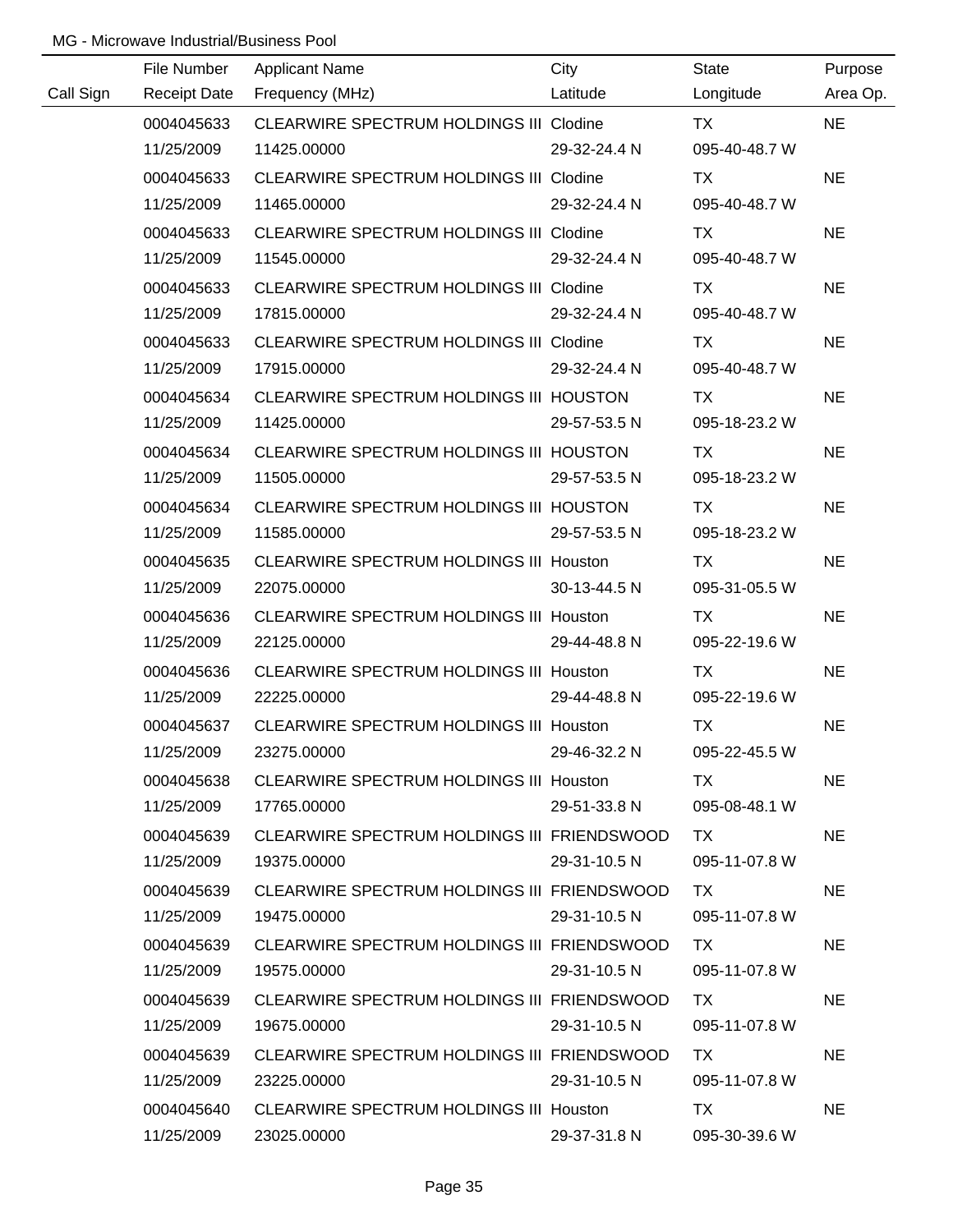MG - Microwave Industrial/Business Pool

| Call Sign | File Number<br>Receipt Date | Applicant Name<br>Frequency (MHz) | City<br>Latitude | State<br>Longitude | Purpose<br>Area Op. |
|---|---|---|---|---|---|
| | 0004045633<br>11/25/2009 | CLEARWIRE SPECTRUM HOLDINGS III<br>11425.00000 | Clodine<br>29-32-24.4 N | TX<br>095-40-48.7 W | NE |
| | 0004045633<br>11/25/2009 | CLEARWIRE SPECTRUM HOLDINGS III<br>11465.00000 | Clodine<br>29-32-24.4 N | TX<br>095-40-48.7 W | NE |
| | 0004045633<br>11/25/2009 | CLEARWIRE SPECTRUM HOLDINGS III<br>11545.00000 | Clodine<br>29-32-24.4 N | TX<br>095-40-48.7 W | NE |
| | 0004045633<br>11/25/2009 | CLEARWIRE SPECTRUM HOLDINGS III<br>17815.00000 | Clodine<br>29-32-24.4 N | TX<br>095-40-48.7 W | NE |
| | 0004045633<br>11/25/2009 | CLEARWIRE SPECTRUM HOLDINGS III<br>17915.00000 | Clodine<br>29-32-24.4 N | TX<br>095-40-48.7 W | NE |
| | 0004045634<br>11/25/2009 | CLEARWIRE SPECTRUM HOLDINGS III<br>11425.00000 | HOUSTON<br>29-57-53.5 N | TX<br>095-18-23.2 W | NE |
| | 0004045634<br>11/25/2009 | CLEARWIRE SPECTRUM HOLDINGS III<br>11505.00000 | HOUSTON<br>29-57-53.5 N | TX<br>095-18-23.2 W | NE |
| | 0004045634<br>11/25/2009 | CLEARWIRE SPECTRUM HOLDINGS III<br>11585.00000 | HOUSTON<br>29-57-53.5 N | TX<br>095-18-23.2 W | NE |
| | 0004045635<br>11/25/2009 | CLEARWIRE SPECTRUM HOLDINGS III<br>22075.00000 | Houston<br>30-13-44.5 N | TX<br>095-31-05.5 W | NE |
| | 0004045636<br>11/25/2009 | CLEARWIRE SPECTRUM HOLDINGS III<br>22125.00000 | Houston<br>29-44-48.8 N | TX<br>095-22-19.6 W | NE |
| | 0004045636<br>11/25/2009 | CLEARWIRE SPECTRUM HOLDINGS III<br>22225.00000 | Houston<br>29-44-48.8 N | TX<br>095-22-19.6 W | NE |
| | 0004045637<br>11/25/2009 | CLEARWIRE SPECTRUM HOLDINGS III<br>23275.00000 | Houston<br>29-46-32.2 N | TX<br>095-22-45.5 W | NE |
| | 0004045638<br>11/25/2009 | CLEARWIRE SPECTRUM HOLDINGS III<br>17765.00000 | Houston<br>29-51-33.8 N | TX<br>095-08-48.1 W | NE |
| | 0004045639<br>11/25/2009 | CLEARWIRE SPECTRUM HOLDINGS III<br>19375.00000 | FRIENDSWOOD<br>29-31-10.5 N | TX<br>095-11-07.8 W | NE |
| | 0004045639<br>11/25/2009 | CLEARWIRE SPECTRUM HOLDINGS III<br>19475.00000 | FRIENDSWOOD<br>29-31-10.5 N | TX<br>095-11-07.8 W | NE |
| | 0004045639<br>11/25/2009 | CLEARWIRE SPECTRUM HOLDINGS III<br>19575.00000 | FRIENDSWOOD<br>29-31-10.5 N | TX<br>095-11-07.8 W | NE |
| | 0004045639<br>11/25/2009 | CLEARWIRE SPECTRUM HOLDINGS III<br>19675.00000 | FRIENDSWOOD<br>29-31-10.5 N | TX<br>095-11-07.8 W | NE |
| | 0004045639<br>11/25/2009 | CLEARWIRE SPECTRUM HOLDINGS III<br>23225.00000 | FRIENDSWOOD<br>29-31-10.5 N | TX<br>095-11-07.8 W | NE |
| | 0004045640<br>11/25/2009 | CLEARWIRE SPECTRUM HOLDINGS III<br>23025.00000 | Houston<br>29-37-31.8 N | TX<br>095-30-39.6 W | NE |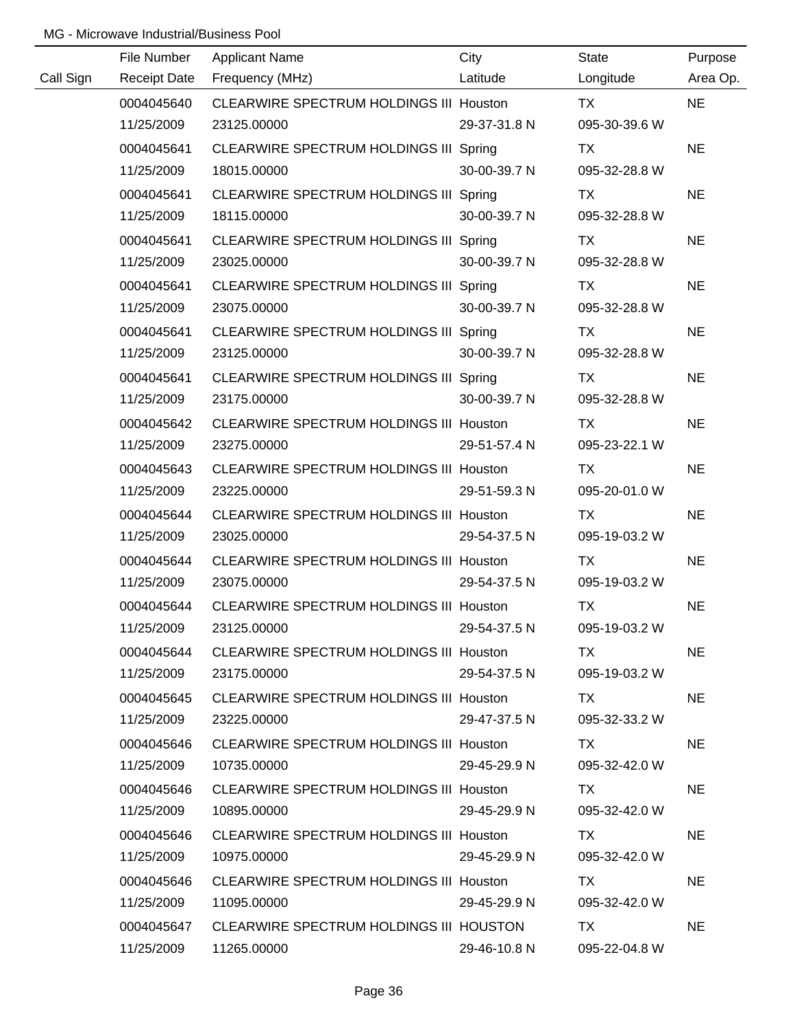MG - Microwave Industrial/Business Pool

| Call Sign | File Number<br>Receipt Date | Applicant Name<br>Frequency (MHz) | City<br>Latitude | State<br>Longitude | Purpose<br>Area Op. |
|---|---|---|---|---|---|
| | 0004045640<br>11/25/2009 | CLEARWIRE SPECTRUM HOLDINGS III<br>23125.00000 | Houston<br>29-37-31.8 N | TX<br>095-30-39.6 W | NE |
| | 0004045641<br>11/25/2009 | CLEARWIRE SPECTRUM HOLDINGS III<br>18015.00000 | Spring<br>30-00-39.7 N | TX<br>095-32-28.8 W | NE |
| | 0004045641<br>11/25/2009 | CLEARWIRE SPECTRUM HOLDINGS III<br>18115.00000 | Spring<br>30-00-39.7 N | TX<br>095-32-28.8 W | NE |
| | 0004045641<br>11/25/2009 | CLEARWIRE SPECTRUM HOLDINGS III<br>23025.00000 | Spring<br>30-00-39.7 N | TX<br>095-32-28.8 W | NE |
| | 0004045641<br>11/25/2009 | CLEARWIRE SPECTRUM HOLDINGS III<br>23075.00000 | Spring<br>30-00-39.7 N | TX<br>095-32-28.8 W | NE |
| | 0004045641<br>11/25/2009 | CLEARWIRE SPECTRUM HOLDINGS III<br>23125.00000 | Spring<br>30-00-39.7 N | TX<br>095-32-28.8 W | NE |
| | 0004045641<br>11/25/2009 | CLEARWIRE SPECTRUM HOLDINGS III<br>23175.00000 | Spring<br>30-00-39.7 N | TX<br>095-32-28.8 W | NE |
| | 0004045642<br>11/25/2009 | CLEARWIRE SPECTRUM HOLDINGS III<br>23275.00000 | Houston<br>29-51-57.4 N | TX<br>095-23-22.1 W | NE |
| | 0004045643<br>11/25/2009 | CLEARWIRE SPECTRUM HOLDINGS III<br>23225.00000 | Houston<br>29-51-59.3 N | TX<br>095-20-01.0 W | NE |
| | 0004045644<br>11/25/2009 | CLEARWIRE SPECTRUM HOLDINGS III<br>23025.00000 | Houston<br>29-54-37.5 N | TX<br>095-19-03.2 W | NE |
| | 0004045644<br>11/25/2009 | CLEARWIRE SPECTRUM HOLDINGS III<br>23075.00000 | Houston<br>29-54-37.5 N | TX<br>095-19-03.2 W | NE |
| | 0004045644<br>11/25/2009 | CLEARWIRE SPECTRUM HOLDINGS III<br>23125.00000 | Houston<br>29-54-37.5 N | TX<br>095-19-03.2 W | NE |
| | 0004045644<br>11/25/2009 | CLEARWIRE SPECTRUM HOLDINGS III<br>23175.00000 | Houston<br>29-54-37.5 N | TX<br>095-19-03.2 W | NE |
| | 0004045645<br>11/25/2009 | CLEARWIRE SPECTRUM HOLDINGS III<br>23225.00000 | Houston<br>29-47-37.5 N | TX<br>095-32-33.2 W | NE |
| | 0004045646<br>11/25/2009 | CLEARWIRE SPECTRUM HOLDINGS III<br>10735.00000 | Houston<br>29-45-29.9 N | TX<br>095-32-42.0 W | NE |
| | 0004045646<br>11/25/2009 | CLEARWIRE SPECTRUM HOLDINGS III<br>10895.00000 | Houston<br>29-45-29.9 N | TX<br>095-32-42.0 W | NE |
| | 0004045646<br>11/25/2009 | CLEARWIRE SPECTRUM HOLDINGS III<br>10975.00000 | Houston<br>29-45-29.9 N | TX<br>095-32-42.0 W | NE |
| | 0004045646<br>11/25/2009 | CLEARWIRE SPECTRUM HOLDINGS III<br>11095.00000 | Houston<br>29-45-29.9 N | TX<br>095-32-42.0 W | NE |
| | 0004045647<br>11/25/2009 | CLEARWIRE SPECTRUM HOLDINGS III<br>11265.00000 | HOUSTON<br>29-46-10.8 N | TX<br>095-22-04.8 W | NE |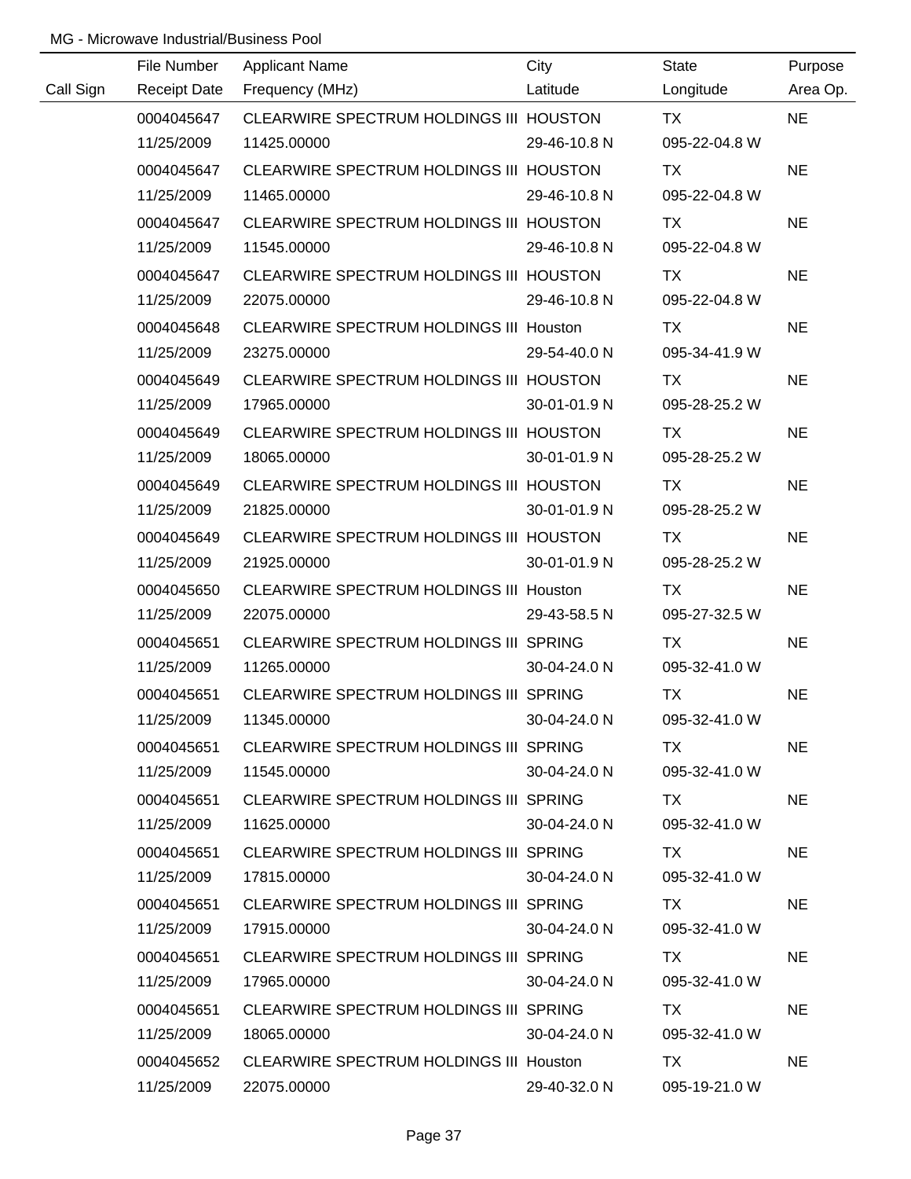MG - Microwave Industrial/Business Pool

| Call Sign | File Number<br>Receipt Date | Applicant Name<br>Frequency (MHz) | City<br>Latitude | State<br>Longitude | Purpose<br>Area Op. |
|---|---|---|---|---|---|
| | 0004045647<br>11/25/2009 | CLEARWIRE SPECTRUM HOLDINGS III<br>11425.00000 | HOUSTON<br>29-46-10.8 N | TX<br>095-22-04.8 W | NE |
| | 0004045647<br>11/25/2009 | CLEARWIRE SPECTRUM HOLDINGS III<br>11465.00000 | HOUSTON<br>29-46-10.8 N | TX<br>095-22-04.8 W | NE |
| | 0004045647<br>11/25/2009 | CLEARWIRE SPECTRUM HOLDINGS III<br>11545.00000 | HOUSTON<br>29-46-10.8 N | TX<br>095-22-04.8 W | NE |
| | 0004045647<br>11/25/2009 | CLEARWIRE SPECTRUM HOLDINGS III<br>22075.00000 | HOUSTON<br>29-46-10.8 N | TX<br>095-22-04.8 W | NE |
| | 0004045648<br>11/25/2009 | CLEARWIRE SPECTRUM HOLDINGS III<br>23275.00000 | Houston<br>29-54-40.0 N | TX<br>095-34-41.9 W | NE |
| | 0004045649<br>11/25/2009 | CLEARWIRE SPECTRUM HOLDINGS III<br>17965.00000 | HOUSTON<br>30-01-01.9 N | TX<br>095-28-25.2 W | NE |
| | 0004045649<br>11/25/2009 | CLEARWIRE SPECTRUM HOLDINGS III<br>18065.00000 | HOUSTON<br>30-01-01.9 N | TX<br>095-28-25.2 W | NE |
| | 0004045649<br>11/25/2009 | CLEARWIRE SPECTRUM HOLDINGS III<br>21825.00000 | HOUSTON<br>30-01-01.9 N | TX<br>095-28-25.2 W | NE |
| | 0004045649<br>11/25/2009 | CLEARWIRE SPECTRUM HOLDINGS III<br>21925.00000 | HOUSTON<br>30-01-01.9 N | TX<br>095-28-25.2 W | NE |
| | 0004045650<br>11/25/2009 | CLEARWIRE SPECTRUM HOLDINGS III<br>22075.00000 | Houston<br>29-43-58.5 N | TX<br>095-27-32.5 W | NE |
| | 0004045651<br>11/25/2009 | CLEARWIRE SPECTRUM HOLDINGS III<br>11265.00000 | SPRING<br>30-04-24.0 N | TX<br>095-32-41.0 W | NE |
| | 0004045651<br>11/25/2009 | CLEARWIRE SPECTRUM HOLDINGS III<br>11345.00000 | SPRING<br>30-04-24.0 N | TX<br>095-32-41.0 W | NE |
| | 0004045651<br>11/25/2009 | CLEARWIRE SPECTRUM HOLDINGS III<br>11545.00000 | SPRING<br>30-04-24.0 N | TX<br>095-32-41.0 W | NE |
| | 0004045651<br>11/25/2009 | CLEARWIRE SPECTRUM HOLDINGS III<br>11625.00000 | SPRING<br>30-04-24.0 N | TX<br>095-32-41.0 W | NE |
| | 0004045651<br>11/25/2009 | CLEARWIRE SPECTRUM HOLDINGS III<br>17815.00000 | SPRING<br>30-04-24.0 N | TX<br>095-32-41.0 W | NE |
| | 0004045651<br>11/25/2009 | CLEARWIRE SPECTRUM HOLDINGS III<br>17915.00000 | SPRING<br>30-04-24.0 N | TX<br>095-32-41.0 W | NE |
| | 0004045651<br>11/25/2009 | CLEARWIRE SPECTRUM HOLDINGS III<br>17965.00000 | SPRING<br>30-04-24.0 N | TX<br>095-32-41.0 W | NE |
| | 0004045651<br>11/25/2009 | CLEARWIRE SPECTRUM HOLDINGS III<br>18065.00000 | SPRING<br>30-04-24.0 N | TX<br>095-32-41.0 W | NE |
| | 0004045652<br>11/25/2009 | CLEARWIRE SPECTRUM HOLDINGS III<br>22075.00000 | Houston<br>29-40-32.0 N | TX<br>095-19-21.0 W | NE |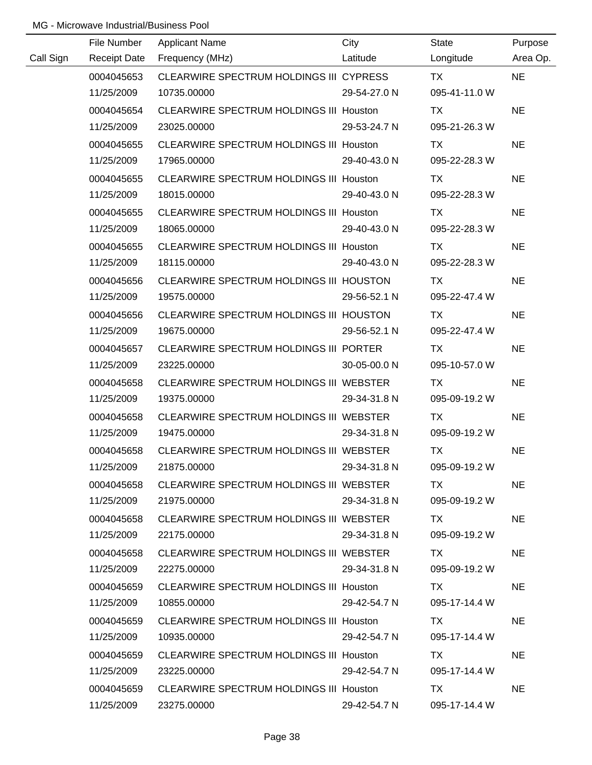MG - Microwave Industrial/Business Pool

| Call Sign | File Number<br>Receipt Date | Applicant Name<br>Frequency (MHz) | City<br>Latitude | State<br>Longitude | Purpose<br>Area Op. |
|---|---|---|---|---|---|
| | 0004045653<br>11/25/2009 | CLEARWIRE SPECTRUM HOLDINGS III<br>10735.00000 | CYPRESS<br>29-54-27.0 N | TX<br>095-41-11.0 W | NE |
| | 0004045654<br>11/25/2009 | CLEARWIRE SPECTRUM HOLDINGS III<br>23025.00000 | Houston<br>29-53-24.7 N | TX<br>095-21-26.3 W | NE |
| | 0004045655<br>11/25/2009 | CLEARWIRE SPECTRUM HOLDINGS III<br>17965.00000 | Houston<br>29-40-43.0 N | TX<br>095-22-28.3 W | NE |
| | 0004045655<br>11/25/2009 | CLEARWIRE SPECTRUM HOLDINGS III<br>18015.00000 | Houston<br>29-40-43.0 N | TX<br>095-22-28.3 W | NE |
| | 0004045655<br>11/25/2009 | CLEARWIRE SPECTRUM HOLDINGS III<br>18065.00000 | Houston<br>29-40-43.0 N | TX<br>095-22-28.3 W | NE |
| | 0004045655<br>11/25/2009 | CLEARWIRE SPECTRUM HOLDINGS III<br>18115.00000 | Houston<br>29-40-43.0 N | TX<br>095-22-28.3 W | NE |
| | 0004045656<br>11/25/2009 | CLEARWIRE SPECTRUM HOLDINGS III<br>19575.00000 | HOUSTON<br>29-56-52.1 N | TX<br>095-22-47.4 W | NE |
| | 0004045656<br>11/25/2009 | CLEARWIRE SPECTRUM HOLDINGS III<br>19675.00000 | HOUSTON<br>29-56-52.1 N | TX<br>095-22-47.4 W | NE |
| | 0004045657<br>11/25/2009 | CLEARWIRE SPECTRUM HOLDINGS III<br>23225.00000 | PORTER<br>30-05-00.0 N | TX<br>095-10-57.0 W | NE |
| | 0004045658<br>11/25/2009 | CLEARWIRE SPECTRUM HOLDINGS III<br>19375.00000 | WEBSTER<br>29-34-31.8 N | TX<br>095-09-19.2 W | NE |
| | 0004045658<br>11/25/2009 | CLEARWIRE SPECTRUM HOLDINGS III<br>19475.00000 | WEBSTER<br>29-34-31.8 N | TX<br>095-09-19.2 W | NE |
| | 0004045658<br>11/25/2009 | CLEARWIRE SPECTRUM HOLDINGS III<br>21875.00000 | WEBSTER<br>29-34-31.8 N | TX<br>095-09-19.2 W | NE |
| | 0004045658<br>11/25/2009 | CLEARWIRE SPECTRUM HOLDINGS III<br>21975.00000 | WEBSTER<br>29-34-31.8 N | TX<br>095-09-19.2 W | NE |
| | 0004045658<br>11/25/2009 | CLEARWIRE SPECTRUM HOLDINGS III<br>22175.00000 | WEBSTER<br>29-34-31.8 N | TX<br>095-09-19.2 W | NE |
| | 0004045658<br>11/25/2009 | CLEARWIRE SPECTRUM HOLDINGS III<br>22275.00000 | WEBSTER<br>29-34-31.8 N | TX<br>095-09-19.2 W | NE |
| | 0004045659<br>11/25/2009 | CLEARWIRE SPECTRUM HOLDINGS III<br>10855.00000 | Houston<br>29-42-54.7 N | TX<br>095-17-14.4 W | NE |
| | 0004045659<br>11/25/2009 | CLEARWIRE SPECTRUM HOLDINGS III<br>10935.00000 | Houston<br>29-42-54.7 N | TX<br>095-17-14.4 W | NE |
| | 0004045659<br>11/25/2009 | CLEARWIRE SPECTRUM HOLDINGS III<br>23225.00000 | Houston<br>29-42-54.7 N | TX<br>095-17-14.4 W | NE |
| | 0004045659<br>11/25/2009 | CLEARWIRE SPECTRUM HOLDINGS III<br>23275.00000 | Houston<br>29-42-54.7 N | TX<br>095-17-14.4 W | NE |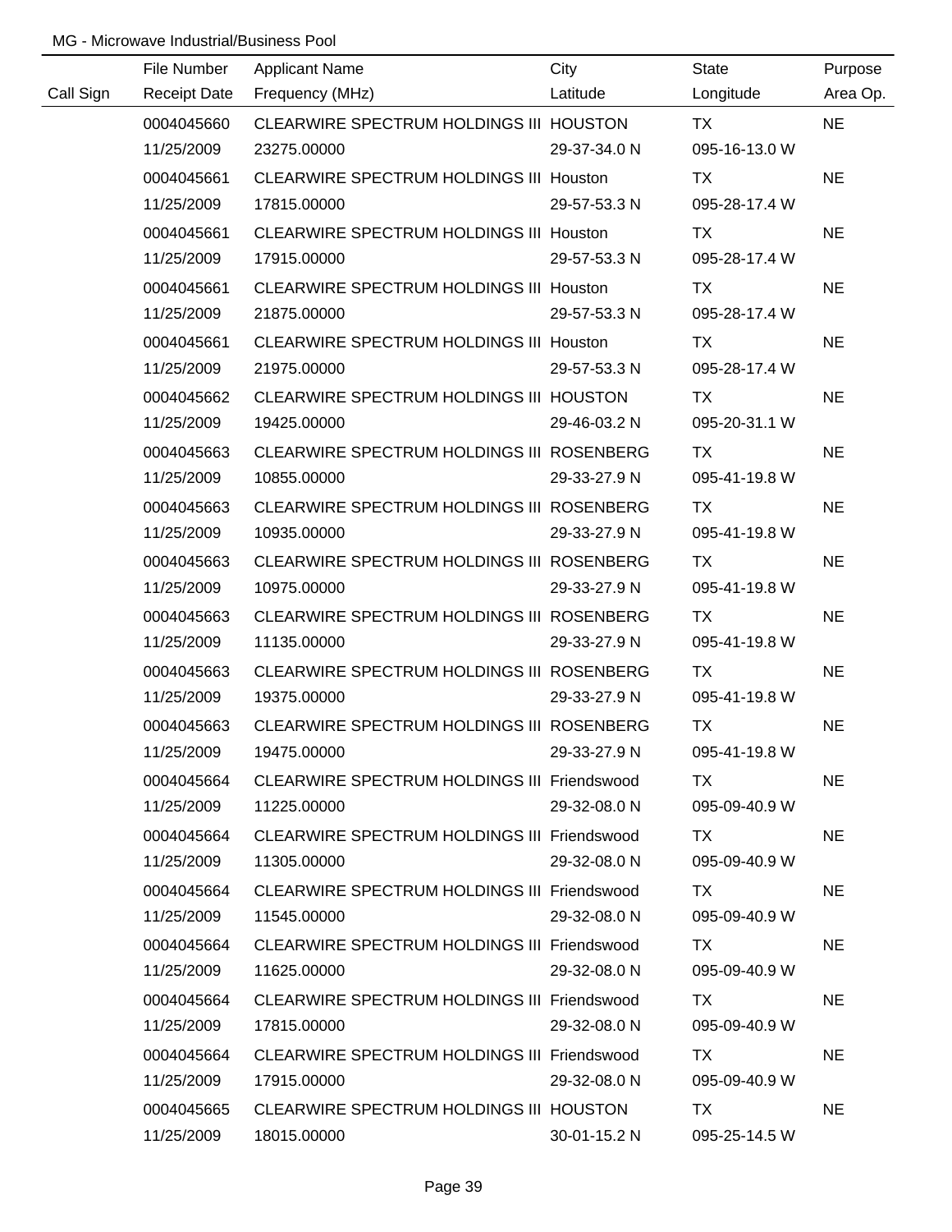MG - Microwave Industrial/Business Pool

| Call Sign | File Number<br>Receipt Date | Applicant Name<br>Frequency (MHz) | City<br>Latitude | State<br>Longitude | Purpose<br>Area Op. |
|---|---|---|---|---|---|
| | 0004045660<br>11/25/2009 | CLEARWIRE SPECTRUM HOLDINGS III<br>23275.00000 | HOUSTON<br>29-37-34.0 N | TX<br>095-16-13.0 W | NE |
| | 0004045661<br>11/25/2009 | CLEARWIRE SPECTRUM HOLDINGS III<br>17815.00000 | Houston<br>29-57-53.3 N | TX<br>095-28-17.4 W | NE |
| | 0004045661<br>11/25/2009 | CLEARWIRE SPECTRUM HOLDINGS III<br>17915.00000 | Houston<br>29-57-53.3 N | TX<br>095-28-17.4 W | NE |
| | 0004045661<br>11/25/2009 | CLEARWIRE SPECTRUM HOLDINGS III<br>21875.00000 | Houston<br>29-57-53.3 N | TX<br>095-28-17.4 W | NE |
| | 0004045661<br>11/25/2009 | CLEARWIRE SPECTRUM HOLDINGS III<br>21975.00000 | Houston<br>29-57-53.3 N | TX<br>095-28-17.4 W | NE |
| | 0004045662<br>11/25/2009 | CLEARWIRE SPECTRUM HOLDINGS III<br>19425.00000 | HOUSTON<br>29-46-03.2 N | TX<br>095-20-31.1 W | NE |
| | 0004045663<br>11/25/2009 | CLEARWIRE SPECTRUM HOLDINGS III<br>10855.00000 | ROSENBERG<br>29-33-27.9 N | TX<br>095-41-19.8 W | NE |
| | 0004045663<br>11/25/2009 | CLEARWIRE SPECTRUM HOLDINGS III<br>10935.00000 | ROSENBERG<br>29-33-27.9 N | TX<br>095-41-19.8 W | NE |
| | 0004045663<br>11/25/2009 | CLEARWIRE SPECTRUM HOLDINGS III<br>10975.00000 | ROSENBERG<br>29-33-27.9 N | TX<br>095-41-19.8 W | NE |
| | 0004045663<br>11/25/2009 | CLEARWIRE SPECTRUM HOLDINGS III<br>11135.00000 | ROSENBERG<br>29-33-27.9 N | TX<br>095-41-19.8 W | NE |
| | 0004045663<br>11/25/2009 | CLEARWIRE SPECTRUM HOLDINGS III<br>19375.00000 | ROSENBERG<br>29-33-27.9 N | TX<br>095-41-19.8 W | NE |
| | 0004045663<br>11/25/2009 | CLEARWIRE SPECTRUM HOLDINGS III<br>19475.00000 | ROSENBERG<br>29-33-27.9 N | TX<br>095-41-19.8 W | NE |
| | 0004045664<br>11/25/2009 | CLEARWIRE SPECTRUM HOLDINGS III<br>11225.00000 | Friendswood<br>29-32-08.0 N | TX<br>095-09-40.9 W | NE |
| | 0004045664<br>11/25/2009 | CLEARWIRE SPECTRUM HOLDINGS III<br>11305.00000 | Friendswood<br>29-32-08.0 N | TX<br>095-09-40.9 W | NE |
| | 0004045664<br>11/25/2009 | CLEARWIRE SPECTRUM HOLDINGS III<br>11545.00000 | Friendswood<br>29-32-08.0 N | TX<br>095-09-40.9 W | NE |
| | 0004045664<br>11/25/2009 | CLEARWIRE SPECTRUM HOLDINGS III<br>11625.00000 | Friendswood<br>29-32-08.0 N | TX<br>095-09-40.9 W | NE |
| | 0004045664<br>11/25/2009 | CLEARWIRE SPECTRUM HOLDINGS III<br>17815.00000 | Friendswood<br>29-32-08.0 N | TX<br>095-09-40.9 W | NE |
| | 0004045664<br>11/25/2009 | CLEARWIRE SPECTRUM HOLDINGS III<br>17915.00000 | Friendswood<br>29-32-08.0 N | TX<br>095-09-40.9 W | NE |
| | 0004045665<br>11/25/2009 | CLEARWIRE SPECTRUM HOLDINGS III<br>18015.00000 | HOUSTON<br>30-01-15.2 N | TX<br>095-25-14.5 W | NE |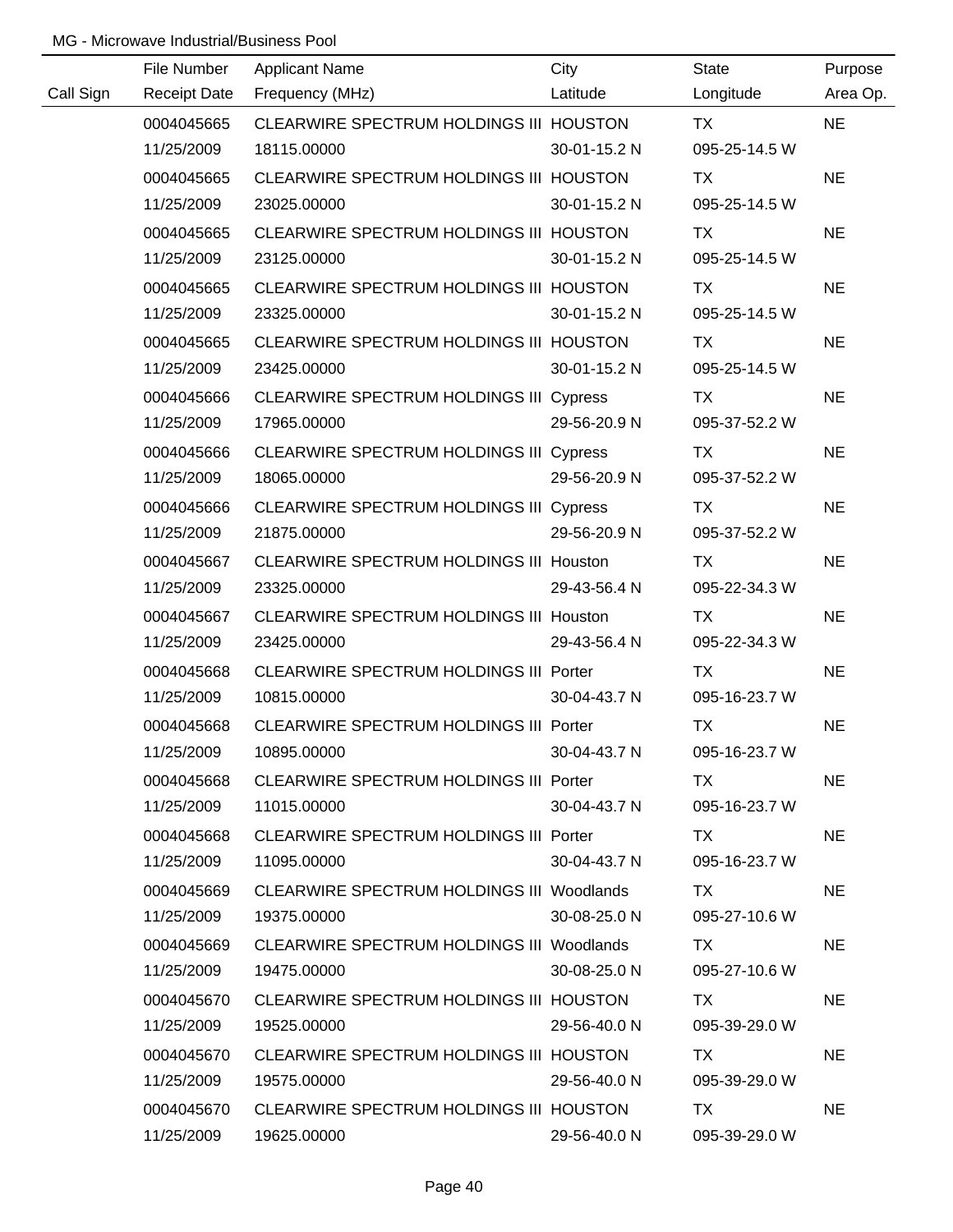MG - Microwave Industrial/Business Pool

| Call Sign | File Number / Receipt Date | Applicant Name / Frequency (MHz) | City / Latitude | State / Longitude | Purpose / Area Op. |
|---|---|---|---|---|---|
| | 0004045665 | CLEARWIRE SPECTRUM HOLDINGS III | HOUSTON | TX | NE |
| | 11/25/2009 | 18115.00000 | 30-01-15.2 N | 095-25-14.5 W | |
| | 0004045665 | CLEARWIRE SPECTRUM HOLDINGS III | HOUSTON | TX | NE |
| | 11/25/2009 | 23025.00000 | 30-01-15.2 N | 095-25-14.5 W | |
| | 0004045665 | CLEARWIRE SPECTRUM HOLDINGS III | HOUSTON | TX | NE |
| | 11/25/2009 | 23125.00000 | 30-01-15.2 N | 095-25-14.5 W | |
| | 0004045665 | CLEARWIRE SPECTRUM HOLDINGS III | HOUSTON | TX | NE |
| | 11/25/2009 | 23325.00000 | 30-01-15.2 N | 095-25-14.5 W | |
| | 0004045665 | CLEARWIRE SPECTRUM HOLDINGS III | HOUSTON | TX | NE |
| | 11/25/2009 | 23425.00000 | 30-01-15.2 N | 095-25-14.5 W | |
| | 0004045666 | CLEARWIRE SPECTRUM HOLDINGS III | Cypress | TX | NE |
| | 11/25/2009 | 17965.00000 | 29-56-20.9 N | 095-37-52.2 W | |
| | 0004045666 | CLEARWIRE SPECTRUM HOLDINGS III | Cypress | TX | NE |
| | 11/25/2009 | 18065.00000 | 29-56-20.9 N | 095-37-52.2 W | |
| | 0004045666 | CLEARWIRE SPECTRUM HOLDINGS III | Cypress | TX | NE |
| | 11/25/2009 | 21875.00000 | 29-56-20.9 N | 095-37-52.2 W | |
| | 0004045667 | CLEARWIRE SPECTRUM HOLDINGS III | Houston | TX | NE |
| | 11/25/2009 | 23325.00000 | 29-43-56.4 N | 095-22-34.3 W | |
| | 0004045667 | CLEARWIRE SPECTRUM HOLDINGS III | Houston | TX | NE |
| | 11/25/2009 | 23425.00000 | 29-43-56.4 N | 095-22-34.3 W | |
| | 0004045668 | CLEARWIRE SPECTRUM HOLDINGS III | Porter | TX | NE |
| | 11/25/2009 | 10815.00000 | 30-04-43.7 N | 095-16-23.7 W | |
| | 0004045668 | CLEARWIRE SPECTRUM HOLDINGS III | Porter | TX | NE |
| | 11/25/2009 | 10895.00000 | 30-04-43.7 N | 095-16-23.7 W | |
| | 0004045668 | CLEARWIRE SPECTRUM HOLDINGS III | Porter | TX | NE |
| | 11/25/2009 | 11015.00000 | 30-04-43.7 N | 095-16-23.7 W | |
| | 0004045668 | CLEARWIRE SPECTRUM HOLDINGS III | Porter | TX | NE |
| | 11/25/2009 | 11095.00000 | 30-04-43.7 N | 095-16-23.7 W | |
| | 0004045669 | CLEARWIRE SPECTRUM HOLDINGS III | Woodlands | TX | NE |
| | 11/25/2009 | 19375.00000 | 30-08-25.0 N | 095-27-10.6 W | |
| | 0004045669 | CLEARWIRE SPECTRUM HOLDINGS III | Woodlands | TX | NE |
| | 11/25/2009 | 19475.00000 | 30-08-25.0 N | 095-27-10.6 W | |
| | 0004045670 | CLEARWIRE SPECTRUM HOLDINGS III | HOUSTON | TX | NE |
| | 11/25/2009 | 19525.00000 | 29-56-40.0 N | 095-39-29.0 W | |
| | 0004045670 | CLEARWIRE SPECTRUM HOLDINGS III | HOUSTON | TX | NE |
| | 11/25/2009 | 19575.00000 | 29-56-40.0 N | 095-39-29.0 W | |
| | 0004045670 | CLEARWIRE SPECTRUM HOLDINGS III | HOUSTON | TX | NE |
| | 11/25/2009 | 19625.00000 | 29-56-40.0 N | 095-39-29.0 W | |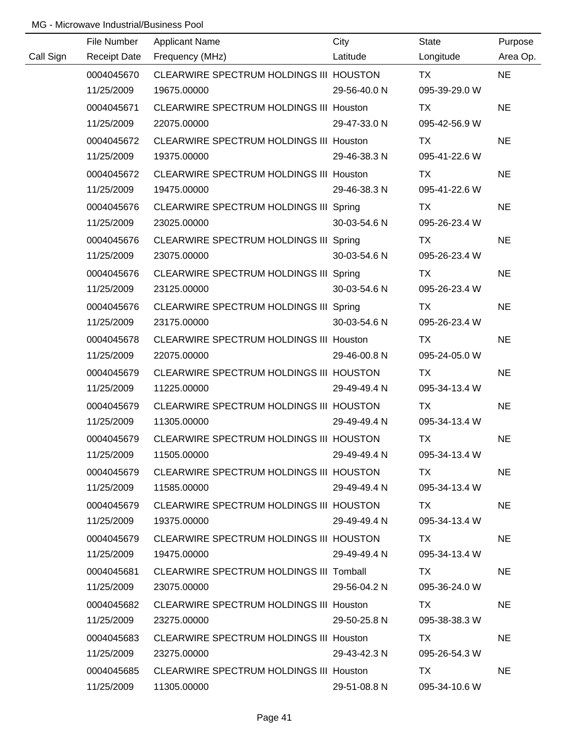MG - Microwave Industrial/Business Pool

| Call Sign | File Number / Receipt Date | Applicant Name / Frequency (MHz) | City / Latitude | State / Longitude | Purpose / Area Op. |
|---|---|---|---|---|---|
| | 0004045670 | CLEARWIRE SPECTRUM HOLDINGS III | HOUSTON | TX | NE |
| | 11/25/2009 | 19675.00000 | 29-56-40.0 N | 095-39-29.0 W | |
| | 0004045671 | CLEARWIRE SPECTRUM HOLDINGS III | Houston | TX | NE |
| | 11/25/2009 | 22075.00000 | 29-47-33.0 N | 095-42-56.9 W | |
| | 0004045672 | CLEARWIRE SPECTRUM HOLDINGS III | Houston | TX | NE |
| | 11/25/2009 | 19375.00000 | 29-46-38.3 N | 095-41-22.6 W | |
| | 0004045672 | CLEARWIRE SPECTRUM HOLDINGS III | Houston | TX | NE |
| | 11/25/2009 | 19475.00000 | 29-46-38.3 N | 095-41-22.6 W | |
| | 0004045676 | CLEARWIRE SPECTRUM HOLDINGS III | Spring | TX | NE |
| | 11/25/2009 | 23025.00000 | 30-03-54.6 N | 095-26-23.4 W | |
| | 0004045676 | CLEARWIRE SPECTRUM HOLDINGS III | Spring | TX | NE |
| | 11/25/2009 | 23075.00000 | 30-03-54.6 N | 095-26-23.4 W | |
| | 0004045676 | CLEARWIRE SPECTRUM HOLDINGS III | Spring | TX | NE |
| | 11/25/2009 | 23125.00000 | 30-03-54.6 N | 095-26-23.4 W | |
| | 0004045676 | CLEARWIRE SPECTRUM HOLDINGS III | Spring | TX | NE |
| | 11/25/2009 | 23175.00000 | 30-03-54.6 N | 095-26-23.4 W | |
| | 0004045678 | CLEARWIRE SPECTRUM HOLDINGS III | Houston | TX | NE |
| | 11/25/2009 | 22075.00000 | 29-46-00.8 N | 095-24-05.0 W | |
| | 0004045679 | CLEARWIRE SPECTRUM HOLDINGS III | HOUSTON | TX | NE |
| | 11/25/2009 | 11225.00000 | 29-49-49.4 N | 095-34-13.4 W | |
| | 0004045679 | CLEARWIRE SPECTRUM HOLDINGS III | HOUSTON | TX | NE |
| | 11/25/2009 | 11305.00000 | 29-49-49.4 N | 095-34-13.4 W | |
| | 0004045679 | CLEARWIRE SPECTRUM HOLDINGS III | HOUSTON | TX | NE |
| | 11/25/2009 | 11505.00000 | 29-49-49.4 N | 095-34-13.4 W | |
| | 0004045679 | CLEARWIRE SPECTRUM HOLDINGS III | HOUSTON | TX | NE |
| | 11/25/2009 | 11585.00000 | 29-49-49.4 N | 095-34-13.4 W | |
| | 0004045679 | CLEARWIRE SPECTRUM HOLDINGS III | HOUSTON | TX | NE |
| | 11/25/2009 | 19375.00000 | 29-49-49.4 N | 095-34-13.4 W | |
| | 0004045679 | CLEARWIRE SPECTRUM HOLDINGS III | HOUSTON | TX | NE |
| | 11/25/2009 | 19475.00000 | 29-49-49.4 N | 095-34-13.4 W | |
| | 0004045681 | CLEARWIRE SPECTRUM HOLDINGS III | Tomball | TX | NE |
| | 11/25/2009 | 23075.00000 | 29-56-04.2 N | 095-36-24.0 W | |
| | 0004045682 | CLEARWIRE SPECTRUM HOLDINGS III | Houston | TX | NE |
| | 11/25/2009 | 23275.00000 | 29-50-25.8 N | 095-38-38.3 W | |
| | 0004045683 | CLEARWIRE SPECTRUM HOLDINGS III | Houston | TX | NE |
| | 11/25/2009 | 23275.00000 | 29-43-42.3 N | 095-26-54.3 W | |
| | 0004045685 | CLEARWIRE SPECTRUM HOLDINGS III | Houston | TX | NE |
| | 11/25/2009 | 11305.00000 | 29-51-08.8 N | 095-34-10.6 W | |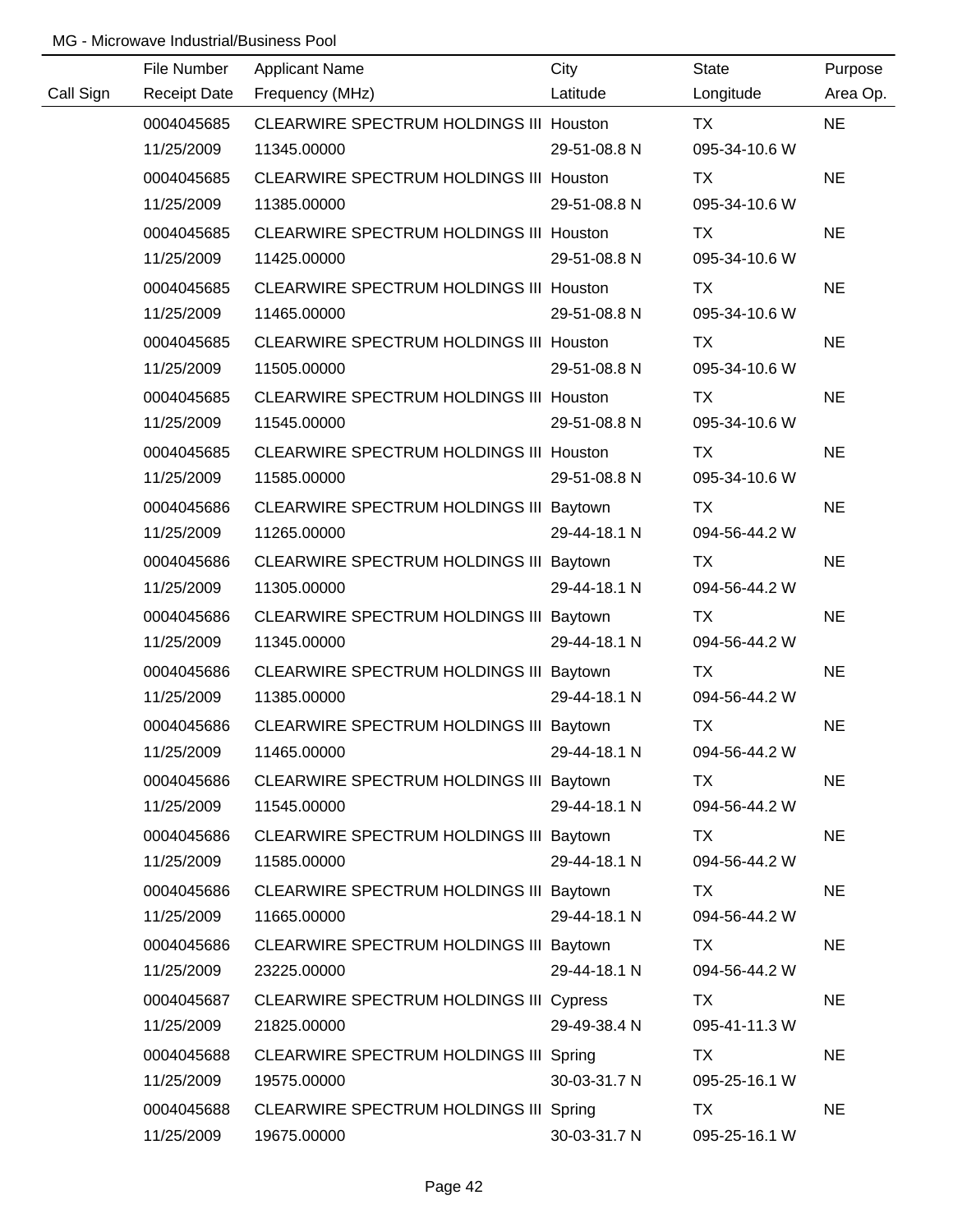MG - Microwave Industrial/Business Pool

| Call Sign | File Number<br>Receipt Date | Applicant Name<br>Frequency (MHz) | City<br>Latitude | State<br>Longitude | Purpose<br>Area Op. |
|---|---|---|---|---|---|
| | 0004045685<br>11/25/2009 | CLEARWIRE SPECTRUM HOLDINGS III<br>11345.00000 | Houston<br>29-51-08.8 N | TX<br>095-34-10.6 W | NE |
| | 0004045685<br>11/25/2009 | CLEARWIRE SPECTRUM HOLDINGS III<br>11385.00000 | Houston<br>29-51-08.8 N | TX<br>095-34-10.6 W | NE |
| | 0004045685<br>11/25/2009 | CLEARWIRE SPECTRUM HOLDINGS III<br>11425.00000 | Houston<br>29-51-08.8 N | TX<br>095-34-10.6 W | NE |
| | 0004045685<br>11/25/2009 | CLEARWIRE SPECTRUM HOLDINGS III<br>11465.00000 | Houston<br>29-51-08.8 N | TX<br>095-34-10.6 W | NE |
| | 0004045685<br>11/25/2009 | CLEARWIRE SPECTRUM HOLDINGS III<br>11505.00000 | Houston<br>29-51-08.8 N | TX<br>095-34-10.6 W | NE |
| | 0004045685<br>11/25/2009 | CLEARWIRE SPECTRUM HOLDINGS III<br>11545.00000 | Houston<br>29-51-08.8 N | TX<br>095-34-10.6 W | NE |
| | 0004045685<br>11/25/2009 | CLEARWIRE SPECTRUM HOLDINGS III<br>11585.00000 | Houston<br>29-51-08.8 N | TX<br>095-34-10.6 W | NE |
| | 0004045686<br>11/25/2009 | CLEARWIRE SPECTRUM HOLDINGS III<br>11265.00000 | Baytown<br>29-44-18.1 N | TX<br>094-56-44.2 W | NE |
| | 0004045686<br>11/25/2009 | CLEARWIRE SPECTRUM HOLDINGS III<br>11305.00000 | Baytown<br>29-44-18.1 N | TX<br>094-56-44.2 W | NE |
| | 0004045686<br>11/25/2009 | CLEARWIRE SPECTRUM HOLDINGS III<br>11345.00000 | Baytown<br>29-44-18.1 N | TX<br>094-56-44.2 W | NE |
| | 0004045686<br>11/25/2009 | CLEARWIRE SPECTRUM HOLDINGS III<br>11385.00000 | Baytown<br>29-44-18.1 N | TX<br>094-56-44.2 W | NE |
| | 0004045686<br>11/25/2009 | CLEARWIRE SPECTRUM HOLDINGS III<br>11465.00000 | Baytown<br>29-44-18.1 N | TX<br>094-56-44.2 W | NE |
| | 0004045686<br>11/25/2009 | CLEARWIRE SPECTRUM HOLDINGS III<br>11545.00000 | Baytown<br>29-44-18.1 N | TX<br>094-56-44.2 W | NE |
| | 0004045686<br>11/25/2009 | CLEARWIRE SPECTRUM HOLDINGS III<br>11585.00000 | Baytown<br>29-44-18.1 N | TX<br>094-56-44.2 W | NE |
| | 0004045686<br>11/25/2009 | CLEARWIRE SPECTRUM HOLDINGS III<br>11665.00000 | Baytown<br>29-44-18.1 N | TX<br>094-56-44.2 W | NE |
| | 0004045686<br>11/25/2009 | CLEARWIRE SPECTRUM HOLDINGS III<br>23225.00000 | Baytown<br>29-44-18.1 N | TX<br>094-56-44.2 W | NE |
| | 0004045687<br>11/25/2009 | CLEARWIRE SPECTRUM HOLDINGS III<br>21825.00000 | Cypress<br>29-49-38.4 N | TX<br>095-41-11.3 W | NE |
| | 0004045688<br>11/25/2009 | CLEARWIRE SPECTRUM HOLDINGS III<br>19575.00000 | Spring<br>30-03-31.7 N | TX<br>095-25-16.1 W | NE |
| | 0004045688<br>11/25/2009 | CLEARWIRE SPECTRUM HOLDINGS III<br>19675.00000 | Spring<br>30-03-31.7 N | TX<br>095-25-16.1 W | NE |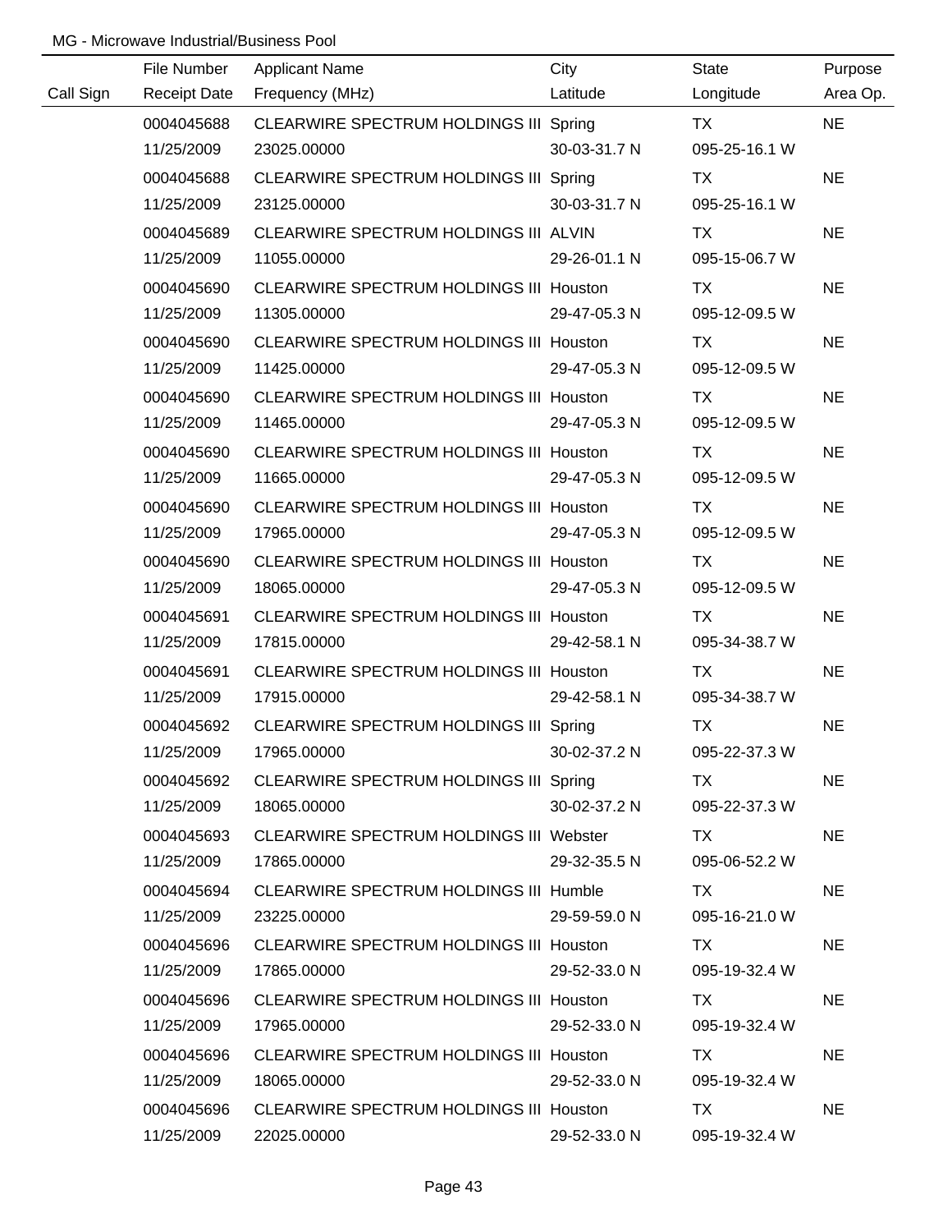MG - Microwave Industrial/Business Pool

| Call Sign | File Number / Receipt Date | Applicant Name / Frequency (MHz) | City / Latitude | State / Longitude | Purpose / Area Op. |
|---|---|---|---|---|---|
| | 0004045688 | CLEARWIRE SPECTRUM HOLDINGS III | Spring | TX | NE |
| | 11/25/2009 | 23025.00000 | 30-03-31.7 N | 095-25-16.1 W | |
| | 0004045688 | CLEARWIRE SPECTRUM HOLDINGS III | Spring | TX | NE |
| | 11/25/2009 | 23125.00000 | 30-03-31.7 N | 095-25-16.1 W | |
| | 0004045689 | CLEARWIRE SPECTRUM HOLDINGS III | ALVIN | TX | NE |
| | 11/25/2009 | 11055.00000 | 29-26-01.1 N | 095-15-06.7 W | |
| | 0004045690 | CLEARWIRE SPECTRUM HOLDINGS III | Houston | TX | NE |
| | 11/25/2009 | 11305.00000 | 29-47-05.3 N | 095-12-09.5 W | |
| | 0004045690 | CLEARWIRE SPECTRUM HOLDINGS III | Houston | TX | NE |
| | 11/25/2009 | 11425.00000 | 29-47-05.3 N | 095-12-09.5 W | |
| | 0004045690 | CLEARWIRE SPECTRUM HOLDINGS III | Houston | TX | NE |
| | 11/25/2009 | 11465.00000 | 29-47-05.3 N | 095-12-09.5 W | |
| | 0004045690 | CLEARWIRE SPECTRUM HOLDINGS III | Houston | TX | NE |
| | 11/25/2009 | 11665.00000 | 29-47-05.3 N | 095-12-09.5 W | |
| | 0004045690 | CLEARWIRE SPECTRUM HOLDINGS III | Houston | TX | NE |
| | 11/25/2009 | 17965.00000 | 29-47-05.3 N | 095-12-09.5 W | |
| | 0004045690 | CLEARWIRE SPECTRUM HOLDINGS III | Houston | TX | NE |
| | 11/25/2009 | 18065.00000 | 29-47-05.3 N | 095-12-09.5 W | |
| | 0004045691 | CLEARWIRE SPECTRUM HOLDINGS III | Houston | TX | NE |
| | 11/25/2009 | 17815.00000 | 29-42-58.1 N | 095-34-38.7 W | |
| | 0004045691 | CLEARWIRE SPECTRUM HOLDINGS III | Houston | TX | NE |
| | 11/25/2009 | 17915.00000 | 29-42-58.1 N | 095-34-38.7 W | |
| | 0004045692 | CLEARWIRE SPECTRUM HOLDINGS III | Spring | TX | NE |
| | 11/25/2009 | 17965.00000 | 30-02-37.2 N | 095-22-37.3 W | |
| | 0004045692 | CLEARWIRE SPECTRUM HOLDINGS III | Spring | TX | NE |
| | 11/25/2009 | 18065.00000 | 30-02-37.2 N | 095-22-37.3 W | |
| | 0004045693 | CLEARWIRE SPECTRUM HOLDINGS III | Webster | TX | NE |
| | 11/25/2009 | 17865.00000 | 29-32-35.5 N | 095-06-52.2 W | |
| | 0004045694 | CLEARWIRE SPECTRUM HOLDINGS III | Humble | TX | NE |
| | 11/25/2009 | 23225.00000 | 29-59-59.0 N | 095-16-21.0 W | |
| | 0004045696 | CLEARWIRE SPECTRUM HOLDINGS III | Houston | TX | NE |
| | 11/25/2009 | 17865.00000 | 29-52-33.0 N | 095-19-32.4 W | |
| | 0004045696 | CLEARWIRE SPECTRUM HOLDINGS III | Houston | TX | NE |
| | 11/25/2009 | 17965.00000 | 29-52-33.0 N | 095-19-32.4 W | |
| | 0004045696 | CLEARWIRE SPECTRUM HOLDINGS III | Houston | TX | NE |
| | 11/25/2009 | 18065.00000 | 29-52-33.0 N | 095-19-32.4 W | |
| | 0004045696 | CLEARWIRE SPECTRUM HOLDINGS III | Houston | TX | NE |
| | 11/25/2009 | 22025.00000 | 29-52-33.0 N | 095-19-32.4 W | |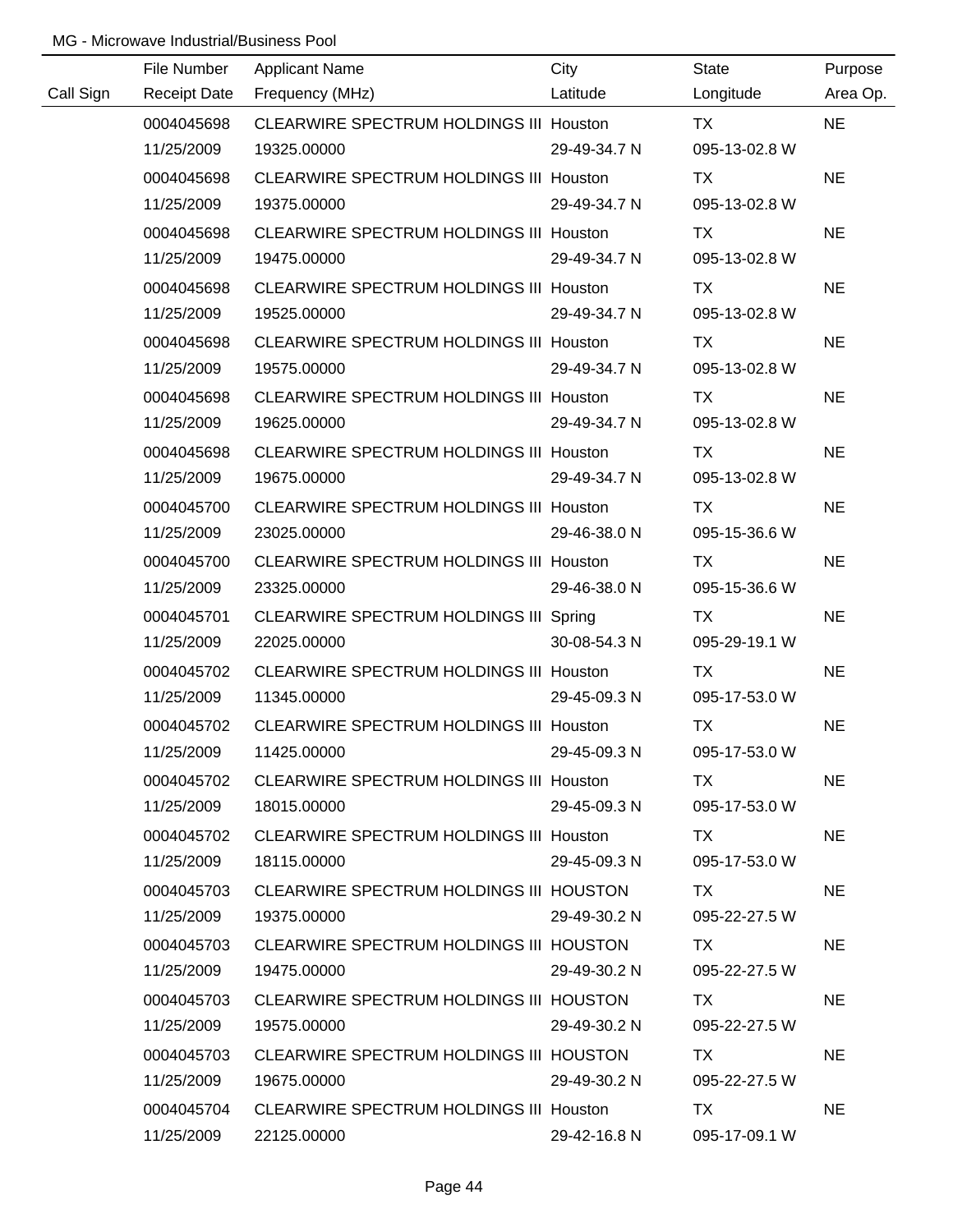MG - Microwave Industrial/Business Pool

| Call Sign | File Number<br>Receipt Date | Applicant Name<br>Frequency (MHz) | City<br>Latitude | State<br>Longitude | Purpose<br>Area Op. |
|---|---|---|---|---|---|
| | 0004045698<br>11/25/2009 | CLEARWIRE SPECTRUM HOLDINGS III<br>19325.00000 | Houston<br>29-49-34.7 N | TX<br>095-13-02.8 W | NE |
| | 0004045698<br>11/25/2009 | CLEARWIRE SPECTRUM HOLDINGS III<br>19375.00000 | Houston<br>29-49-34.7 N | TX<br>095-13-02.8 W | NE |
| | 0004045698<br>11/25/2009 | CLEARWIRE SPECTRUM HOLDINGS III<br>19475.00000 | Houston<br>29-49-34.7 N | TX<br>095-13-02.8 W | NE |
| | 0004045698<br>11/25/2009 | CLEARWIRE SPECTRUM HOLDINGS III<br>19525.00000 | Houston<br>29-49-34.7 N | TX<br>095-13-02.8 W | NE |
| | 0004045698<br>11/25/2009 | CLEARWIRE SPECTRUM HOLDINGS III<br>19575.00000 | Houston<br>29-49-34.7 N | TX<br>095-13-02.8 W | NE |
| | 0004045698<br>11/25/2009 | CLEARWIRE SPECTRUM HOLDINGS III<br>19625.00000 | Houston<br>29-49-34.7 N | TX<br>095-13-02.8 W | NE |
| | 0004045698<br>11/25/2009 | CLEARWIRE SPECTRUM HOLDINGS III<br>19675.00000 | Houston<br>29-49-34.7 N | TX<br>095-13-02.8 W | NE |
| | 0004045700<br>11/25/2009 | CLEARWIRE SPECTRUM HOLDINGS III<br>23025.00000 | Houston<br>29-46-38.0 N | TX<br>095-15-36.6 W | NE |
| | 0004045700<br>11/25/2009 | CLEARWIRE SPECTRUM HOLDINGS III<br>23325.00000 | Houston<br>29-46-38.0 N | TX<br>095-15-36.6 W | NE |
| | 0004045701<br>11/25/2009 | CLEARWIRE SPECTRUM HOLDINGS III<br>22025.00000 | Spring<br>30-08-54.3 N | TX<br>095-29-19.1 W | NE |
| | 0004045702<br>11/25/2009 | CLEARWIRE SPECTRUM HOLDINGS III<br>11345.00000 | Houston<br>29-45-09.3 N | TX<br>095-17-53.0 W | NE |
| | 0004045702<br>11/25/2009 | CLEARWIRE SPECTRUM HOLDINGS III<br>11425.00000 | Houston<br>29-45-09.3 N | TX<br>095-17-53.0 W | NE |
| | 0004045702<br>11/25/2009 | CLEARWIRE SPECTRUM HOLDINGS III<br>18015.00000 | Houston<br>29-45-09.3 N | TX<br>095-17-53.0 W | NE |
| | 0004045702<br>11/25/2009 | CLEARWIRE SPECTRUM HOLDINGS III<br>18115.00000 | Houston<br>29-45-09.3 N | TX<br>095-17-53.0 W | NE |
| | 0004045703<br>11/25/2009 | CLEARWIRE SPECTRUM HOLDINGS III<br>19375.00000 | HOUSTON<br>29-49-30.2 N | TX<br>095-22-27.5 W | NE |
| | 0004045703<br>11/25/2009 | CLEARWIRE SPECTRUM HOLDINGS III<br>19475.00000 | HOUSTON<br>29-49-30.2 N | TX<br>095-22-27.5 W | NE |
| | 0004045703<br>11/25/2009 | CLEARWIRE SPECTRUM HOLDINGS III<br>19575.00000 | HOUSTON<br>29-49-30.2 N | TX<br>095-22-27.5 W | NE |
| | 0004045703<br>11/25/2009 | CLEARWIRE SPECTRUM HOLDINGS III<br>19675.00000 | HOUSTON<br>29-49-30.2 N | TX<br>095-22-27.5 W | NE |
| | 0004045704<br>11/25/2009 | CLEARWIRE SPECTRUM HOLDINGS III<br>22125.00000 | Houston<br>29-42-16.8 N | TX<br>095-17-09.1 W | NE |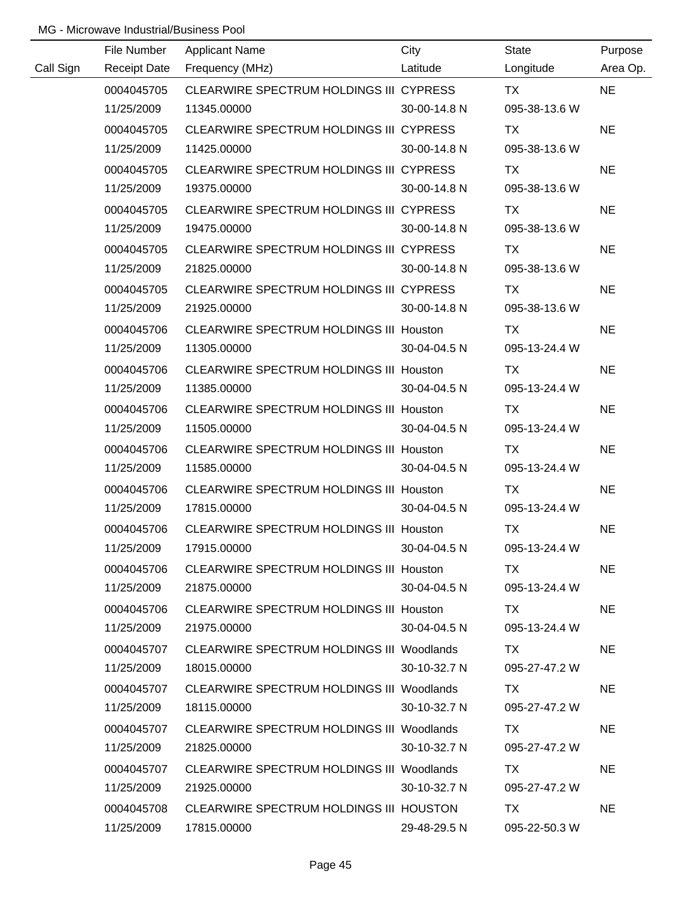MG - Microwave Industrial/Business Pool

| Call Sign | File Number<br>Receipt Date | Applicant Name<br>Frequency (MHz) | City<br>Latitude | State<br>Longitude | Purpose<br>Area Op. |
|---|---|---|---|---|---|
| | 0004045705<br>11/25/2009 | CLEARWIRE SPECTRUM HOLDINGS III<br>11345.00000 | CYPRESS<br>30-00-14.8 N | TX<br>095-38-13.6 W | NE |
| | 0004045705<br>11/25/2009 | CLEARWIRE SPECTRUM HOLDINGS III<br>11425.00000 | CYPRESS<br>30-00-14.8 N | TX<br>095-38-13.6 W | NE |
| | 0004045705<br>11/25/2009 | CLEARWIRE SPECTRUM HOLDINGS III<br>19375.00000 | CYPRESS<br>30-00-14.8 N | TX<br>095-38-13.6 W | NE |
| | 0004045705<br>11/25/2009 | CLEARWIRE SPECTRUM HOLDINGS III<br>19475.00000 | CYPRESS<br>30-00-14.8 N | TX<br>095-38-13.6 W | NE |
| | 0004045705<br>11/25/2009 | CLEARWIRE SPECTRUM HOLDINGS III<br>21825.00000 | CYPRESS<br>30-00-14.8 N | TX<br>095-38-13.6 W | NE |
| | 0004045705<br>11/25/2009 | CLEARWIRE SPECTRUM HOLDINGS III<br>21925.00000 | CYPRESS<br>30-00-14.8 N | TX<br>095-38-13.6 W | NE |
| | 0004045706<br>11/25/2009 | CLEARWIRE SPECTRUM HOLDINGS III<br>11305.00000 | Houston<br>30-04-04.5 N | TX<br>095-13-24.4 W | NE |
| | 0004045706<br>11/25/2009 | CLEARWIRE SPECTRUM HOLDINGS III<br>11385.00000 | Houston<br>30-04-04.5 N | TX<br>095-13-24.4 W | NE |
| | 0004045706<br>11/25/2009 | CLEARWIRE SPECTRUM HOLDINGS III<br>11505.00000 | Houston<br>30-04-04.5 N | TX<br>095-13-24.4 W | NE |
| | 0004045706<br>11/25/2009 | CLEARWIRE SPECTRUM HOLDINGS III<br>11585.00000 | Houston<br>30-04-04.5 N | TX<br>095-13-24.4 W | NE |
| | 0004045706<br>11/25/2009 | CLEARWIRE SPECTRUM HOLDINGS III<br>17815.00000 | Houston<br>30-04-04.5 N | TX<br>095-13-24.4 W | NE |
| | 0004045706<br>11/25/2009 | CLEARWIRE SPECTRUM HOLDINGS III<br>17915.00000 | Houston<br>30-04-04.5 N | TX<br>095-13-24.4 W | NE |
| | 0004045706<br>11/25/2009 | CLEARWIRE SPECTRUM HOLDINGS III<br>21875.00000 | Houston<br>30-04-04.5 N | TX<br>095-13-24.4 W | NE |
| | 0004045706<br>11/25/2009 | CLEARWIRE SPECTRUM HOLDINGS III<br>21975.00000 | Houston<br>30-04-04.5 N | TX<br>095-13-24.4 W | NE |
| | 0004045707<br>11/25/2009 | CLEARWIRE SPECTRUM HOLDINGS III<br>18015.00000 | Woodlands<br>30-10-32.7 N | TX<br>095-27-47.2 W | NE |
| | 0004045707<br>11/25/2009 | CLEARWIRE SPECTRUM HOLDINGS III<br>18115.00000 | Woodlands<br>30-10-32.7 N | TX<br>095-27-47.2 W | NE |
| | 0004045707<br>11/25/2009 | CLEARWIRE SPECTRUM HOLDINGS III<br>21825.00000 | Woodlands<br>30-10-32.7 N | TX<br>095-27-47.2 W | NE |
| | 0004045707<br>11/25/2009 | CLEARWIRE SPECTRUM HOLDINGS III<br>21925.00000 | Woodlands<br>30-10-32.7 N | TX<br>095-27-47.2 W | NE |
| | 0004045708<br>11/25/2009 | CLEARWIRE SPECTRUM HOLDINGS III<br>17815.00000 | HOUSTON<br>29-48-29.5 N | TX<br>095-22-50.3 W | NE |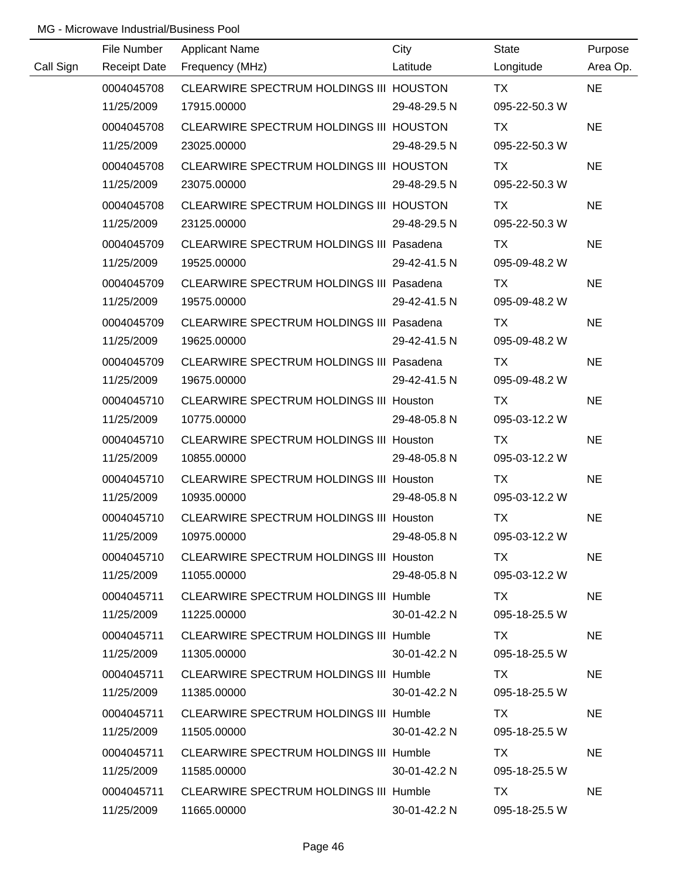MG - Microwave Industrial/Business Pool

| Call Sign | File Number / Receipt Date | Applicant Name / Frequency (MHz) | City / Latitude | State / Longitude | Purpose / Area Op. |
|---|---|---|---|---|---|
| | 0004045708 | CLEARWIRE SPECTRUM HOLDINGS III | HOUSTON | TX | NE |
| | 11/25/2009 | 17915.00000 | 29-48-29.5 N | 095-22-50.3 W | |
| | 0004045708 | CLEARWIRE SPECTRUM HOLDINGS III | HOUSTON | TX | NE |
| | 11/25/2009 | 23025.00000 | 29-48-29.5 N | 095-22-50.3 W | |
| | 0004045708 | CLEARWIRE SPECTRUM HOLDINGS III | HOUSTON | TX | NE |
| | 11/25/2009 | 23075.00000 | 29-48-29.5 N | 095-22-50.3 W | |
| | 0004045708 | CLEARWIRE SPECTRUM HOLDINGS III | HOUSTON | TX | NE |
| | 11/25/2009 | 23125.00000 | 29-48-29.5 N | 095-22-50.3 W | |
| | 0004045709 | CLEARWIRE SPECTRUM HOLDINGS III | Pasadena | TX | NE |
| | 11/25/2009 | 19525.00000 | 29-42-41.5 N | 095-09-48.2 W | |
| | 0004045709 | CLEARWIRE SPECTRUM HOLDINGS III | Pasadena | TX | NE |
| | 11/25/2009 | 19575.00000 | 29-42-41.5 N | 095-09-48.2 W | |
| | 0004045709 | CLEARWIRE SPECTRUM HOLDINGS III | Pasadena | TX | NE |
| | 11/25/2009 | 19625.00000 | 29-42-41.5 N | 095-09-48.2 W | |
| | 0004045709 | CLEARWIRE SPECTRUM HOLDINGS III | Pasadena | TX | NE |
| | 11/25/2009 | 19675.00000 | 29-42-41.5 N | 095-09-48.2 W | |
| | 0004045710 | CLEARWIRE SPECTRUM HOLDINGS III | Houston | TX | NE |
| | 11/25/2009 | 10775.00000 | 29-48-05.8 N | 095-03-12.2 W | |
| | 0004045710 | CLEARWIRE SPECTRUM HOLDINGS III | Houston | TX | NE |
| | 11/25/2009 | 10855.00000 | 29-48-05.8 N | 095-03-12.2 W | |
| | 0004045710 | CLEARWIRE SPECTRUM HOLDINGS III | Houston | TX | NE |
| | 11/25/2009 | 10935.00000 | 29-48-05.8 N | 095-03-12.2 W | |
| | 0004045710 | CLEARWIRE SPECTRUM HOLDINGS III | Houston | TX | NE |
| | 11/25/2009 | 10975.00000 | 29-48-05.8 N | 095-03-12.2 W | |
| | 0004045710 | CLEARWIRE SPECTRUM HOLDINGS III | Houston | TX | NE |
| | 11/25/2009 | 11055.00000 | 29-48-05.8 N | 095-03-12.2 W | |
| | 0004045711 | CLEARWIRE SPECTRUM HOLDINGS III | Humble | TX | NE |
| | 11/25/2009 | 11225.00000 | 30-01-42.2 N | 095-18-25.5 W | |
| | 0004045711 | CLEARWIRE SPECTRUM HOLDINGS III | Humble | TX | NE |
| | 11/25/2009 | 11305.00000 | 30-01-42.2 N | 095-18-25.5 W | |
| | 0004045711 | CLEARWIRE SPECTRUM HOLDINGS III | Humble | TX | NE |
| | 11/25/2009 | 11385.00000 | 30-01-42.2 N | 095-18-25.5 W | |
| | 0004045711 | CLEARWIRE SPECTRUM HOLDINGS III | Humble | TX | NE |
| | 11/25/2009 | 11505.00000 | 30-01-42.2 N | 095-18-25.5 W | |
| | 0004045711 | CLEARWIRE SPECTRUM HOLDINGS III | Humble | TX | NE |
| | 11/25/2009 | 11585.00000 | 30-01-42.2 N | 095-18-25.5 W | |
| | 0004045711 | CLEARWIRE SPECTRUM HOLDINGS III | Humble | TX | NE |
| | 11/25/2009 | 11665.00000 | 30-01-42.2 N | 095-18-25.5 W | |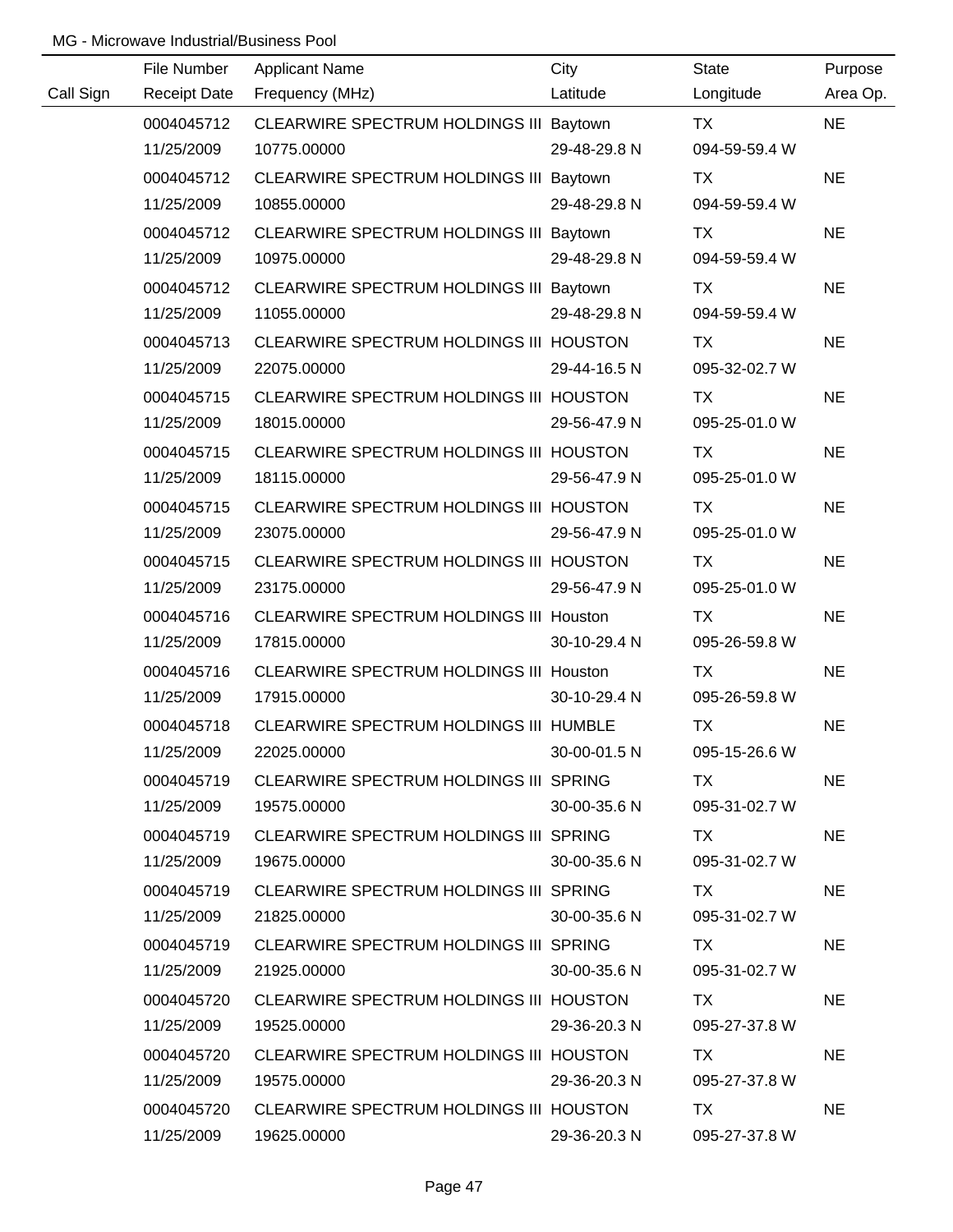MG - Microwave Industrial/Business Pool

| Call Sign | File Number / Receipt Date | Applicant Name / Frequency (MHz) | City / Latitude | State / Longitude | Purpose / Area Op. |
|---|---|---|---|---|---|
| | 0004045712 | CLEARWIRE SPECTRUM HOLDINGS III | Baytown | TX | NE |
| | 11/25/2009 | 10775.00000 | 29-48-29.8 N | 094-59-59.4 W | |
| | 0004045712 | CLEARWIRE SPECTRUM HOLDINGS III | Baytown | TX | NE |
| | 11/25/2009 | 10855.00000 | 29-48-29.8 N | 094-59-59.4 W | |
| | 0004045712 | CLEARWIRE SPECTRUM HOLDINGS III | Baytown | TX | NE |
| | 11/25/2009 | 10975.00000 | 29-48-29.8 N | 094-59-59.4 W | |
| | 0004045712 | CLEARWIRE SPECTRUM HOLDINGS III | Baytown | TX | NE |
| | 11/25/2009 | 11055.00000 | 29-48-29.8 N | 094-59-59.4 W | |
| | 0004045713 | CLEARWIRE SPECTRUM HOLDINGS III | HOUSTON | TX | NE |
| | 11/25/2009 | 22075.00000 | 29-44-16.5 N | 095-32-02.7 W | |
| | 0004045715 | CLEARWIRE SPECTRUM HOLDINGS III | HOUSTON | TX | NE |
| | 11/25/2009 | 18015.00000 | 29-56-47.9 N | 095-25-01.0 W | |
| | 0004045715 | CLEARWIRE SPECTRUM HOLDINGS III | HOUSTON | TX | NE |
| | 11/25/2009 | 18115.00000 | 29-56-47.9 N | 095-25-01.0 W | |
| | 0004045715 | CLEARWIRE SPECTRUM HOLDINGS III | HOUSTON | TX | NE |
| | 11/25/2009 | 23075.00000 | 29-56-47.9 N | 095-25-01.0 W | |
| | 0004045715 | CLEARWIRE SPECTRUM HOLDINGS III | HOUSTON | TX | NE |
| | 11/25/2009 | 23175.00000 | 29-56-47.9 N | 095-25-01.0 W | |
| | 0004045716 | CLEARWIRE SPECTRUM HOLDINGS III | Houston | TX | NE |
| | 11/25/2009 | 17815.00000 | 30-10-29.4 N | 095-26-59.8 W | |
| | 0004045716 | CLEARWIRE SPECTRUM HOLDINGS III | Houston | TX | NE |
| | 11/25/2009 | 17915.00000 | 30-10-29.4 N | 095-26-59.8 W | |
| | 0004045718 | CLEARWIRE SPECTRUM HOLDINGS III | HUMBLE | TX | NE |
| | 11/25/2009 | 22025.00000 | 30-00-01.5 N | 095-15-26.6 W | |
| | 0004045719 | CLEARWIRE SPECTRUM HOLDINGS III | SPRING | TX | NE |
| | 11/25/2009 | 19575.00000 | 30-00-35.6 N | 095-31-02.7 W | |
| | 0004045719 | CLEARWIRE SPECTRUM HOLDINGS III | SPRING | TX | NE |
| | 11/25/2009 | 19675.00000 | 30-00-35.6 N | 095-31-02.7 W | |
| | 0004045719 | CLEARWIRE SPECTRUM HOLDINGS III | SPRING | TX | NE |
| | 11/25/2009 | 21825.00000 | 30-00-35.6 N | 095-31-02.7 W | |
| | 0004045719 | CLEARWIRE SPECTRUM HOLDINGS III | SPRING | TX | NE |
| | 11/25/2009 | 21925.00000 | 30-00-35.6 N | 095-31-02.7 W | |
| | 0004045720 | CLEARWIRE SPECTRUM HOLDINGS III | HOUSTON | TX | NE |
| | 11/25/2009 | 19525.00000 | 29-36-20.3 N | 095-27-37.8 W | |
| | 0004045720 | CLEARWIRE SPECTRUM HOLDINGS III | HOUSTON | TX | NE |
| | 11/25/2009 | 19575.00000 | 29-36-20.3 N | 095-27-37.8 W | |
| | 0004045720 | CLEARWIRE SPECTRUM HOLDINGS III | HOUSTON | TX | NE |
| | 11/25/2009 | 19625.00000 | 29-36-20.3 N | 095-27-37.8 W | |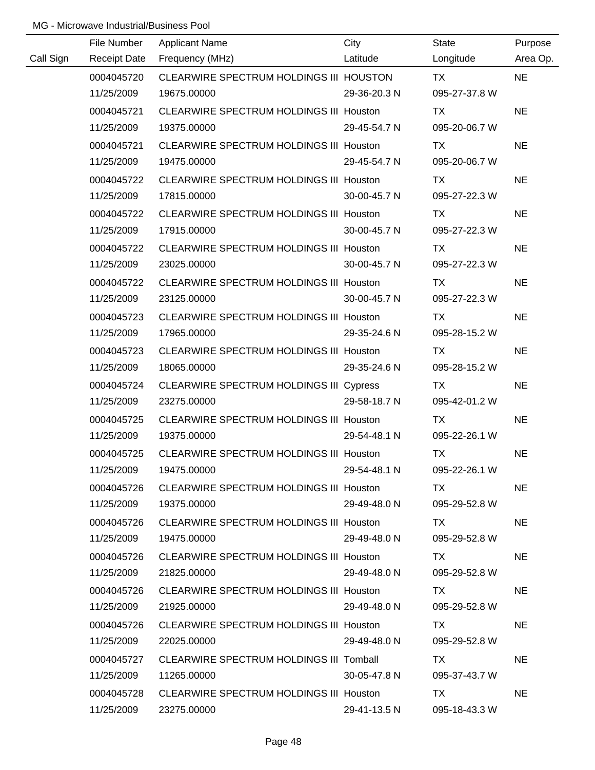MG - Microwave Industrial/Business Pool

| Call Sign | File Number<br>Receipt Date | Applicant Name<br>Frequency (MHz) | City<br>Latitude | State<br>Longitude | Purpose<br>Area Op. |
|---|---|---|---|---|---|
| | 0004045720<br>11/25/2009 | CLEARWIRE SPECTRUM HOLDINGS III<br>19675.00000 | HOUSTON<br>29-36-20.3 N | TX<br>095-27-37.8 W | NE |
| | 0004045721<br>11/25/2009 | CLEARWIRE SPECTRUM HOLDINGS III<br>19375.00000 | Houston<br>29-45-54.7 N | TX<br>095-20-06.7 W | NE |
| | 0004045721<br>11/25/2009 | CLEARWIRE SPECTRUM HOLDINGS III<br>19475.00000 | Houston<br>29-45-54.7 N | TX<br>095-20-06.7 W | NE |
| | 0004045722<br>11/25/2009 | CLEARWIRE SPECTRUM HOLDINGS III<br>17815.00000 | Houston<br>30-00-45.7 N | TX<br>095-27-22.3 W | NE |
| | 0004045722<br>11/25/2009 | CLEARWIRE SPECTRUM HOLDINGS III<br>17915.00000 | Houston<br>30-00-45.7 N | TX<br>095-27-22.3 W | NE |
| | 0004045722<br>11/25/2009 | CLEARWIRE SPECTRUM HOLDINGS III<br>23025.00000 | Houston<br>30-00-45.7 N | TX<br>095-27-22.3 W | NE |
| | 0004045722<br>11/25/2009 | CLEARWIRE SPECTRUM HOLDINGS III<br>23125.00000 | Houston<br>30-00-45.7 N | TX<br>095-27-22.3 W | NE |
| | 0004045723<br>11/25/2009 | CLEARWIRE SPECTRUM HOLDINGS III<br>17965.00000 | Houston<br>29-35-24.6 N | TX<br>095-28-15.2 W | NE |
| | 0004045723<br>11/25/2009 | CLEARWIRE SPECTRUM HOLDINGS III<br>18065.00000 | Houston<br>29-35-24.6 N | TX<br>095-28-15.2 W | NE |
| | 0004045724<br>11/25/2009 | CLEARWIRE SPECTRUM HOLDINGS III<br>23275.00000 | Cypress<br>29-58-18.7 N | TX<br>095-42-01.2 W | NE |
| | 0004045725<br>11/25/2009 | CLEARWIRE SPECTRUM HOLDINGS III<br>19375.00000 | Houston<br>29-54-48.1 N | TX<br>095-22-26.1 W | NE |
| | 0004045725<br>11/25/2009 | CLEARWIRE SPECTRUM HOLDINGS III<br>19475.00000 | Houston<br>29-54-48.1 N | TX<br>095-22-26.1 W | NE |
| | 0004045726<br>11/25/2009 | CLEARWIRE SPECTRUM HOLDINGS III<br>19375.00000 | Houston<br>29-49-48.0 N | TX<br>095-29-52.8 W | NE |
| | 0004045726<br>11/25/2009 | CLEARWIRE SPECTRUM HOLDINGS III<br>19475.00000 | Houston<br>29-49-48.0 N | TX<br>095-29-52.8 W | NE |
| | 0004045726<br>11/25/2009 | CLEARWIRE SPECTRUM HOLDINGS III<br>21825.00000 | Houston<br>29-49-48.0 N | TX<br>095-29-52.8 W | NE |
| | 0004045726<br>11/25/2009 | CLEARWIRE SPECTRUM HOLDINGS III<br>21925.00000 | Houston<br>29-49-48.0 N | TX<br>095-29-52.8 W | NE |
| | 0004045726<br>11/25/2009 | CLEARWIRE SPECTRUM HOLDINGS III<br>22025.00000 | Houston<br>29-49-48.0 N | TX<br>095-29-52.8 W | NE |
| | 0004045727<br>11/25/2009 | CLEARWIRE SPECTRUM HOLDINGS III<br>11265.00000 | Tomball<br>30-05-47.8 N | TX<br>095-37-43.7 W | NE |
| | 0004045728<br>11/25/2009 | CLEARWIRE SPECTRUM HOLDINGS III<br>23275.00000 | Houston<br>29-41-13.5 N | TX<br>095-18-43.3 W | NE |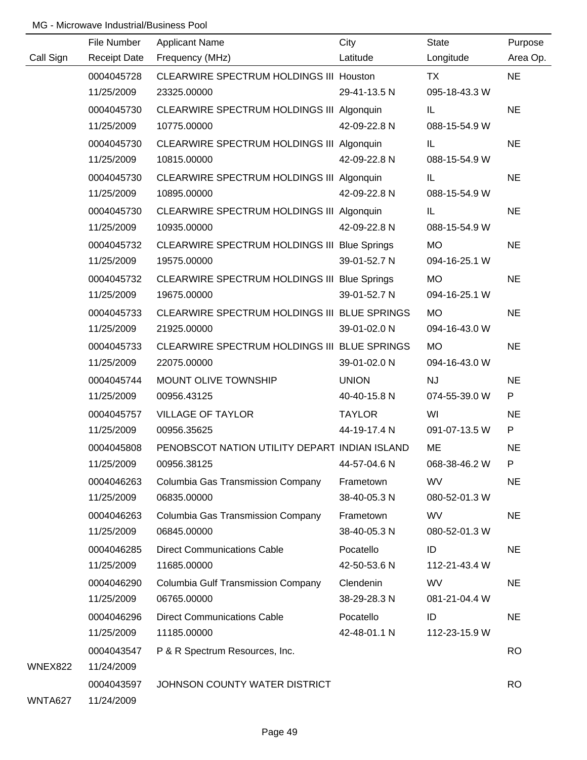MG - Microwave Industrial/Business Pool

| Call Sign | File Number<br>Receipt Date | Applicant Name<br>Frequency (MHz) | City<br>Latitude | State<br>Longitude | Purpose<br>Area Op. |
|---|---|---|---|---|---|
| | 0004045728<br>11/25/2009 | CLEARWIRE SPECTRUM HOLDINGS III<br>23325.00000 | Houston<br>29-41-13.5 N | TX<br>095-18-43.3 W | NE |
| | 0004045730<br>11/25/2009 | CLEARWIRE SPECTRUM HOLDINGS III<br>10775.00000 | Algonquin<br>42-09-22.8 N | IL<br>088-15-54.9 W | NE |
| | 0004045730<br>11/25/2009 | CLEARWIRE SPECTRUM HOLDINGS III<br>10815.00000 | Algonquin<br>42-09-22.8 N | IL<br>088-15-54.9 W | NE |
| | 0004045730<br>11/25/2009 | CLEARWIRE SPECTRUM HOLDINGS III<br>10895.00000 | Algonquin<br>42-09-22.8 N | IL<br>088-15-54.9 W | NE |
| | 0004045730<br>11/25/2009 | CLEARWIRE SPECTRUM HOLDINGS III<br>10935.00000 | Algonquin<br>42-09-22.8 N | IL<br>088-15-54.9 W | NE |
| | 0004045732<br>11/25/2009 | CLEARWIRE SPECTRUM HOLDINGS III<br>19575.00000 | Blue Springs<br>39-01-52.7 N | MO<br>094-16-25.1 W | NE |
| | 0004045732<br>11/25/2009 | CLEARWIRE SPECTRUM HOLDINGS III<br>19675.00000 | Blue Springs<br>39-01-52.7 N | MO<br>094-16-25.1 W | NE |
| | 0004045733<br>11/25/2009 | CLEARWIRE SPECTRUM HOLDINGS III<br>21925.00000 | BLUE SPRINGS<br>39-01-02.0 N | MO<br>094-16-43.0 W | NE |
| | 0004045733<br>11/25/2009 | CLEARWIRE SPECTRUM HOLDINGS III<br>22075.00000 | BLUE SPRINGS<br>39-01-02.0 N | MO<br>094-16-43.0 W | NE |
| | 0004045744<br>11/25/2009 | MOUNT OLIVE TOWNSHIP<br>00956.43125 | UNION<br>40-40-15.8 N | NJ<br>074-55-39.0 W | NE<br>P |
| | 0004045757<br>11/25/2009 | VILLAGE OF TAYLOR<br>00956.35625 | TAYLOR<br>44-19-17.4 N | WI<br>091-07-13.5 W | NE<br>P |
| | 0004045808<br>11/25/2009 | PENOBSCOT NATION UTILITY DEPART<br>00956.38125 | INDIAN ISLAND<br>44-57-04.6 N | ME<br>068-38-46.2 W | NE<br>P |
| | 0004046263<br>11/25/2009 | Columbia Gas Transmission Company<br>06835.00000 | Frametown<br>38-40-05.3 N | WV<br>080-52-01.3 W | NE |
| | 0004046263<br>11/25/2009 | Columbia Gas Transmission Company<br>06845.00000 | Frametown<br>38-40-05.3 N | WV<br>080-52-01.3 W | NE |
| | 0004046285<br>11/25/2009 | Direct Communications Cable<br>11685.00000 | Pocatello<br>42-50-53.6 N | ID<br>112-21-43.4 W | NE |
| | 0004046290<br>11/25/2009 | Columbia Gulf Transmission Company<br>06765.00000 | Clendenin<br>38-29-28.3 N | WV<br>081-21-04.4 W | NE |
| | 0004046296<br>11/25/2009 | Direct Communications Cable<br>11185.00000 | Pocatello<br>42-48-01.1 N | ID<br>112-23-15.9 W | NE |
| WNEX822 | 0004043547<br>11/24/2009 | P & R Spectrum Resources, Inc. | | | RO |
| WNTA627 | 0004043597<br>11/24/2009 | JOHNSON COUNTY WATER DISTRICT | | | RO |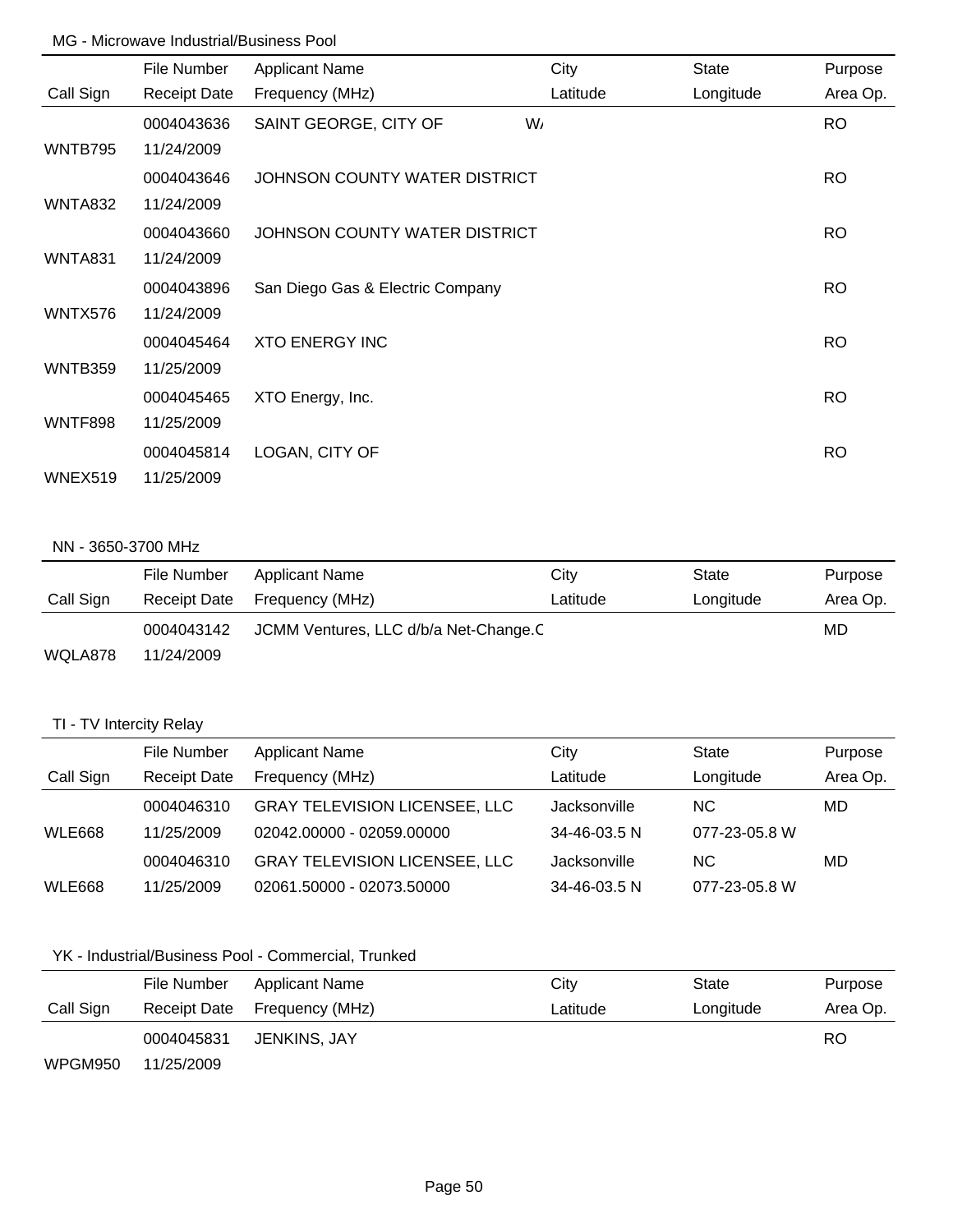MG - Microwave Industrial/Business Pool

| Call Sign | File Number / Receipt Date | Applicant Name / Frequency (MHz) | City / Latitude | State / Longitude | Purpose / Area Op. |
|---|---|---|---|---|---|
| WNTB795 | 0004043636 / 11/24/2009 | SAINT GEORGE, CITY OF | W/ | | RO |
| WNTA832 | 0004043646 / 11/24/2009 | JOHNSON COUNTY WATER DISTRICT | | | RO |
| WNTA831 | 0004043660 / 11/24/2009 | JOHNSON COUNTY WATER DISTRICT | | | RO |
| WNTX576 | 0004043896 / 11/24/2009 | San Diego Gas & Electric Company | | | RO |
| WNTB359 | 0004045464 / 11/25/2009 | XTO ENERGY INC | | | RO |
| WNTF898 | 0004045465 / 11/25/2009 | XTO Energy, Inc. | | | RO |
| WNEX519 | 0004045814 / 11/25/2009 | LOGAN, CITY OF | | | RO |

NN - 3650-3700 MHz

| Call Sign | File Number / Receipt Date | Applicant Name / Frequency (MHz) | City / Latitude | State / Longitude | Purpose / Area Op. |
|---|---|---|---|---|---|
| WQLA878 | 0004043142 / 11/24/2009 | JCMM Ventures, LLC d/b/a Net-Change.C | | | MD |

TI - TV Intercity Relay

| Call Sign | File Number / Receipt Date | Applicant Name / Frequency (MHz) | City / Latitude | State / Longitude | Purpose / Area Op. |
|---|---|---|---|---|---|
| WLE668 | 0004046310 / 11/25/2009 | GRAY TELEVISION LICENSEE, LLC / 02042.00000 - 02059.00000 | Jacksonville / 34-46-03.5 N | NC / 077-23-05.8 W | MD |
| WLE668 | 0004046310 / 11/25/2009 | GRAY TELEVISION LICENSEE, LLC / 02061.50000 - 02073.50000 | Jacksonville / 34-46-03.5 N | NC / 077-23-05.8 W | MD |

YK - Industrial/Business Pool - Commercial, Trunked

| Call Sign | File Number / Receipt Date | Applicant Name / Frequency (MHz) | City / Latitude | State / Longitude | Purpose / Area Op. |
|---|---|---|---|---|---|
| WPGM950 | 0004045831 / 11/25/2009 | JENKINS, JAY | | | RO |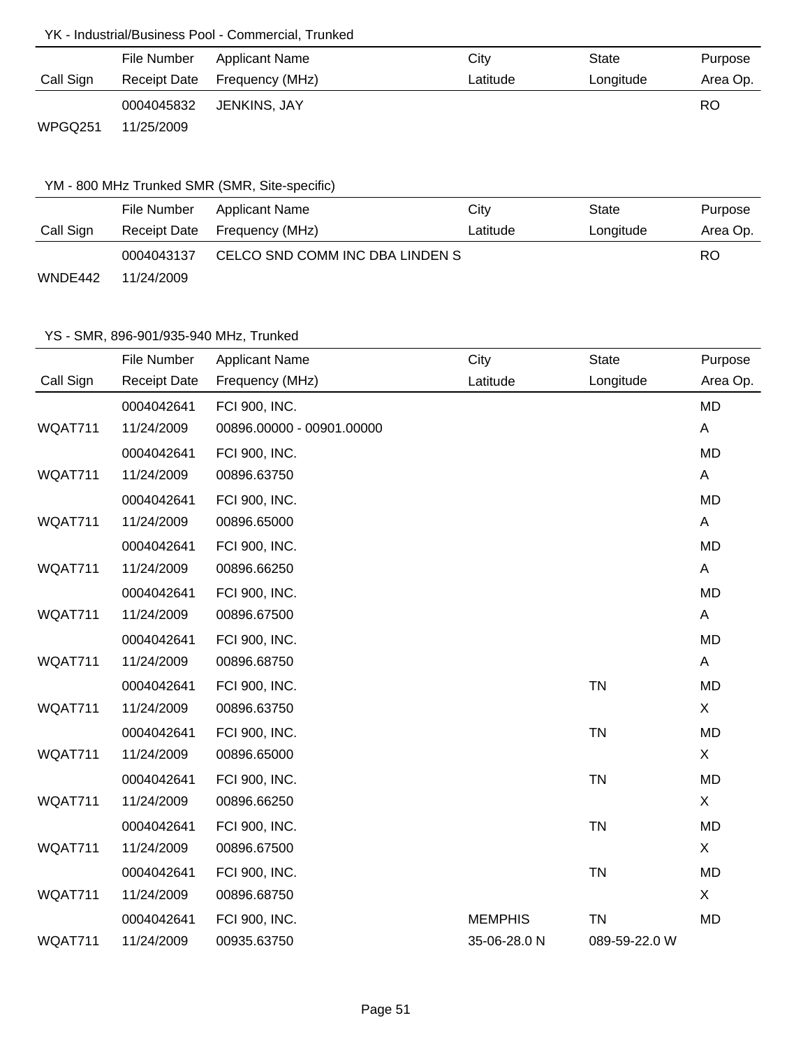### YK - Industrial/Business Pool - Commercial, Trunked

| Call Sign | File Number / Receipt Date | Applicant Name / Frequency (MHz) | City / Latitude | State / Longitude | Purpose / Area Op. |
|---|---|---|---|---|---|
| WPGQ251 | 0004045832 / 11/25/2009 | JENKINS, JAY | | | RO |

### YM - 800 MHz Trunked SMR (SMR, Site-specific)

| Call Sign | File Number / Receipt Date | Applicant Name / Frequency (MHz) | City / Latitude | State / Longitude | Purpose / Area Op. |
|---|---|---|---|---|---|
| WNDE442 | 0004043137 / 11/24/2009 | CELCO SND COMM INC DBA LINDEN S | | | RO |

### YS - SMR, 896-901/935-940 MHz, Trunked

| Call Sign | File Number / Receipt Date | Applicant Name / Frequency (MHz) | City / Latitude | State / Longitude | Purpose / Area Op. |
|---|---|---|---|---|---|
| WQAT711 | 0004042641 / 11/24/2009 | FCI 900, INC. / 00896.00000 - 00901.00000 | | | MD / A |
| WQAT711 | 0004042641 / 11/24/2009 | FCI 900, INC. / 00896.63750 | | | MD / A |
| WQAT711 | 0004042641 / 11/24/2009 | FCI 900, INC. / 00896.65000 | | | MD / A |
| WQAT711 | 0004042641 / 11/24/2009 | FCI 900, INC. / 00896.66250 | | | MD / A |
| WQAT711 | 0004042641 / 11/24/2009 | FCI 900, INC. / 00896.67500 | | | MD / A |
| WQAT711 | 0004042641 / 11/24/2009 | FCI 900, INC. / 00896.68750 | | | MD / A |
| WQAT711 | 0004042641 / 11/24/2009 | FCI 900, INC. / 00896.63750 | | TN | MD / X |
| WQAT711 | 0004042641 / 11/24/2009 | FCI 900, INC. / 00896.65000 | | TN | MD / X |
| WQAT711 | 0004042641 / 11/24/2009 | FCI 900, INC. / 00896.66250 | | TN | MD / X |
| WQAT711 | 0004042641 / 11/24/2009 | FCI 900, INC. / 00896.67500 | | TN | MD / X |
| WQAT711 | 0004042641 / 11/24/2009 | FCI 900, INC. / 00896.68750 | | TN | MD / X |
| WQAT711 | 0004042641 / 11/24/2009 | FCI 900, INC. / 00935.63750 | MEMPHIS / 35-06-28.0 N | TN / 089-59-22.0 W | MD |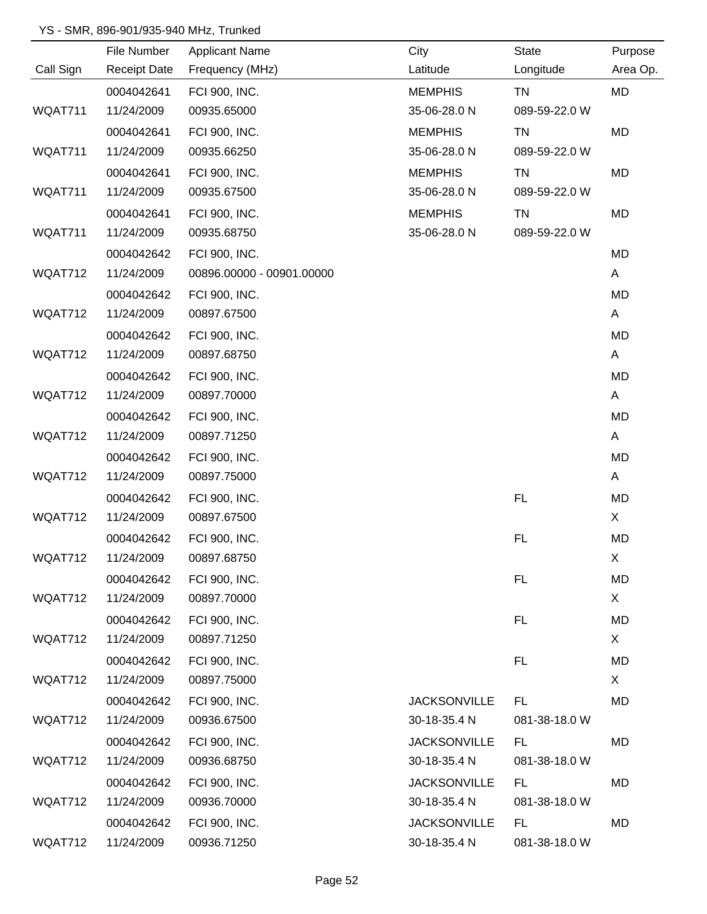YS - SMR, 896-901/935-940 MHz, Trunked

| Call Sign | File Number / Receipt Date | Applicant Name / Frequency (MHz) | City / Latitude | State / Longitude | Purpose / Area Op. |
|---|---|---|---|---|---|
| | 0004042641 | FCI 900, INC. | MEMPHIS | TN | MD |
| WQAT711 | 11/24/2009 | 00935.65000 | 35-06-28.0 N | 089-59-22.0 W | |
| | 0004042641 | FCI 900, INC. | MEMPHIS | TN | MD |
| WQAT711 | 11/24/2009 | 00935.66250 | 35-06-28.0 N | 089-59-22.0 W | |
| | 0004042641 | FCI 900, INC. | MEMPHIS | TN | MD |
| WQAT711 | 11/24/2009 | 00935.67500 | 35-06-28.0 N | 089-59-22.0 W | |
| | 0004042641 | FCI 900, INC. | MEMPHIS | TN | MD |
| WQAT711 | 11/24/2009 | 00935.68750 | 35-06-28.0 N | 089-59-22.0 W | |
| | 0004042642 | FCI 900, INC. | | | MD |
| WQAT712 | 11/24/2009 | 00896.00000 - 00901.00000 | | | A |
| | 0004042642 | FCI 900, INC. | | | MD |
| WQAT712 | 11/24/2009 | 00897.67500 | | | A |
| | 0004042642 | FCI 900, INC. | | | MD |
| WQAT712 | 11/24/2009 | 00897.68750 | | | A |
| | 0004042642 | FCI 900, INC. | | | MD |
| WQAT712 | 11/24/2009 | 00897.70000 | | | A |
| | 0004042642 | FCI 900, INC. | | | MD |
| WQAT712 | 11/24/2009 | 00897.71250 | | | A |
| | 0004042642 | FCI 900, INC. | | | MD |
| WQAT712 | 11/24/2009 | 00897.75000 | | | A |
| | 0004042642 | FCI 900, INC. | | FL | MD |
| WQAT712 | 11/24/2009 | 00897.67500 | | | X |
| | 0004042642 | FCI 900, INC. | | FL | MD |
| WQAT712 | 11/24/2009 | 00897.68750 | | | X |
| | 0004042642 | FCI 900, INC. | | FL | MD |
| WQAT712 | 11/24/2009 | 00897.70000 | | | X |
| | 0004042642 | FCI 900, INC. | | FL | MD |
| WQAT712 | 11/24/2009 | 00897.71250 | | | X |
| | 0004042642 | FCI 900, INC. | | FL | MD |
| WQAT712 | 11/24/2009 | 00897.75000 | | | X |
| | 0004042642 | FCI 900, INC. | JACKSONVILLE | FL | MD |
| WQAT712 | 11/24/2009 | 00936.67500 | 30-18-35.4 N | 081-38-18.0 W | |
| | 0004042642 | FCI 900, INC. | JACKSONVILLE | FL | MD |
| WQAT712 | 11/24/2009 | 00936.68750 | 30-18-35.4 N | 081-38-18.0 W | |
| | 0004042642 | FCI 900, INC. | JACKSONVILLE | FL | MD |
| WQAT712 | 11/24/2009 | 00936.70000 | 30-18-35.4 N | 081-38-18.0 W | |
| | 0004042642 | FCI 900, INC. | JACKSONVILLE | FL | MD |
| WQAT712 | 11/24/2009 | 00936.71250 | 30-18-35.4 N | 081-38-18.0 W | |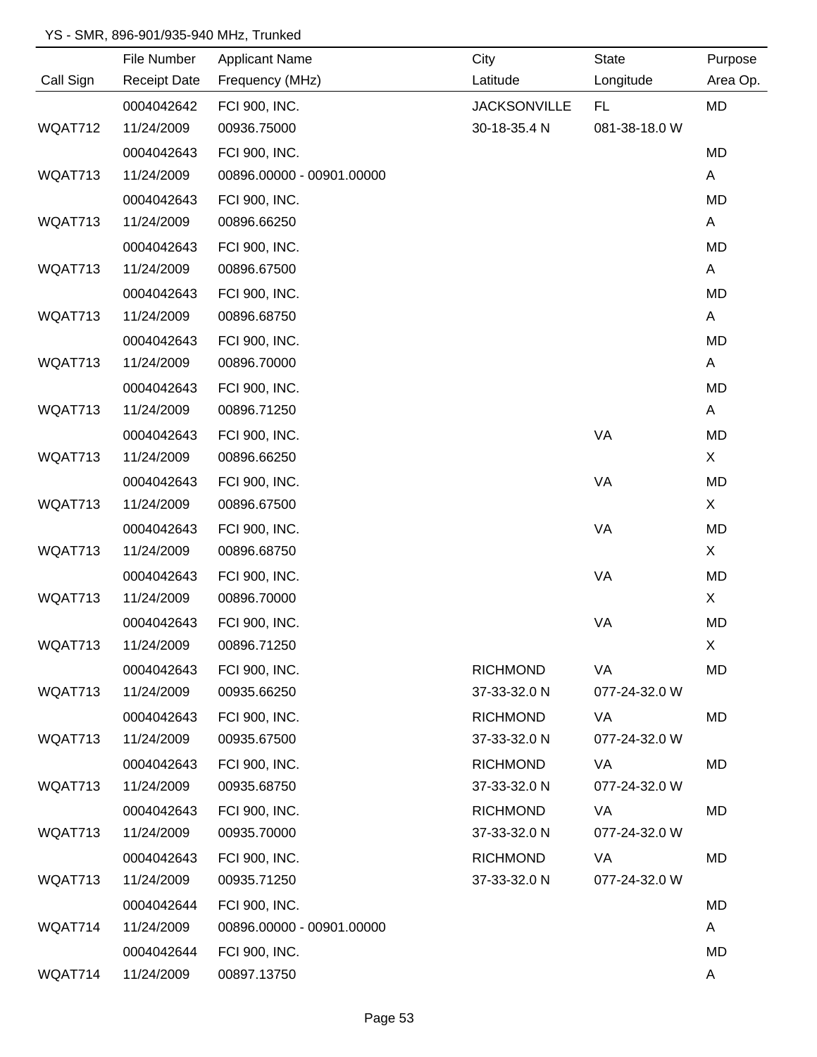YS - SMR, 896-901/935-940 MHz, Trunked

| Call Sign | File Number<br>Receipt Date | Applicant Name<br>Frequency (MHz) | City<br>Latitude | State<br>Longitude | Purpose<br>Area Op. |
|---|---|---|---|---|---|
| WQAT712 | 0004042642<br>11/24/2009 | FCI 900, INC.<br>00936.75000 | JACKSONVILLE<br>30-18-35.4 N | FL<br>081-38-18.0 W | MD |
| WQAT713 | 0004042643<br>11/24/2009 | FCI 900, INC.<br>00896.00000 - 00901.00000 | | | MD<br>A |
| WQAT713 | 0004042643<br>11/24/2009 | FCI 900, INC.<br>00896.66250 | | | MD<br>A |
| WQAT713 | 0004042643<br>11/24/2009 | FCI 900, INC.<br>00896.67500 | | | MD<br>A |
| WQAT713 | 0004042643<br>11/24/2009 | FCI 900, INC.<br>00896.68750 | | | MD<br>A |
| WQAT713 | 0004042643<br>11/24/2009 | FCI 900, INC.<br>00896.70000 | | | MD<br>A |
| WQAT713 | 0004042643<br>11/24/2009 | FCI 900, INC.<br>00896.71250 | | | MD<br>A |
| WQAT713 | 0004042643<br>11/24/2009 | FCI 900, INC.<br>00896.66250 | | VA | MD<br>X |
| WQAT713 | 0004042643<br>11/24/2009 | FCI 900, INC.<br>00896.67500 | | VA | MD<br>X |
| WQAT713 | 0004042643<br>11/24/2009 | FCI 900, INC.<br>00896.68750 | | VA | MD<br>X |
| WQAT713 | 0004042643<br>11/24/2009 | FCI 900, INC.<br>00896.70000 | | VA | MD<br>X |
| WQAT713 | 0004042643<br>11/24/2009 | FCI 900, INC.<br>00896.71250 | | VA | MD<br>X |
| WQAT713 | 0004042643<br>11/24/2009 | FCI 900, INC.<br>00935.66250 | RICHMOND<br>37-33-32.0 N | VA<br>077-24-32.0 W | MD |
| WQAT713 | 0004042643<br>11/24/2009 | FCI 900, INC.<br>00935.67500 | RICHMOND<br>37-33-32.0 N | VA<br>077-24-32.0 W | MD |
| WQAT713 | 0004042643<br>11/24/2009 | FCI 900, INC.<br>00935.68750 | RICHMOND<br>37-33-32.0 N | VA<br>077-24-32.0 W | MD |
| WQAT713 | 0004042643<br>11/24/2009 | FCI 900, INC.<br>00935.70000 | RICHMOND<br>37-33-32.0 N | VA<br>077-24-32.0 W | MD |
| WQAT713 | 0004042643<br>11/24/2009 | FCI 900, INC.<br>00935.71250 | RICHMOND<br>37-33-32.0 N | VA<br>077-24-32.0 W | MD |
| WQAT714 | 0004042644<br>11/24/2009 | FCI 900, INC.<br>00896.00000 - 00901.00000 | | | MD<br>A |
| WQAT714 | 0004042644<br>11/24/2009 | FCI 900, INC.<br>00897.13750 | | | MD<br>A |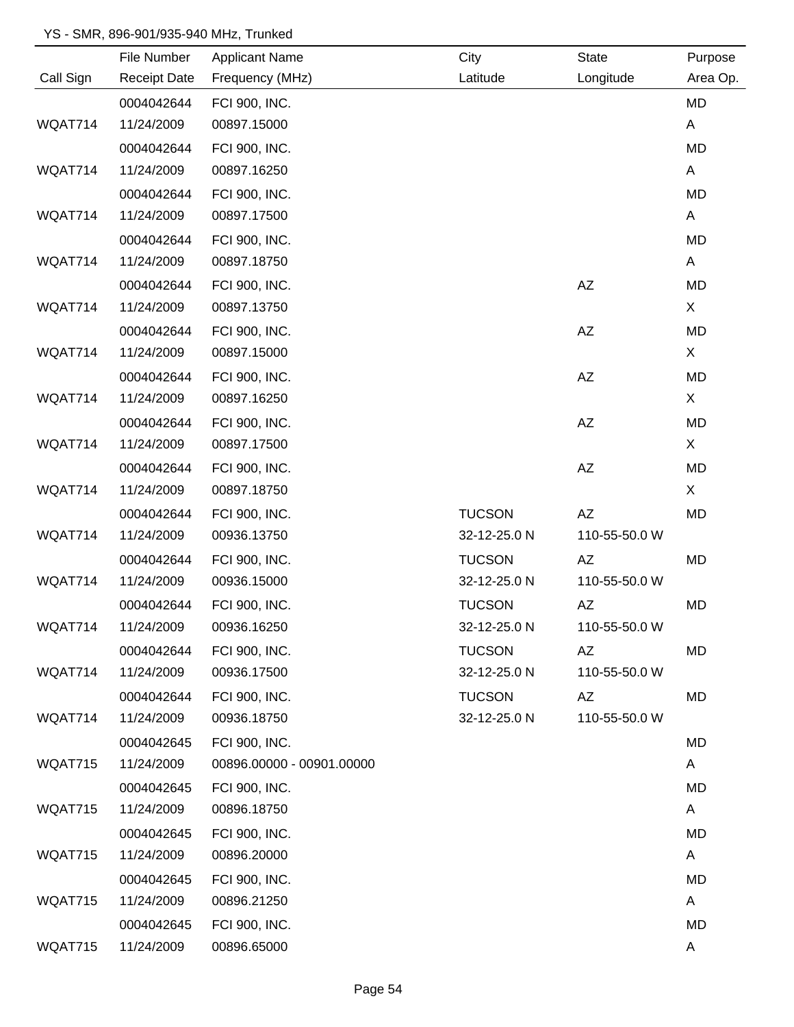YS - SMR, 896-901/935-940 MHz, Trunked

| Call Sign | File Number / Receipt Date | Applicant Name / Frequency (MHz) | City / Latitude | State / Longitude | Purpose / Area Op. |
|---|---|---|---|---|---|
| WQAT714 | 0004042644 / 11/24/2009 | FCI 900, INC. / 00897.15000 | | | MD / A |
| WQAT714 | 0004042644 / 11/24/2009 | FCI 900, INC. / 00897.16250 | | | MD / A |
| WQAT714 | 0004042644 / 11/24/2009 | FCI 900, INC. / 00897.17500 | | | MD / A |
| WQAT714 | 0004042644 / 11/24/2009 | FCI 900, INC. / 00897.18750 | | | MD / A |
| WQAT714 | 0004042644 / 11/24/2009 | FCI 900, INC. / 00897.13750 | | AZ | MD / X |
| WQAT714 | 0004042644 / 11/24/2009 | FCI 900, INC. / 00897.15000 | | AZ | MD / X |
| WQAT714 | 0004042644 / 11/24/2009 | FCI 900, INC. / 00897.16250 | | AZ | MD / X |
| WQAT714 | 0004042644 / 11/24/2009 | FCI 900, INC. / 00897.17500 | | AZ | MD / X |
| WQAT714 | 0004042644 / 11/24/2009 | FCI 900, INC. / 00897.18750 | | AZ | MD / X |
| WQAT714 | 0004042644 / 11/24/2009 | FCI 900, INC. / 00936.13750 | TUCSON / 32-12-25.0 N | AZ / 110-55-50.0 W | MD |
| WQAT714 | 0004042644 / 11/24/2009 | FCI 900, INC. / 00936.15000 | TUCSON / 32-12-25.0 N | AZ / 110-55-50.0 W | MD |
| WQAT714 | 0004042644 / 11/24/2009 | FCI 900, INC. / 00936.16250 | TUCSON / 32-12-25.0 N | AZ / 110-55-50.0 W | MD |
| WQAT714 | 0004042644 / 11/24/2009 | FCI 900, INC. / 00936.17500 | TUCSON / 32-12-25.0 N | AZ / 110-55-50.0 W | MD |
| WQAT714 | 0004042644 / 11/24/2009 | FCI 900, INC. / 00936.18750 | TUCSON / 32-12-25.0 N | AZ / 110-55-50.0 W | MD |
| WQAT715 | 0004042645 / 11/24/2009 | FCI 900, INC. / 00896.00000 - 00901.00000 | | | MD / A |
| WQAT715 | 0004042645 / 11/24/2009 | FCI 900, INC. / 00896.18750 | | | MD / A |
| WQAT715 | 0004042645 / 11/24/2009 | FCI 900, INC. / 00896.20000 | | | MD / A |
| WQAT715 | 0004042645 / 11/24/2009 | FCI 900, INC. / 00896.21250 | | | MD / A |
| WQAT715 | 0004042645 / 11/24/2009 | FCI 900, INC. / 00896.65000 | | | MD / A |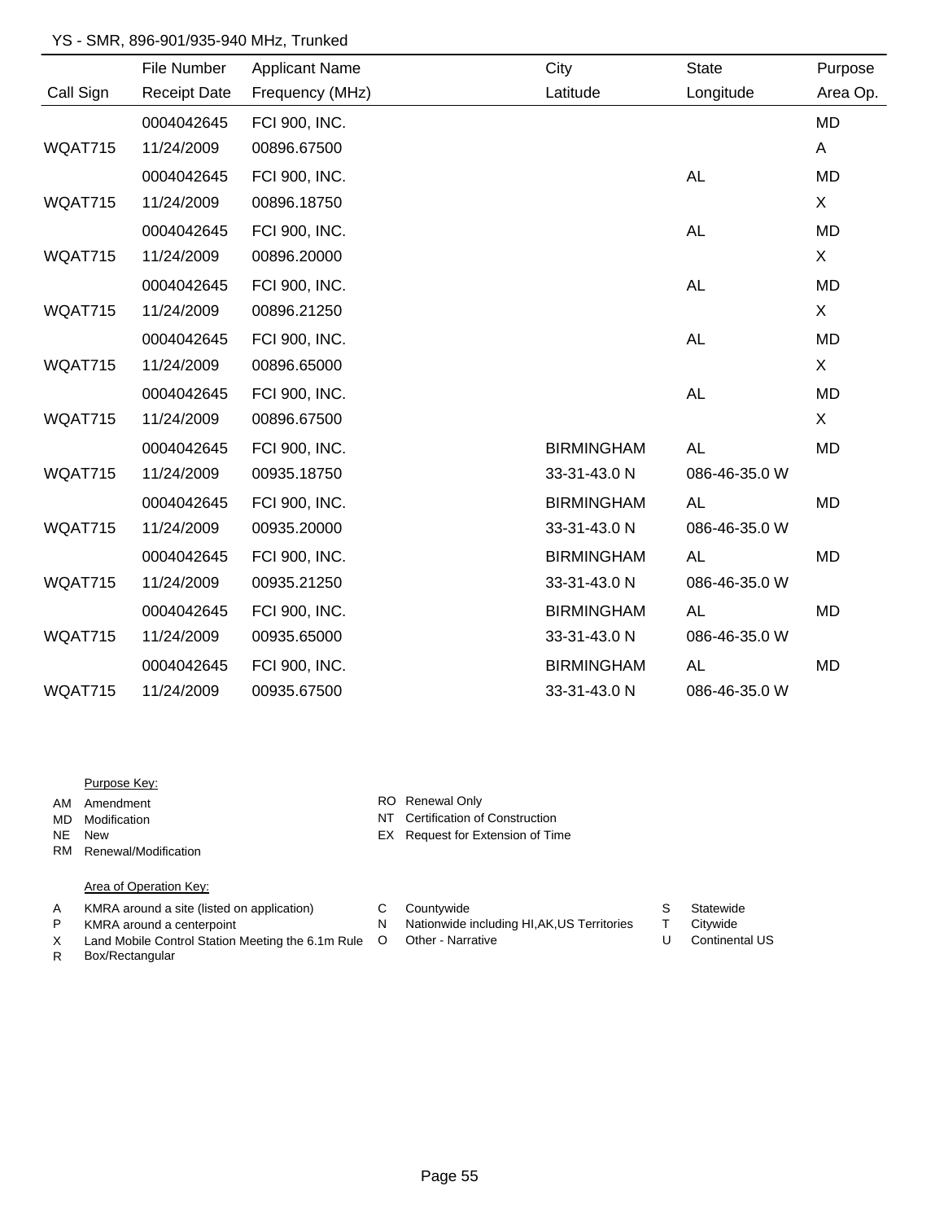YS - SMR, 896-901/935-940 MHz, Trunked

| Call Sign | File Number / Receipt Date | Applicant Name / Frequency (MHz) | City / Latitude | State / Longitude | Purpose / Area Op. |
|---|---|---|---|---|---|
| | 0004042645 | FCI 900, INC. | | | MD |
| WQAT715 | 11/24/2009 | 00896.67500 | | | A |
| | 0004042645 | FCI 900, INC. | | AL | MD |
| WQAT715 | 11/24/2009 | 00896.18750 | | | X |
| | 0004042645 | FCI 900, INC. | | AL | MD |
| WQAT715 | 11/24/2009 | 00896.20000 | | | X |
| | 0004042645 | FCI 900, INC. | | AL | MD |
| WQAT715 | 11/24/2009 | 00896.21250 | | | X |
| | 0004042645 | FCI 900, INC. | | AL | MD |
| WQAT715 | 11/24/2009 | 00896.65000 | | | X |
| | 0004042645 | FCI 900, INC. | | AL | MD |
| WQAT715 | 11/24/2009 | 00896.67500 | | | X |
| | 0004042645 | FCI 900, INC. | BIRMINGHAM | AL | MD |
| WQAT715 | 11/24/2009 | 00935.18750 | 33-31-43.0 N | 086-46-35.0 W | |
| | 0004042645 | FCI 900, INC. | BIRMINGHAM | AL | MD |
| WQAT715 | 11/24/2009 | 00935.20000 | 33-31-43.0 N | 086-46-35.0 W | |
| | 0004042645 | FCI 900, INC. | BIRMINGHAM | AL | MD |
| WQAT715 | 11/24/2009 | 00935.21250 | 33-31-43.0 N | 086-46-35.0 W | |
| | 0004042645 | FCI 900, INC. | BIRMINGHAM | AL | MD |
| WQAT715 | 11/24/2009 | 00935.65000 | 33-31-43.0 N | 086-46-35.0 W | |
| | 0004042645 | FCI 900, INC. | BIRMINGHAM | AL | MD |
| WQAT715 | 11/24/2009 | 00935.67500 | 33-31-43.0 N | 086-46-35.0 W | |

Purpose Key:

- AM Amendment
- MD Modification
- NE New
- RM Renewal/Modification
- RO Renewal Only
- NT Certification of Construction
- EX Request for Extension of Time

Area of Operation Key:

- A KMRA around a site (listed on application)
- P KMRA around a centerpoint
- X Land Mobile Control Station Meeting the 6.1m Rule
- R Box/Rectangular
- C Countywide
- N Nationwide including HI,AK,US Territories
- O Other - Narrative
- S Statewide
- T Citywide
- U Continental US